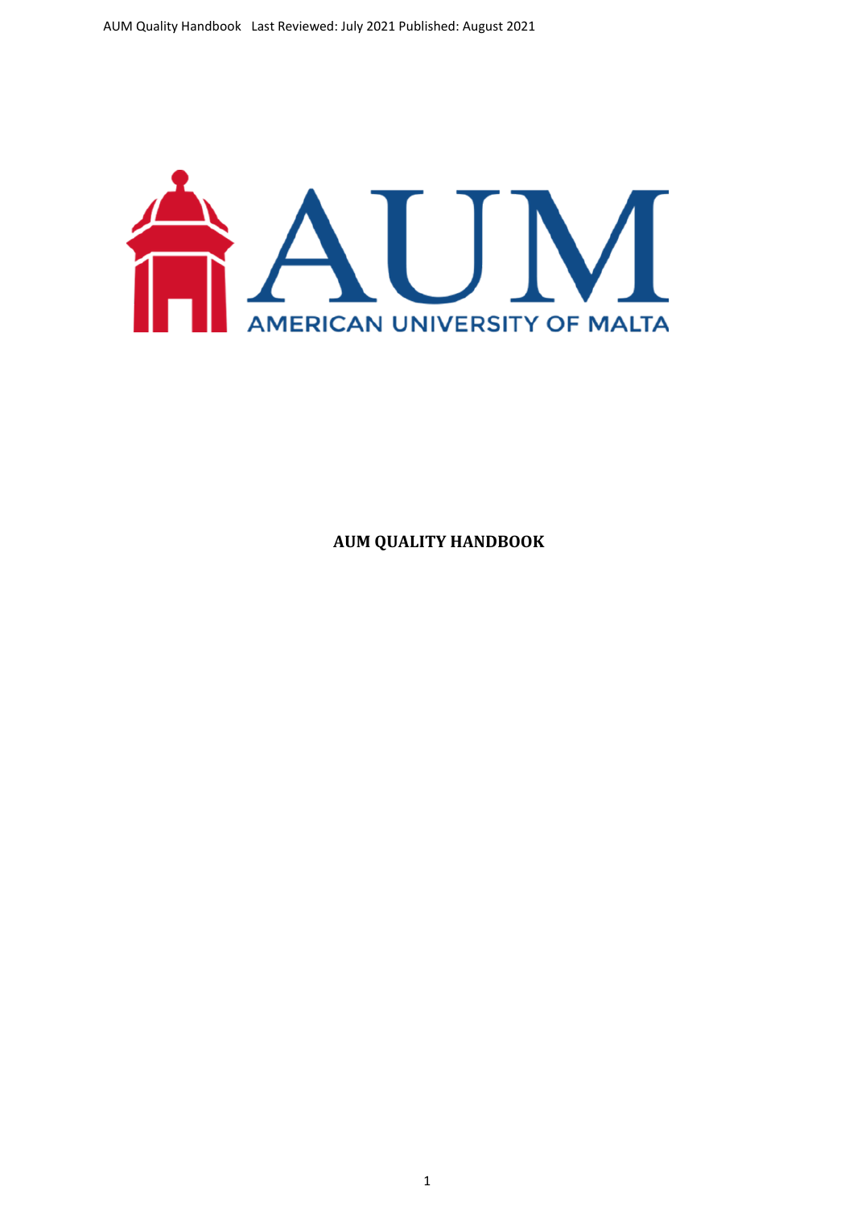AUM

AMERICAN UNIVERSITY OF MALTA

# AUM QUALITY HANDBOOK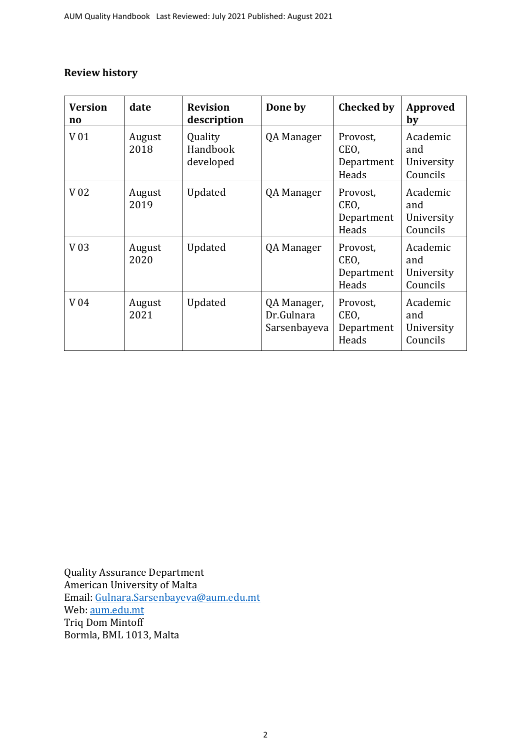**Review history**

| Version no | date | Revision description | Done by | Checked by | Approved by |
|---|---|---|---|---|---|
| V 01 | August 2018 | Quality Handbook developed | QA Manager | Provost, CEO, Department Heads | Academic and University Councils |
| V 02 | August 2019 | Updated | QA Manager | Provost, CEO, Department Heads | Academic and University Councils |
| V 03 | August 2020 | Updated | QA Manager | Provost, CEO, Department Heads | Academic and University Councils |
| V 04 | August 2021 | Updated | QA Manager, Dr.Gulnara Sarsenbayeva | Provost, CEO, Department Heads | Academic and University Councils |

Quality Assurance Department
American University of Malta
Email: Gulnara.Sarsenbayeva@aum.edu.mt
Web: aum.edu.mt
Triq Dom Mintoff
Bormla, BML 1013, Malta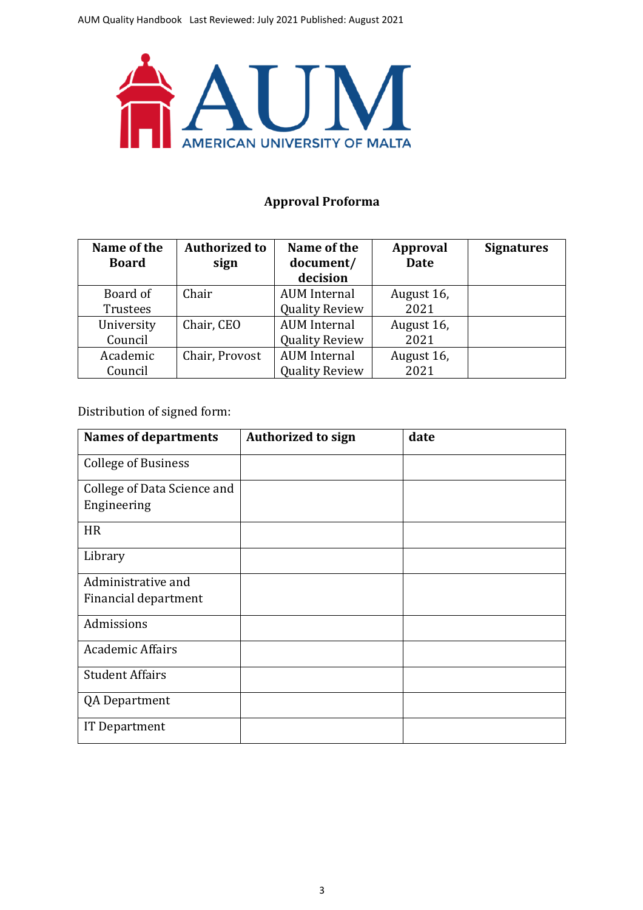## Approval Proforma

| Name of the Board | Authorized to sign | Name of the document/ decision | Approval Date | Signatures |
|---|---|---|---|---|
| Board of Trustees | Chair | AUM Internal Quality Review | August 16, 2021 | |
| University Council | Chair, CEO | AUM Internal Quality Review | August 16, 2021 | |
| Academic Council | Chair, Provost | AUM Internal Quality Review | August 16, 2021 | |

Distribution of signed form:

| Names of departments | Authorized to sign | date |
|---|---|---|
| College of Business | | |
| College of Data Science and Engineering | | |
| HR | | |
| Library | | |
| Administrative and Financial department | | |
| Admissions | | |
| Academic Affairs | | |
| Student Affairs | | |
| QA Department | | |
| IT Department | | |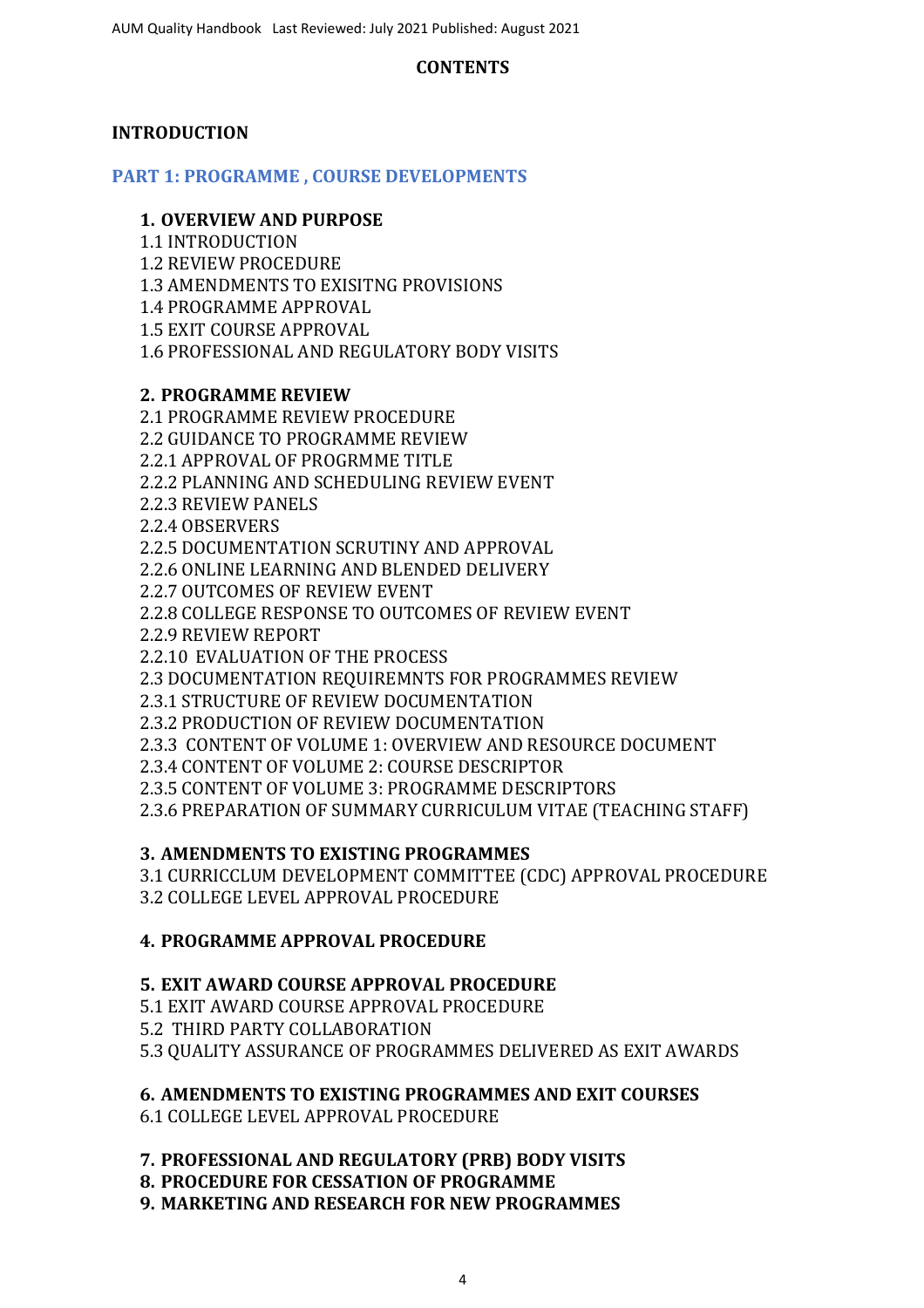# CONTENTS

## INTRODUCTION

## PART 1: PROGRAMME , COURSE DEVELOPMENTS

### 1. OVERVIEW AND PURPOSE

1.1 INTRODUCTION
1.2 REVIEW PROCEDURE
1.3 AMENDMENTS TO EXISITNG PROVISIONS
1.4 PROGRAMME APPROVAL
1.5 EXIT COURSE APPROVAL
1.6 PROFESSIONAL AND REGULATORY BODY VISITS

### 2. PROGRAMME REVIEW

2.1 PROGRAMME REVIEW PROCEDURE
2.2 GUIDANCE TO PROGRAMME REVIEW
2.2.1 APPROVAL OF PROGRMME TITLE
2.2.2 PLANNING AND SCHEDULING REVIEW EVENT
2.2.3 REVIEW PANELS
2.2.4 OBSERVERS
2.2.5 DOCUMENTATION SCRUTINY AND APPROVAL
2.2.6 ONLINE LEARNING AND BLENDED DELIVERY
2.2.7 OUTCOMES OF REVIEW EVENT
2.2.8 COLLEGE RESPONSE TO OUTCOMES OF REVIEW EVENT
2.2.9 REVIEW REPORT
2.2.10 EVALUATION OF THE PROCESS
2.3 DOCUMENTATION REQUIREMNTS FOR PROGRAMMES REVIEW
2.3.1 STRUCTURE OF REVIEW DOCUMENTATION
2.3.2 PRODUCTION OF REVIEW DOCUMENTATION
2.3.3 CONTENT OF VOLUME 1: OVERVIEW AND RESOURCE DOCUMENT
2.3.4 CONTENT OF VOLUME 2: COURSE DESCRIPTOR
2.3.5 CONTENT OF VOLUME 3: PROGRAMME DESCRIPTORS
2.3.6 PREPARATION OF SUMMARY CURRICULUM VITAE (TEACHING STAFF)

### 3. AMENDMENTS TO EXISTING PROGRAMMES

3.1 CURRICCLUM DEVELOPMENT COMMITTEE (CDC) APPROVAL PROCEDURE
3.2 COLLEGE LEVEL APPROVAL PROCEDURE

### 4. PROGRAMME APPROVAL PROCEDURE

### 5. EXIT AWARD COURSE APPROVAL PROCEDURE

5.1 EXIT AWARD COURSE APPROVAL PROCEDURE
5.2 THIRD PARTY COLLABORATION
5.3 QUALITY ASSURANCE OF PROGRAMMES DELIVERED AS EXIT AWARDS

### 6. AMENDMENTS TO EXISTING PROGRAMMES AND EXIT COURSES

6.1 COLLEGE LEVEL APPROVAL PROCEDURE

### 7. PROFESSIONAL AND REGULATORY (PRB) BODY VISITS

### 8. PROCEDURE FOR CESSATION OF PROGRAMME

### 9. MARKETING AND RESEARCH FOR NEW PROGRAMMES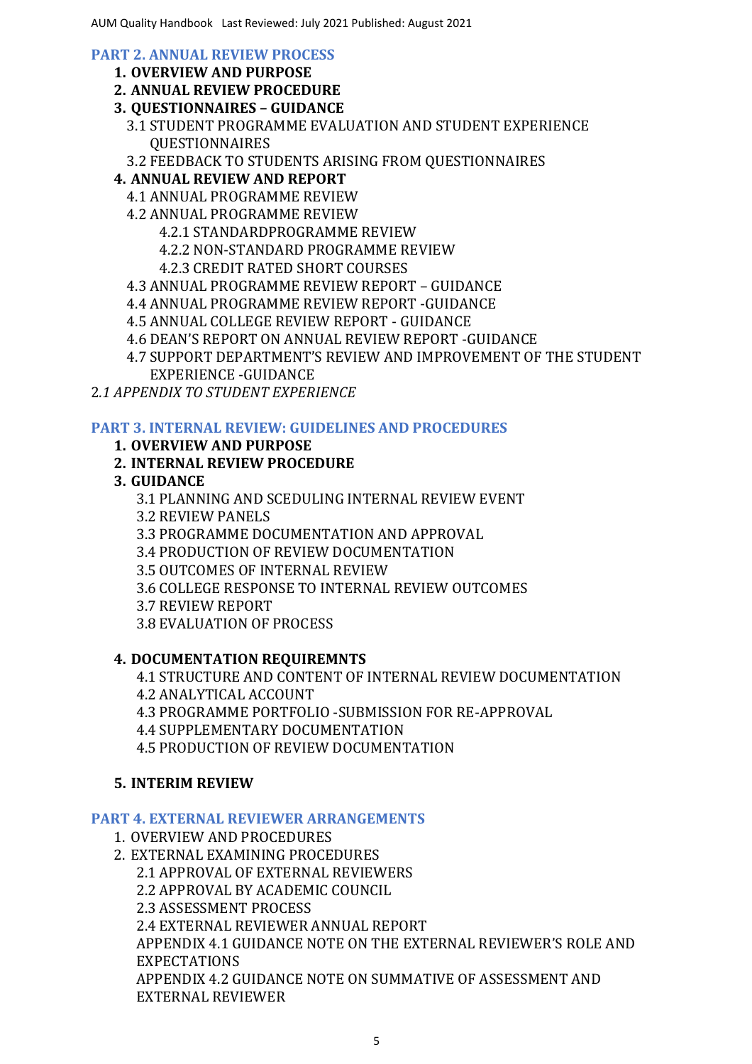## PART 2. ANNUAL REVIEW PROCESS

1. **OVERVIEW AND PURPOSE**
2. **ANNUAL REVIEW PROCEDURE**
3. **QUESTIONNAIRES – GUIDANCE**
   - 3.1 STUDENT PROGRAMME EVALUATION AND STUDENT EXPERIENCE QUESTIONNAIRES
   - 3.2 FEEDBACK TO STUDENTS ARISING FROM QUESTIONNAIRES
4. **ANNUAL REVIEW AND REPORT**
   - 4.1 ANNUAL PROGRAMME REVIEW
   - 4.2 ANNUAL PROGRAMME REVIEW
     - 4.2.1 STANDARDPROGRAMME REVIEW
     - 4.2.2 NON-STANDARD PROGRAMME REVIEW
     - 4.2.3 CREDIT RATED SHORT COURSES
   - 4.3 ANNUAL PROGRAMME REVIEW REPORT – GUIDANCE
   - 4.4 ANNUAL PROGRAMME REVIEW REPORT -GUIDANCE
   - 4.5 ANNUAL COLLEGE REVIEW REPORT - GUIDANCE
   - 4.6 DEAN'S REPORT ON ANNUAL REVIEW REPORT -GUIDANCE
   - 4.7 SUPPORT DEPARTMENT'S REVIEW AND IMPROVEMENT OF THE STUDENT EXPERIENCE -GUIDANCE

2.*1 APPENDIX TO STUDENT EXPERIENCE*

## PART 3. INTERNAL REVIEW: GUIDELINES AND PROCEDURES

1. **OVERVIEW AND PURPOSE**
2. **INTERNAL REVIEW PROCEDURE**
3. **GUIDANCE**
   - 3.1 PLANNING AND SCEDULING INTERNAL REVIEW EVENT
   - 3.2 REVIEW PANELS
   - 3.3 PROGRAMME DOCUMENTATION AND APPROVAL
   - 3.4 PRODUCTION OF REVIEW DOCUMENTATION
   - 3.5 OUTCOMES OF INTERNAL REVIEW
   - 3.6 COLLEGE RESPONSE TO INTERNAL REVIEW OUTCOMES
   - 3.7 REVIEW REPORT
   - 3.8 EVALUATION OF PROCESS
4. **DOCUMENTATION REQUIREMNTS**
   - 4.1 STRUCTURE AND CONTENT OF INTERNAL REVIEW DOCUMENTATION
   - 4.2 ANALYTICAL ACCOUNT
   - 4.3 PROGRAMME PORTFOLIO -SUBMISSION FOR RE-APPROVAL
   - 4.4 SUPPLEMENTARY DOCUMENTATION
   - 4.5 PRODUCTION OF REVIEW DOCUMENTATION
5. **INTERIM REVIEW**

## PART 4. EXTERNAL REVIEWER ARRANGEMENTS

1. OVERVIEW AND PROCEDURES
2. EXTERNAL EXAMINING PROCEDURES
   - 2.1 APPROVAL OF EXTERNAL REVIEWERS
   - 2.2 APPROVAL BY ACADEMIC COUNCIL
   - 2.3 ASSESSMENT PROCESS
   - 2.4 EXTERNAL REVIEWER ANNUAL REPORT
   - APPENDIX 4.1 GUIDANCE NOTE ON THE EXTERNAL REVIEWER'S ROLE AND EXPECTATIONS
   - APPENDIX 4.2 GUIDANCE NOTE ON SUMMATIVE OF ASSESSMENT AND EXTERNAL REVIEWER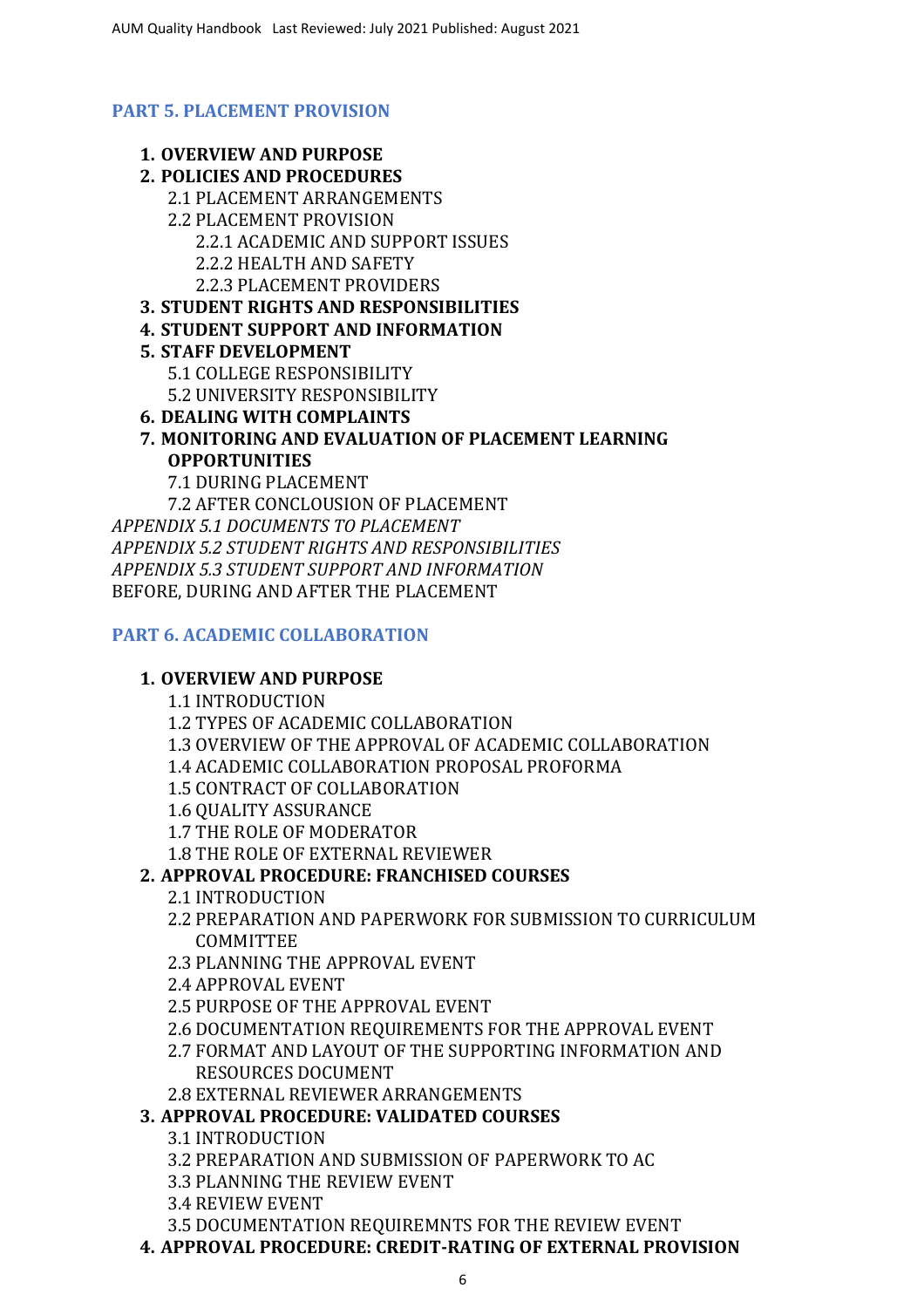## PART 5. PLACEMENT PROVISION

1. **OVERVIEW AND PURPOSE**
2. **POLICIES AND PROCEDURES**
   - 2.1 PLACEMENT ARRANGEMENTS
   - 2.2 PLACEMENT PROVISION
     - 2.2.1 ACADEMIC AND SUPPORT ISSUES
     - 2.2.2 HEALTH AND SAFETY
     - 2.2.3 PLACEMENT PROVIDERS
3. **STUDENT RIGHTS AND RESPONSIBILITIES**
4. **STUDENT SUPPORT AND INFORMATION**
5. **STAFF DEVELOPMENT**
   - 5.1 COLLEGE RESPONSIBILITY
   - 5.2 UNIVERSITY RESPONSIBILITY
6. **DEALING WITH COMPLAINTS**
7. **MONITORING AND EVALUATION OF PLACEMENT LEARNING OPPORTUNITIES**
   - 7.1 DURING PLACEMENT
   - 7.2 AFTER CONCLOUSION OF PLACEMENT

*APPENDIX 5.1 DOCUMENTS TO PLACEMENT*
*APPENDIX 5.2 STUDENT RIGHTS AND RESPONSIBILITIES*
*APPENDIX 5.3 STUDENT SUPPORT AND INFORMATION*
BEFORE, DURING AND AFTER THE PLACEMENT

## PART 6. ACADEMIC COLLABORATION

1. **OVERVIEW AND PURPOSE**
   - 1.1 INTRODUCTION
   - 1.2 TYPES OF ACADEMIC COLLABORATION
   - 1.3 OVERVIEW OF THE APPROVAL OF ACADEMIC COLLABORATION
   - 1.4 ACADEMIC COLLABORATION PROPOSAL PROFORMA
   - 1.5 CONTRACT OF COLLABORATION
   - 1.6 QUALITY ASSURANCE
   - 1.7 THE ROLE OF MODERATOR
   - 1.8 THE ROLE OF EXTERNAL REVIEWER
2. **APPROVAL PROCEDURE: FRANCHISED COURSES**
   - 2.1 INTRODUCTION
   - 2.2 PREPARATION AND PAPERWORK FOR SUBMISSION TO CURRICULUM COMMITTEE
   - 2.3 PLANNING THE APPROVAL EVENT
   - 2.4 APPROVAL EVENT
   - 2.5 PURPOSE OF THE APPROVAL EVENT
   - 2.6 DOCUMENTATION REQUIREMENTS FOR THE APPROVAL EVENT
   - 2.7 FORMAT AND LAYOUT OF THE SUPPORTING INFORMATION AND RESOURCES DOCUMENT
   - 2.8 EXTERNAL REVIEWER ARRANGEMENTS
3. **APPROVAL PROCEDURE: VALIDATED COURSES**
   - 3.1 INTRODUCTION
   - 3.2 PREPARATION AND SUBMISSION OF PAPERWORK TO AC
   - 3.3 PLANNING THE REVIEW EVENT
   - 3.4 REVIEW EVENT
   - 3.5 DOCUMENTATION REQUIREMNTS FOR THE REVIEW EVENT
4. **APPROVAL PROCEDURE: CREDIT-RATING OF EXTERNAL PROVISION**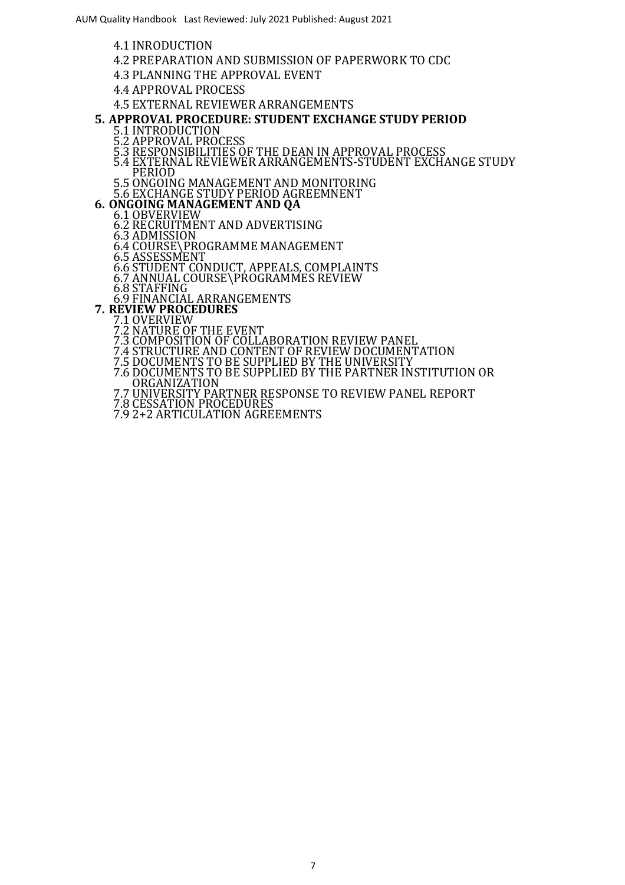- 4.1 INRODUCTION
- 4.2 PREPARATION AND SUBMISSION OF PAPERWORK TO CDC
- 4.3 PLANNING THE APPROVAL EVENT
- 4.4 APPROVAL PROCESS
- 4.5 EXTERNAL REVIEWER ARRANGEMENTS

**5. APPROVAL PROCEDURE: STUDENT EXCHANGE STUDY PERIOD**

- 5.1 INTRODUCTION
- 5.2 APPROVAL PROCESS
- 5.3 RESPONSIBILITIES OF THE DEAN IN APPROVAL PROCESS
- 5.4 EXTERNAL REVIEWER ARRANGEMENTS-STUDENT EXCHANGE STUDY PERIOD
- 5.5 ONGOING MANAGEMENT AND MONITORING
- 5.6 EXCHANGE STUDY PERIOD AGREEMNENT

**6. ONGOING MANAGEMENT AND QA**

- 6.1 OBVERVIEW
- 6.2 RECRUITMENT AND ADVERTISING
- 6.3 ADMISSION
- 6.4 COURSE\PROGRAMME MANAGEMENT
- 6.5 ASSESSMENT
- 6.6 STUDENT CONDUCT, APPEALS, COMPLAINTS
- 6.7 ANNUAL COURSE\PROGRAMMES REVIEW
- 6.8 STAFFING
- 6.9 FINANCIAL ARRANGEMENTS

**7. REVIEW PROCEDURES**

- 7.1 OVERVIEW
- 7.2 NATURE OF THE EVENT
- 7.3 COMPOSITION OF COLLABORATION REVIEW PANEL
- 7.4 STRUCTURE AND CONTENT OF REVIEW DOCUMENTATION
- 7.5 DOCUMENTS TO BE SUPPLIED BY THE UNIVERSITY
- 7.6 DOCUMENTS TO BE SUPPLIED BY THE PARTNER INSTITUTION OR ORGANIZATION
- 7.7 UNIVERSITY PARTNER RESPONSE TO REVIEW PANEL REPORT
- 7.8 CESSATION PROCEDURES
- 7.9 2+2 ARTICULATION AGREEMENTS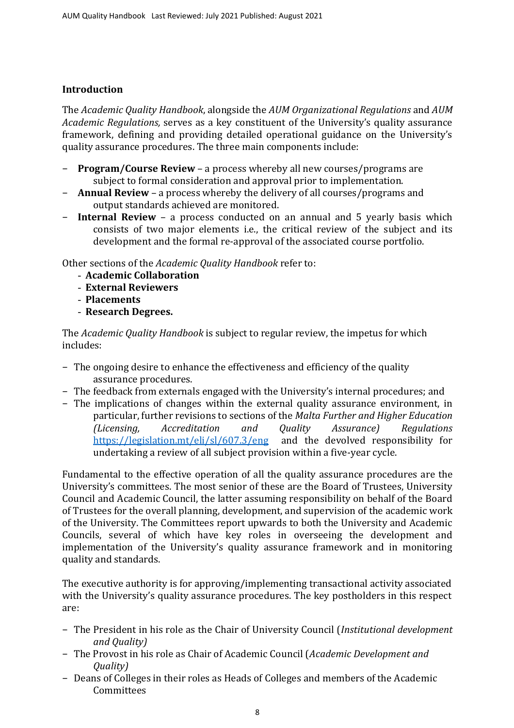## Introduction

The *Academic Quality Handbook*, alongside the *AUM Organizational Regulations* and *AUM Academic Regulations,* serves as a key constituent of the University's quality assurance framework, defining and providing detailed operational guidance on the University's quality assurance procedures. The three main components include:

- **Program/Course Review** – a process whereby all new courses/programs are subject to formal consideration and approval prior to implementation.
- **Annual Review** – a process whereby the delivery of all courses/programs and output standards achieved are monitored.
- **Internal Review** – a process conducted on an annual and 5 yearly basis which consists of two major elements i.e., the critical review of the subject and its development and the formal re-approval of the associated course portfolio.

Other sections of the *Academic Quality Handbook* refer to:

- **Academic Collaboration**
- **External Reviewers**
- **Placements**
- **Research Degrees.**

The *Academic Quality Handbook* is subject to regular review, the impetus for which includes:

- The ongoing desire to enhance the effectiveness and efficiency of the quality assurance procedures.
- The feedback from externals engaged with the University's internal procedures; and
- The implications of changes within the external quality assurance environment, in particular, further revisions to sections of the *Malta Further and Higher Education (Licensing, Accreditation and Quality Assurance) Regulations* https://legislation.mt/eli/sl/607.3/eng and the devolved responsibility for undertaking a review of all subject provision within a five-year cycle.

Fundamental to the effective operation of all the quality assurance procedures are the University's committees. The most senior of these are the Board of Trustees, University Council and Academic Council, the latter assuming responsibility on behalf of the Board of Trustees for the overall planning, development, and supervision of the academic work of the University. The Committees report upwards to both the University and Academic Councils, several of which have key roles in overseeing the development and implementation of the University's quality assurance framework and in monitoring quality and standards.

The executive authority is for approving/implementing transactional activity associated with the University's quality assurance procedures. The key postholders in this respect are:

- The President in his role as the Chair of University Council (*Institutional development and Quality)*
- The Provost in his role as Chair of Academic Council (*Academic Development and Quality)*
- Deans of Colleges in their roles as Heads of Colleges and members of the Academic Committees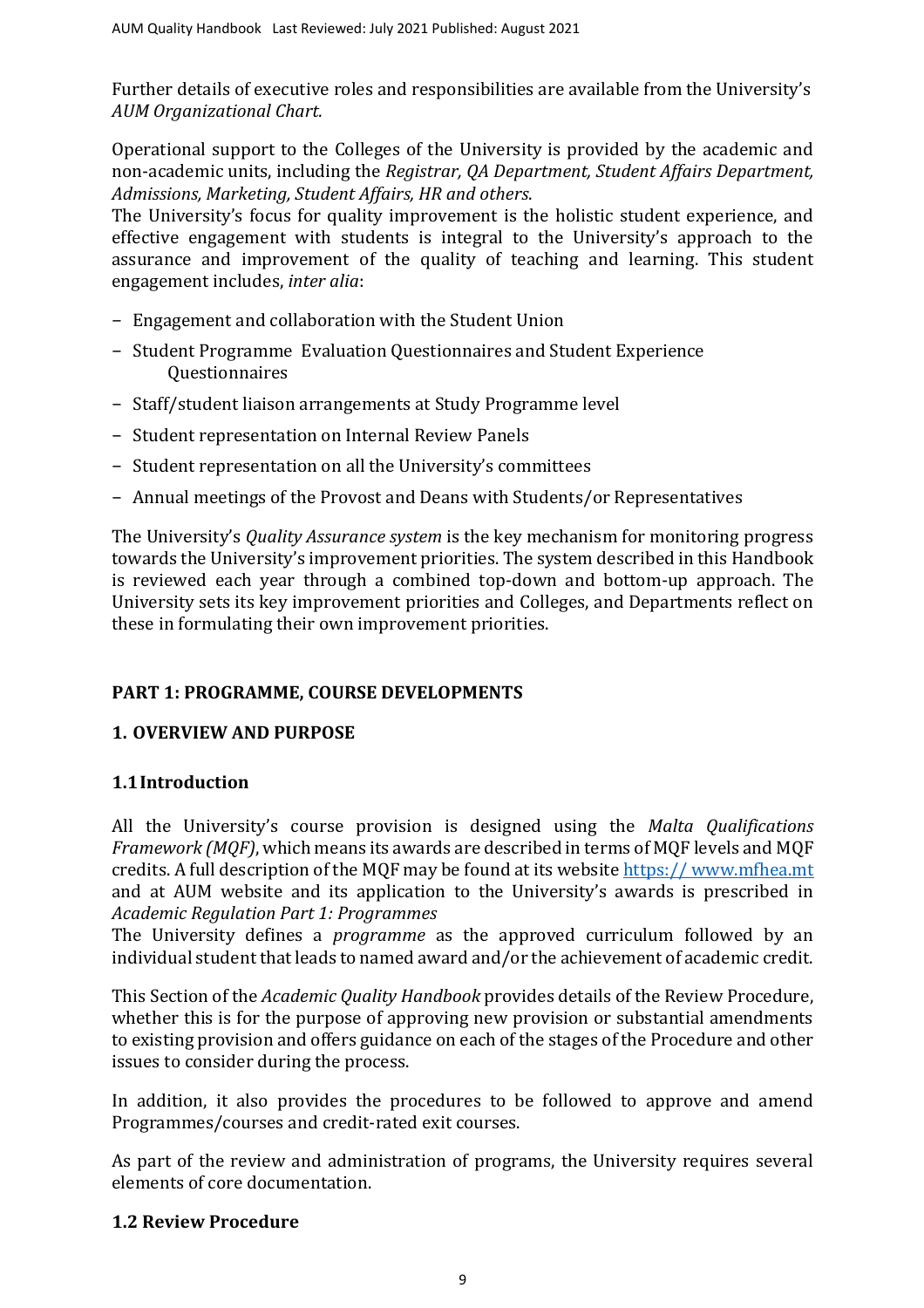Further details of executive roles and responsibilities are available from the University's *AUM Organizational Chart.*

Operational support to the Colleges of the University is provided by the academic and non-academic units, including the *Registrar, QA Department, Student Affairs Department, Admissions, Marketing, Student Affairs, HR and others*.
The University's focus for quality improvement is the holistic student experience, and effective engagement with students is integral to the University's approach to the assurance and improvement of the quality of teaching and learning. This student engagement includes, *inter alia*:

- Engagement and collaboration with the Student Union
- Student Programme Evaluation Questionnaires and Student Experience Questionnaires
- Staff/student liaison arrangements at Study Programme level
- Student representation on Internal Review Panels
- Student representation on all the University's committees
- Annual meetings of the Provost and Deans with Students/or Representatives

The University's *Quality Assurance system* is the key mechanism for monitoring progress towards the University's improvement priorities. The system described in this Handbook is reviewed each year through a combined top-down and bottom-up approach. The University sets its key improvement priorities and Colleges, and Departments reflect on these in formulating their own improvement priorities.

## PART 1: PROGRAMME, COURSE DEVELOPMENTS

## 1. OVERVIEW AND PURPOSE

### 1.1 Introduction

All the University's course provision is designed using the *Malta Qualifications Framework (MQF)*, which means its awards are described in terms of MQF levels and MQF credits. A full description of the MQF may be found at its website https:// www.mfhea.mt and at AUM website and its application to the University's awards is prescribed in *Academic Regulation Part 1: Programmes*
The University defines a *programme* as the approved curriculum followed by an individual student that leads to named award and/or the achievement of academic credit.

This Section of the *Academic Quality Handbook* provides details of the Review Procedure, whether this is for the purpose of approving new provision or substantial amendments to existing provision and offers guidance on each of the stages of the Procedure and other issues to consider during the process.

In addition, it also provides the procedures to be followed to approve and amend Programmes/courses and credit-rated exit courses.

As part of the review and administration of programs, the University requires several elements of core documentation.

### 1.2 Review Procedure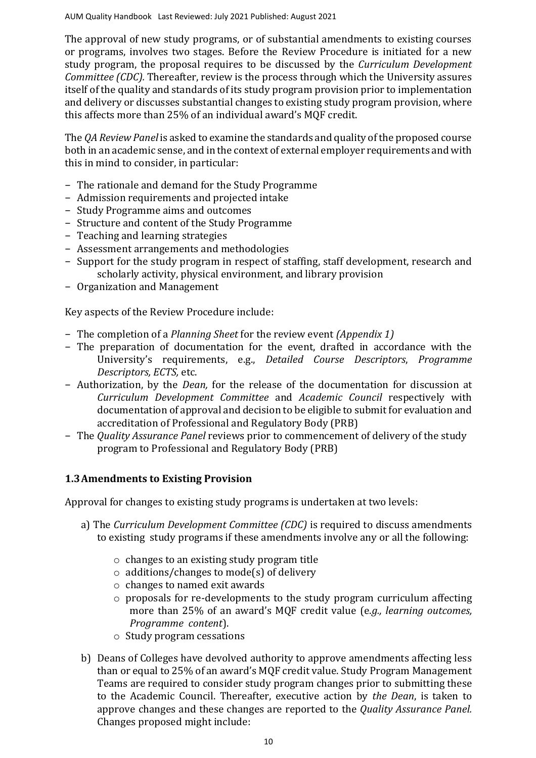The approval of new study programs, or of substantial amendments to existing courses or programs, involves two stages. Before the Review Procedure is initiated for a new study program, the proposal requires to be discussed by the *Curriculum Development Committee (CDC).* Thereafter, review is the process through which the University assures itself of the quality and standards of its study program provision prior to implementation and delivery or discusses substantial changes to existing study program provision, where this affects more than 25% of an individual award's MQF credit.

The *QA Review Panel* is asked to examine the standards and quality of the proposed course both in an academic sense, and in the context of external employer requirements and with this in mind to consider, in particular:

- The rationale and demand for the Study Programme
- Admission requirements and projected intake
- Study Programme aims and outcomes
- Structure and content of the Study Programme
- Teaching and learning strategies
- Assessment arrangements and methodologies
- Support for the study program in respect of staffing, staff development, research and scholarly activity, physical environment, and library provision
- Organization and Management

Key aspects of the Review Procedure include:

- The completion of a *Planning Sheet* for the review event *(Appendix 1)*
- The preparation of documentation for the event, drafted in accordance with the University's requirements, e.g., *Detailed Course Descriptors*, *Programme Descriptors, ECTS,* etc.
- Authorization, by the *Dean,* for the release of the documentation for discussion at *Curriculum Development Committee* and *Academic Council* respectively with documentation of approval and decision to be eligible to submit for evaluation and accreditation of Professional and Regulatory Body (PRB)
- The *Quality Assurance Panel* reviews prior to commencement of delivery of the study program to Professional and Regulatory Body (PRB)

## 1.3 Amendments to Existing Provision

Approval for changes to existing study programs is undertaken at two levels:

a) The *Curriculum Development Committee (CDC)* is required to discuss amendments to existing study programs if these amendments involve any or all the following:

   - changes to an existing study program title
   - additions/changes to mode(s) of delivery
   - changes to named exit awards
   - proposals for re-developments to the study program curriculum affecting more than 25% of an award's MQF credit value (e.*g., learning outcomes, Programme content*).
   - Study program cessations

b) Deans of Colleges have devolved authority to approve amendments affecting less than or equal to 25% of an award's MQF credit value. Study Program Management Teams are required to consider study program changes prior to submitting these to the Academic Council. Thereafter, executive action by *the Dean*, is taken to approve changes and these changes are reported to the *Quality Assurance Panel.* Changes proposed might include: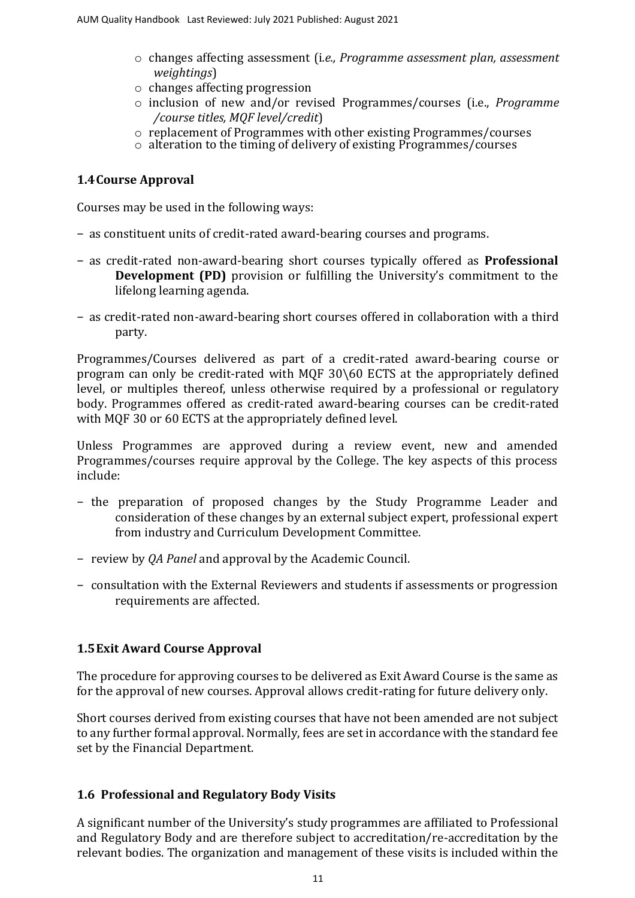- changes affecting assessment (i*.e., Programme assessment plan, assessment weightings*)
- changes affecting progression
- inclusion of new and/or revised Programmes/courses (i.e., *Programme /course titles, MQF level/credit*)
- replacement of Programmes with other existing Programmes/courses
- alteration to the timing of delivery of existing Programmes/courses

### 1.4 Course Approval

Courses may be used in the following ways:

- as constituent units of credit-rated award-bearing courses and programs.
- as credit-rated non-award-bearing short courses typically offered as **Professional Development (PD)** provision or fulfilling the University's commitment to the lifelong learning agenda.
- as credit-rated non-award-bearing short courses offered in collaboration with a third party.

Programmes/Courses delivered as part of a credit-rated award-bearing course or program can only be credit-rated with MQF 30\60 ECTS at the appropriately defined level, or multiples thereof, unless otherwise required by a professional or regulatory body. Programmes offered as credit-rated award-bearing courses can be credit-rated with MQF 30 or 60 ECTS at the appropriately defined level.

Unless Programmes are approved during a review event, new and amended Programmes/courses require approval by the College. The key aspects of this process include:

- the preparation of proposed changes by the Study Programme Leader and consideration of these changes by an external subject expert, professional expert from industry and Curriculum Development Committee.
- review by *QA Panel* and approval by the Academic Council.
- consultation with the External Reviewers and students if assessments or progression requirements are affected.

### 1.5 Exit Award Course Approval

The procedure for approving courses to be delivered as Exit Award Course is the same as for the approval of new courses. Approval allows credit-rating for future delivery only.

Short courses derived from existing courses that have not been amended are not subject to any further formal approval. Normally, fees are set in accordance with the standard fee set by the Financial Department.

### 1.6 Professional and Regulatory Body Visits

A significant number of the University's study programmes are affiliated to Professional and Regulatory Body and are therefore subject to accreditation/re-accreditation by the relevant bodies. The organization and management of these visits is included within the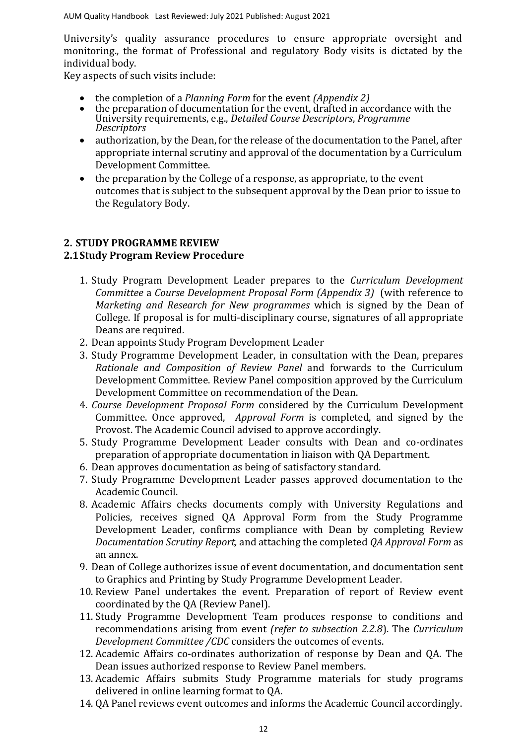University's quality assurance procedures to ensure appropriate oversight and monitoring., the format of Professional and regulatory Body visits is dictated by the individual body.

Key aspects of such visits include:

- the completion of a *Planning Form* for the event *(Appendix 2)*
- the preparation of documentation for the event, drafted in accordance with the University requirements, e.g., *Detailed Course Descriptors*, *Programme Descriptors*
- authorization, by the Dean, for the release of the documentation to the Panel, after appropriate internal scrutiny and approval of the documentation by a Curriculum Development Committee.
- the preparation by the College of a response, as appropriate, to the event outcomes that is subject to the subsequent approval by the Dean prior to issue to the Regulatory Body.

## 2. STUDY PROGRAMME REVIEW

### 2.1 Study Program Review Procedure

1. Study Program Development Leader prepares to the *Curriculum Development Committee* a *Course Development Proposal Form (Appendix 3)* (with reference to *Marketing and Research for New programmes* which is signed by the Dean of College. If proposal is for multi-disciplinary course, signatures of all appropriate Deans are required.
2. Dean appoints Study Program Development Leader
3. Study Programme Development Leader, in consultation with the Dean, prepares *Rationale and Composition of Review Panel* and forwards to the Curriculum Development Committee. Review Panel composition approved by the Curriculum Development Committee on recommendation of the Dean.
4. *Course Development Proposal Form* considered by the Curriculum Development Committee. Once approved, *Approval Form* is completed, and signed by the Provost. The Academic Council advised to approve accordingly.
5. Study Programme Development Leader consults with Dean and co-ordinates preparation of appropriate documentation in liaison with QA Department.
6. Dean approves documentation as being of satisfactory standard.
7. Study Programme Development Leader passes approved documentation to the Academic Council.
8. Academic Affairs checks documents comply with University Regulations and Policies, receives signed QA Approval Form from the Study Programme Development Leader, confirms compliance with Dean by completing Review *Documentation Scrutiny Report,* and attaching the completed *QA Approval Form* as an annex.
9. Dean of College authorizes issue of event documentation, and documentation sent to Graphics and Printing by Study Programme Development Leader.
10. Review Panel undertakes the event. Preparation of report of Review event coordinated by the QA (Review Panel).
11. Study Programme Development Team produces response to conditions and recommendations arising from event *(refer to subsection 2.2.8*). The *Curriculum Development Committee /CDC* considers the outcomes of events.
12. Academic Affairs co-ordinates authorization of response by Dean and QA. The Dean issues authorized response to Review Panel members.
13. Academic Affairs submits Study Programme materials for study programs delivered in online learning format to QA.
14. QA Panel reviews event outcomes and informs the Academic Council accordingly.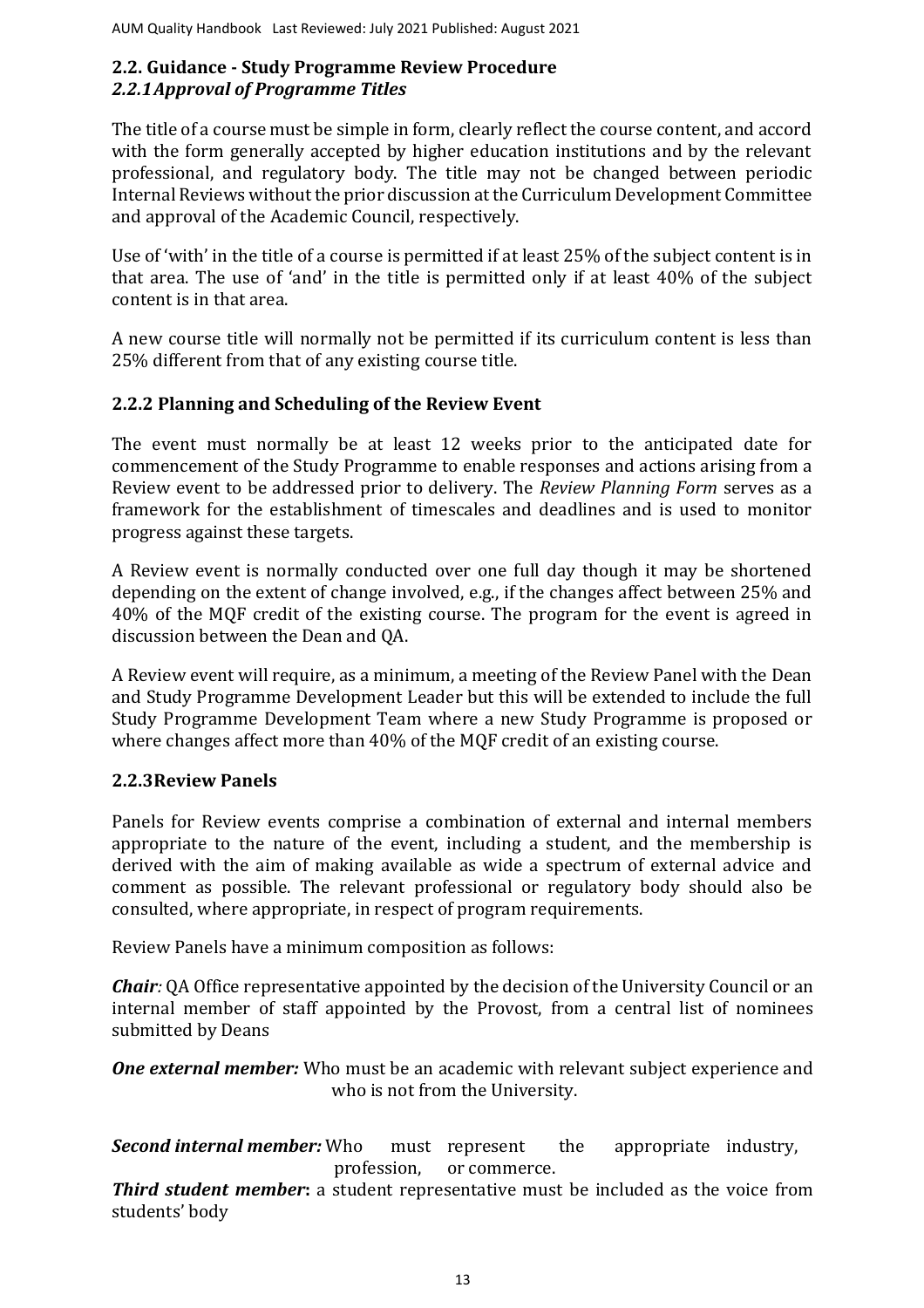## 2.2. Guidance - Study Programme Review Procedure

### *2.2.1 Approval of Programme Titles*

The title of a course must be simple in form, clearly reflect the course content, and accord with the form generally accepted by higher education institutions and by the relevant professional, and regulatory body. The title may not be changed between periodic Internal Reviews without the prior discussion at the Curriculum Development Committee and approval of the Academic Council, respectively.

Use of 'with' in the title of a course is permitted if at least 25% of the subject content is in that area. The use of 'and' in the title is permitted only if at least 40% of the subject content is in that area.

A new course title will normally not be permitted if its curriculum content is less than 25% different from that of any existing course title.

### 2.2.2 Planning and Scheduling of the Review Event

The event must normally be at least 12 weeks prior to the anticipated date for commencement of the Study Programme to enable responses and actions arising from a Review event to be addressed prior to delivery. The *Review Planning Form* serves as a framework for the establishment of timescales and deadlines and is used to monitor progress against these targets.

A Review event is normally conducted over one full day though it may be shortened depending on the extent of change involved, e.g., if the changes affect between 25% and 40% of the MQF credit of the existing course. The program for the event is agreed in discussion between the Dean and QA.

A Review event will require, as a minimum, a meeting of the Review Panel with the Dean and Study Programme Development Leader but this will be extended to include the full Study Programme Development Team where a new Study Programme is proposed or where changes affect more than 40% of the MQF credit of an existing course.

### 2.2.3 Review Panels

Panels for Review events comprise a combination of external and internal members appropriate to the nature of the event, including a student, and the membership is derived with the aim of making available as wide a spectrum of external advice and comment as possible. The relevant professional or regulatory body should also be consulted, where appropriate, in respect of program requirements.

Review Panels have a minimum composition as follows:

***Chair**:* QA Office representative appointed by the decision of the University Council or an internal member of staff appointed by the Provost, from a central list of nominees submitted by Deans

***One external member:*** Who must be an academic with relevant subject experience and who is not from the University.

***Second internal member:*** Who must represent the appropriate industry, profession, or commerce.

***Third student member*:** a student representative must be included as the voice from students' body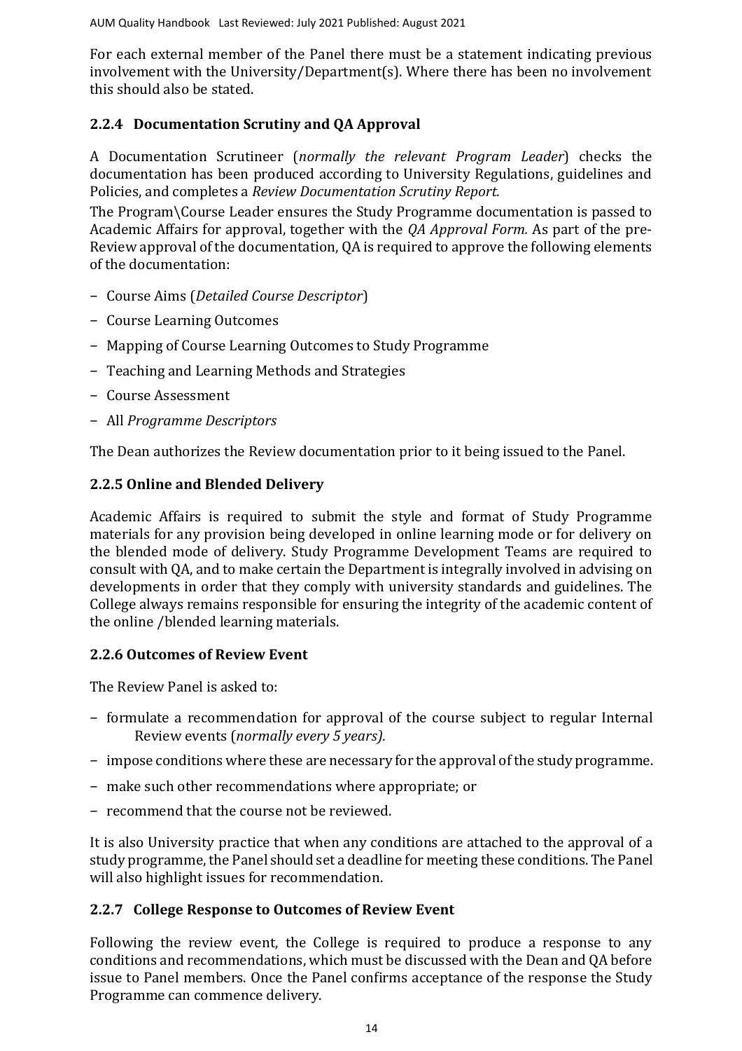For each external member of the Panel there must be a statement indicating previous involvement with the University/Department(s). Where there has been no involvement this should also be stated.

### 2.2.4 Documentation Scrutiny and QA Approval

A Documentation Scrutineer (*normally the relevant Program Leader*) checks the documentation has been produced according to University Regulations, guidelines and Policies, and completes a *Review Documentation Scrutiny Report.*

The Program\Course Leader ensures the Study Programme documentation is passed to Academic Affairs for approval, together with the *QA Approval Form.* As part of the pre-Review approval of the documentation, QA is required to approve the following elements of the documentation:

- Course Aims (*Detailed Course Descriptor*)
- Course Learning Outcomes
- Mapping of Course Learning Outcomes to Study Programme
- Teaching and Learning Methods and Strategies
- Course Assessment
- All *Programme Descriptors*

The Dean authorizes the Review documentation prior to it being issued to the Panel.

### 2.2.5 Online and Blended Delivery

Academic Affairs is required to submit the style and format of Study Programme materials for any provision being developed in online learning mode or for delivery on the blended mode of delivery. Study Programme Development Teams are required to consult with QA, and to make certain the Department is integrally involved in advising on developments in order that they comply with university standards and guidelines. The College always remains responsible for ensuring the integrity of the academic content of the online /blended learning materials.

### 2.2.6 Outcomes of Review Event

The Review Panel is asked to:

- formulate a recommendation for approval of the course subject to regular Internal Review events (*normally every 5 years).*
- impose conditions where these are necessary for the approval of the study programme.
- make such other recommendations where appropriate; or
- recommend that the course not be reviewed.

It is also University practice that when any conditions are attached to the approval of a study programme, the Panel should set a deadline for meeting these conditions. The Panel will also highlight issues for recommendation.

### 2.2.7 College Response to Outcomes of Review Event

Following the review event, the College is required to produce a response to any conditions and recommendations, which must be discussed with the Dean and QA before issue to Panel members. Once the Panel confirms acceptance of the response the Study Programme can commence delivery.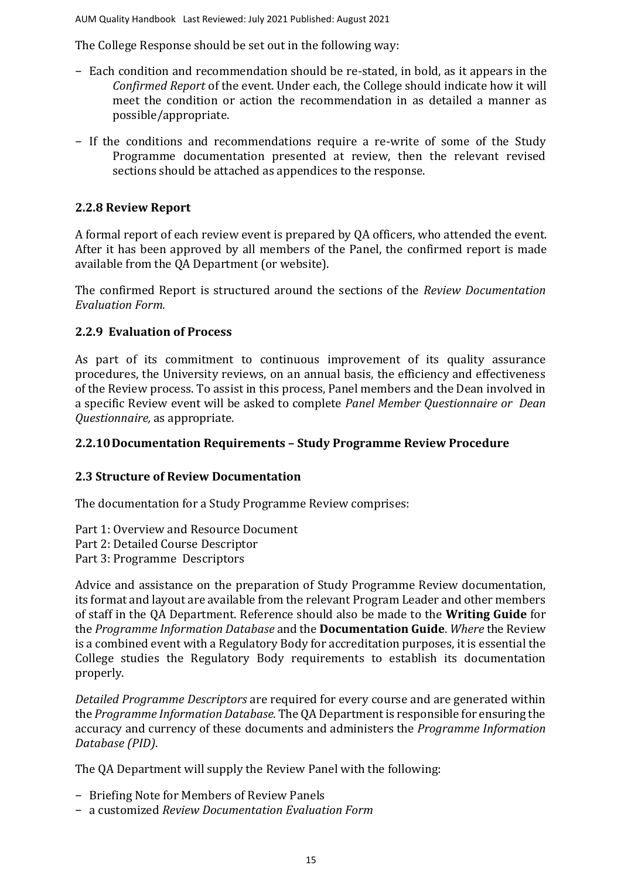The College Response should be set out in the following way:

- Each condition and recommendation should be re-stated, in bold, as it appears in the *Confirmed Report* of the event. Under each, the College should indicate how it will meet the condition or action the recommendation in as detailed a manner as possible/appropriate.
- If the conditions and recommendations require a re-write of some of the Study Programme documentation presented at review, then the relevant revised sections should be attached as appendices to the response.

### 2.2.8 Review Report

A formal report of each review event is prepared by QA officers, who attended the event. After it has been approved by all members of the Panel, the confirmed report is made available from the QA Department (or website).

The confirmed Report is structured around the sections of the *Review Documentation Evaluation Form.*

### 2.2.9 Evaluation of Process

As part of its commitment to continuous improvement of its quality assurance procedures, the University reviews, on an annual basis, the efficiency and effectiveness of the Review process. To assist in this process, Panel members and the Dean involved in a specific Review event will be asked to complete *Panel Member Questionnaire or Dean Questionnaire,* as appropriate.

### 2.2.10 Documentation Requirements – Study Programme Review Procedure

## 2.3 Structure of Review Documentation

The documentation for a Study Programme Review comprises:

Part 1: Overview and Resource Document
Part 2: Detailed Course Descriptor
Part 3: Programme Descriptors

Advice and assistance on the preparation of Study Programme Review documentation, its format and layout are available from the relevant Program Leader and other members of staff in the QA Department. Reference should also be made to the **Writing Guide** for the *Programme Information Database* and the **Documentation Guide**. *Where* the Review is a combined event with a Regulatory Body for accreditation purposes, it is essential the College studies the Regulatory Body requirements to establish its documentation properly.

*Detailed Programme Descriptors* are required for every course and are generated within the *Programme Information Database.* The QA Department is responsible for ensuring the accuracy and currency of these documents and administers the *Programme Information Database (PID)*.

The QA Department will supply the Review Panel with the following:

- Briefing Note for Members of Review Panels
- a customized *Review Documentation Evaluation Form*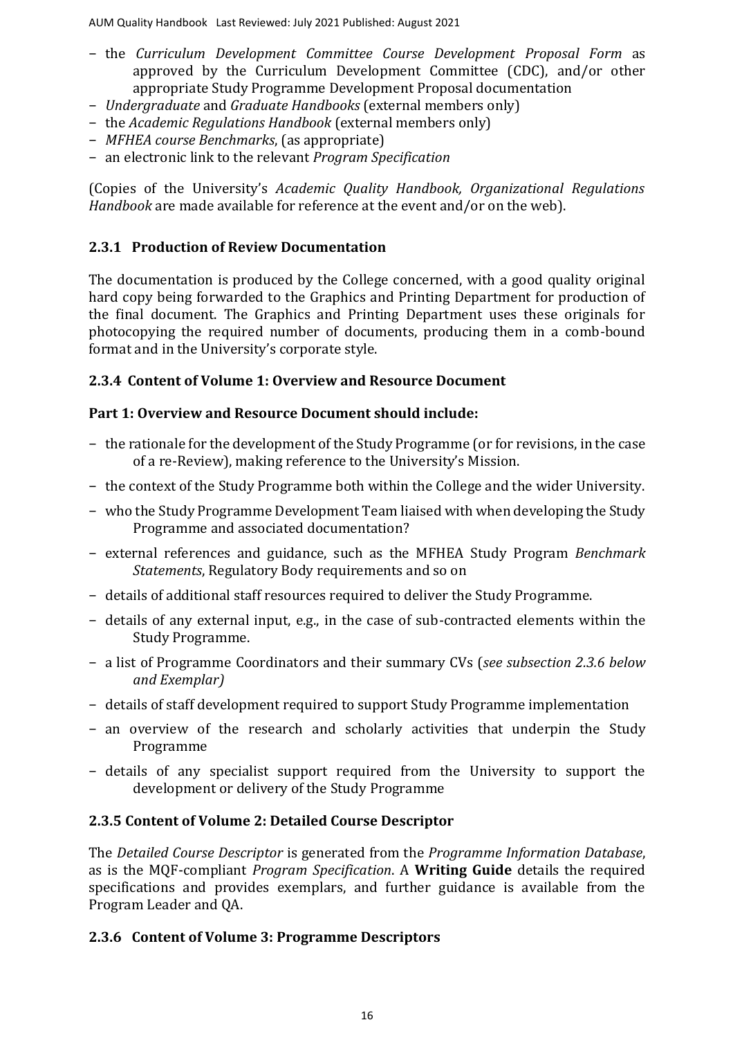- the *Curriculum Development Committee Course Development Proposal Form* as approved by the Curriculum Development Committee (CDC), and/or other appropriate Study Programme Development Proposal documentation
- *Undergraduate* and *Graduate Handbooks* (external members only)
- the *Academic Regulations Handbook* (external members only)
- *MFHEA course Benchmarks*, (as appropriate)
- an electronic link to the relevant *Program Specification*

(Copies of the University's *Academic Quality Handbook, Organizational Regulations Handbook* are made available for reference at the event and/or on the web).

### 2.3.1 Production of Review Documentation

The documentation is produced by the College concerned, with a good quality original hard copy being forwarded to the Graphics and Printing Department for production of the final document. The Graphics and Printing Department uses these originals for photocopying the required number of documents, producing them in a comb-bound format and in the University's corporate style.

### 2.3.4 Content of Volume 1: Overview and Resource Document

**Part 1: Overview and Resource Document should include:**

- the rationale for the development of the Study Programme (or for revisions, in the case of a re-Review), making reference to the University's Mission.
- the context of the Study Programme both within the College and the wider University.
- who the Study Programme Development Team liaised with when developing the Study Programme and associated documentation?
- external references and guidance, such as the MFHEA Study Program *Benchmark Statements*, Regulatory Body requirements and so on
- details of additional staff resources required to deliver the Study Programme.
- details of any external input, e.g., in the case of sub-contracted elements within the Study Programme.
- a list of Programme Coordinators and their summary CVs (*see subsection 2.3.6 below and Exemplar)*
- details of staff development required to support Study Programme implementation
- an overview of the research and scholarly activities that underpin the Study Programme
- details of any specialist support required from the University to support the development or delivery of the Study Programme

### 2.3.5 Content of Volume 2: Detailed Course Descriptor

The *Detailed Course Descriptor* is generated from the *Programme Information Database*, as is the MQF-compliant *Program Specification*. A **Writing Guide** details the required specifications and provides exemplars, and further guidance is available from the Program Leader and QA.

### 2.3.6 Content of Volume 3: Programme Descriptors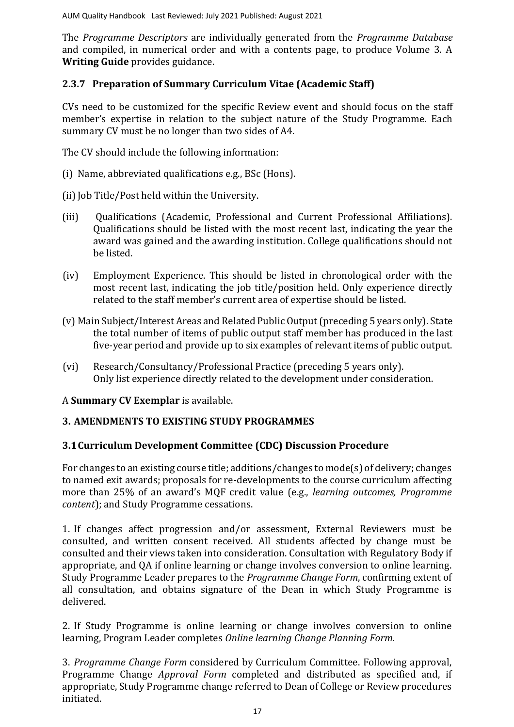The *Programme Descriptors* are individually generated from the *Programme Database* and compiled, in numerical order and with a contents page, to produce Volume 3. A **Writing Guide** provides guidance.

### 2.3.7 Preparation of Summary Curriculum Vitae (Academic Staff)

CVs need to be customized for the specific Review event and should focus on the staff member's expertise in relation to the subject nature of the Study Programme. Each summary CV must be no longer than two sides of A4.

The CV should include the following information:

(i) Name, abbreviated qualifications e.g., BSc (Hons).

(ii) Job Title/Post held within the University.

(iii) Qualifications (Academic, Professional and Current Professional Affiliations). Qualifications should be listed with the most recent last, indicating the year the award was gained and the awarding institution. College qualifications should not be listed.

(iv) Employment Experience. This should be listed in chronological order with the most recent last, indicating the job title/position held. Only experience directly related to the staff member's current area of expertise should be listed.

(v) Main Subject/Interest Areas and Related Public Output (preceding 5 years only). State the total number of items of public output staff member has produced in the last five-year period and provide up to six examples of relevant items of public output.

(vi) Research/Consultancy/Professional Practice (preceding 5 years only). Only list experience directly related to the development under consideration.

A **Summary CV Exemplar** is available.

## 3. AMENDMENTS TO EXISTING STUDY PROGRAMMES

### 3.1 Curriculum Development Committee (CDC) Discussion Procedure

For changes to an existing course title; additions/changes to mode(s) of delivery; changes to named exit awards; proposals for re-developments to the course curriculum affecting more than 25% of an award's MQF credit value (e.g., *learning outcomes, Programme content*); and Study Programme cessations.

1. If changes affect progression and/or assessment, External Reviewers must be consulted, and written consent received. All students affected by change must be consulted and their views taken into consideration. Consultation with Regulatory Body if appropriate, and QA if online learning or change involves conversion to online learning. Study Programme Leader prepares to the *Programme Change Form*, confirming extent of all consultation, and obtains signature of the Dean in which Study Programme is delivered.

2. If Study Programme is online learning or change involves conversion to online learning, Program Leader completes *Online learning Change Planning Form.*

3. *Programme Change Form* considered by Curriculum Committee. Following approval, Programme Change *Approval Form* completed and distributed as specified and, if appropriate, Study Programme change referred to Dean of College or Review procedures initiated.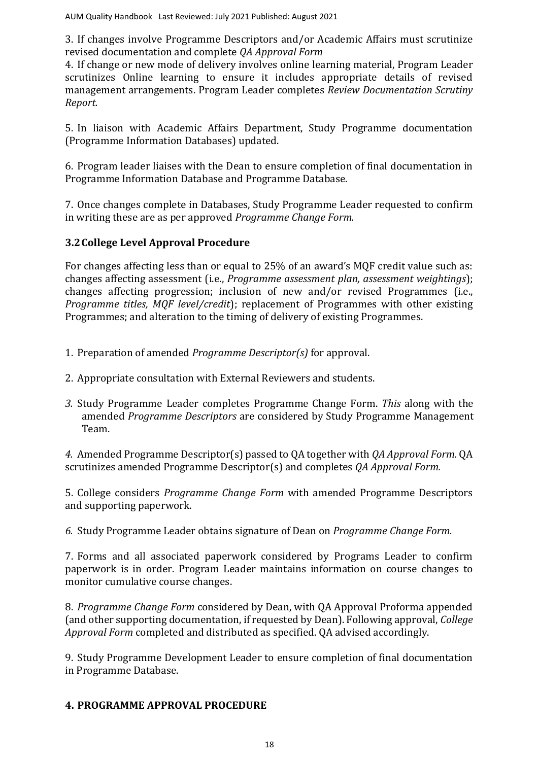3. If changes involve Programme Descriptors and/or Academic Affairs must scrutinize revised documentation and complete *QA Approval Form*
4. If change or new mode of delivery involves online learning material, Program Leader scrutinizes Online learning to ensure it includes appropriate details of revised management arrangements. Program Leader completes *Review Documentation Scrutiny Report.*

5. In liaison with Academic Affairs Department, Study Programme documentation (Programme Information Databases) updated.

6. Program leader liaises with the Dean to ensure completion of final documentation in Programme Information Database and Programme Database.

7. Once changes complete in Databases, Study Programme Leader requested to confirm in writing these are as per approved *Programme Change Form.*

### 3.2 College Level Approval Procedure

For changes affecting less than or equal to 25% of an award's MQF credit value such as: changes affecting assessment (i.e., *Programme assessment plan, assessment weightings*); changes affecting progression; inclusion of new and/or revised Programmes (i.e., *Programme titles, MQF level/credit*); replacement of Programmes with other existing Programmes; and alteration to the timing of delivery of existing Programmes.

1. Preparation of amended *Programme Descriptor(s)* for approval.

2. Appropriate consultation with External Reviewers and students.

3. Study Programme Leader completes Programme Change Form. *This* along with the amended *Programme Descriptors* are considered by Study Programme Management Team.

4. Amended Programme Descriptor(s) passed to QA together with *QA Approval Form.* QA scrutinizes amended Programme Descriptor(s) and completes *QA Approval Form.*

5. College considers *Programme Change Form* with amended Programme Descriptors and supporting paperwork.

6. Study Programme Leader obtains signature of Dean on *Programme Change Form.*

7. Forms and all associated paperwork considered by Programs Leader to confirm paperwork is in order. Program Leader maintains information on course changes to monitor cumulative course changes.

8. *Programme Change Form* considered by Dean, with QA Approval Proforma appended (and other supporting documentation, if requested by Dean). Following approval, *College Approval Form* completed and distributed as specified. QA advised accordingly.

9. Study Programme Development Leader to ensure completion of final documentation in Programme Database.

## 4. PROGRAMME APPROVAL PROCEDURE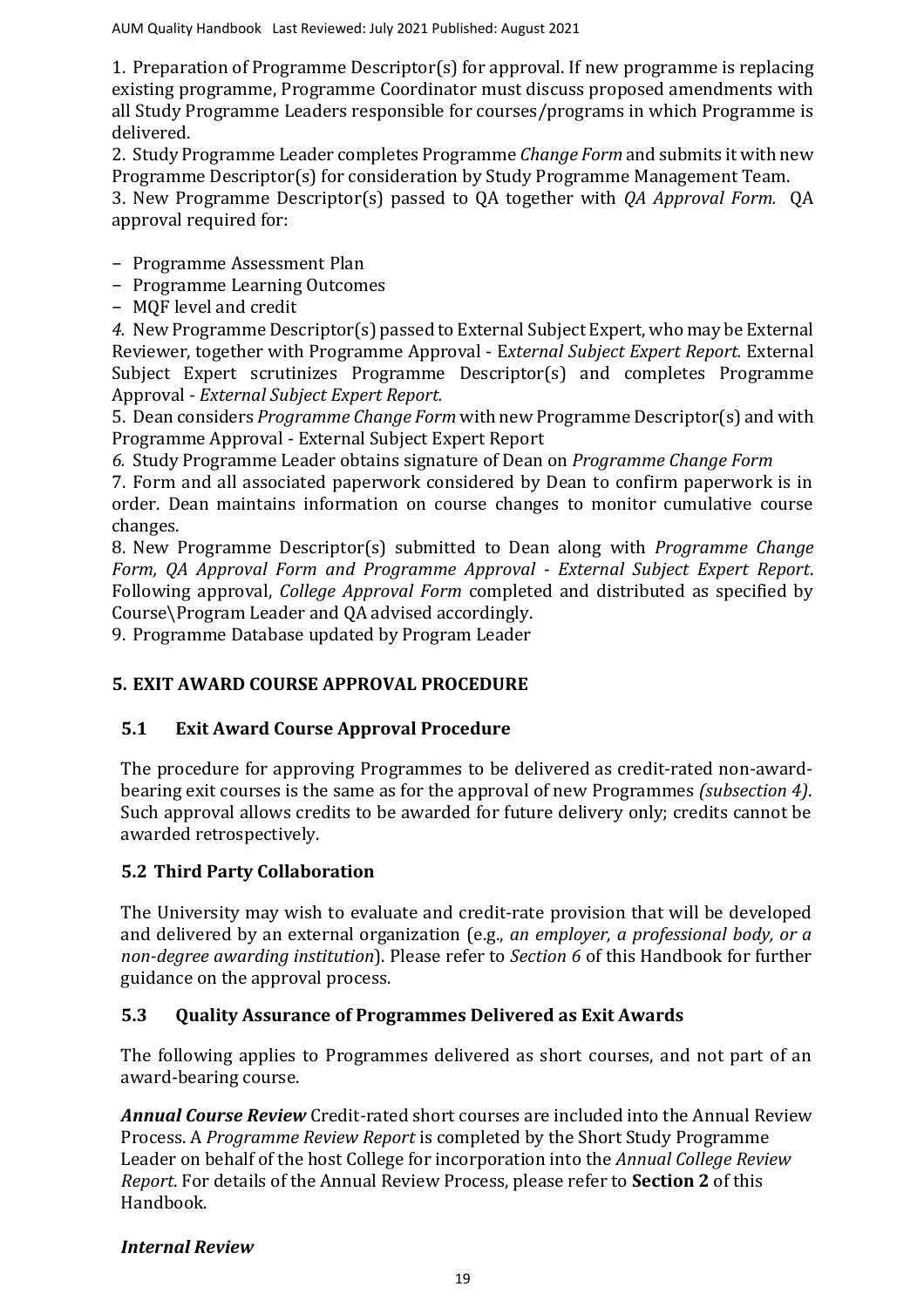1. Preparation of Programme Descriptor(s) for approval. If new programme is replacing existing programme, Programme Coordinator must discuss proposed amendments with all Study Programme Leaders responsible for courses/programs in which Programme is delivered.
2. Study Programme Leader completes Programme *Change Form* and submits it with new Programme Descriptor(s) for consideration by Study Programme Management Team.
3. New Programme Descriptor(s) passed to QA together with *QA Approval Form.* QA approval required for:

- Programme Assessment Plan
- Programme Learning Outcomes
- MQF level and credit

*4.* New Programme Descriptor(s) passed to External Subject Expert, who may be External Reviewer, together with Programme Approval - E*xternal Subject Expert Report.* External Subject Expert scrutinizes Programme Descriptor(s) and completes Programme Approval - *External Subject Expert Report.*
5. Dean considers *Programme Change Form* with new Programme Descriptor(s) and with Programme Approval - External Subject Expert Report
*6.* Study Programme Leader obtains signature of Dean on *Programme Change Form*
7. Form and all associated paperwork considered by Dean to confirm paperwork is in order. Dean maintains information on course changes to monitor cumulative course changes.
8. New Programme Descriptor(s) submitted to Dean along with *Programme Change Form, QA Approval Form and Programme Approval - External Subject Expert Report*. Following approval, *College Approval Form* completed and distributed as specified by Course\Program Leader and QA advised accordingly.
9. Programme Database updated by Program Leader

## 5. EXIT AWARD COURSE APPROVAL PROCEDURE

### 5.1 Exit Award Course Approval Procedure

The procedure for approving Programmes to be delivered as credit-rated non-award-bearing exit courses is the same as for the approval of new Programmes *(subsection 4)*. Such approval allows credits to be awarded for future delivery only; credits cannot be awarded retrospectively.

### 5.2 Third Party Collaboration

The University may wish to evaluate and credit-rate provision that will be developed and delivered by an external organization (e.g., *an employer, a professional body, or a non-degree awarding institution*). Please refer to *Section 6* of this Handbook for further guidance on the approval process.

### 5.3 Quality Assurance of Programmes Delivered as Exit Awards

The following applies to Programmes delivered as short courses, and not part of an award-bearing course.

***Annual Course Review*** Credit-rated short courses are included into the Annual Review Process. A *Programme Review Report* is completed by the Short Study Programme Leader on behalf of the host College for incorporation into the *Annual College Review Report*. For details of the Annual Review Process, please refer to **Section 2** of this Handbook.

***Internal Review***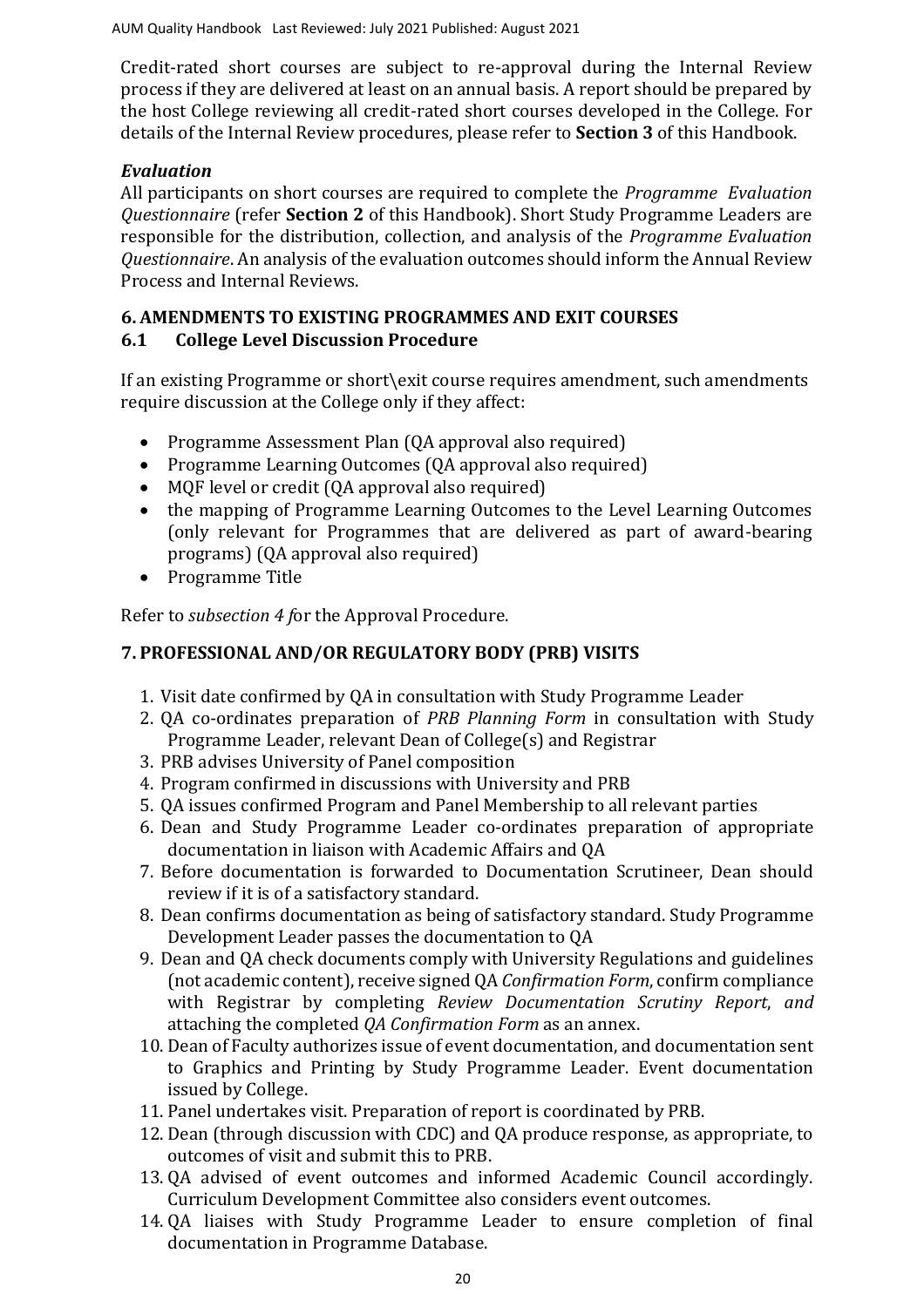Credit-rated short courses are subject to re-approval during the Internal Review process if they are delivered at least on an annual basis. A report should be prepared by the host College reviewing all credit-rated short courses developed in the College. For details of the Internal Review procedures, please refer to **Section 3** of this Handbook.

### *Evaluation*

All participants on short courses are required to complete the *Programme Evaluation Questionnaire* (refer **Section 2** of this Handbook). Short Study Programme Leaders are responsible for the distribution, collection, and analysis of the *Programme Evaluation Questionnaire*. An analysis of the evaluation outcomes should inform the Annual Review Process and Internal Reviews.

## 6. AMENDMENTS TO EXISTING PROGRAMMES AND EXIT COURSES

### 6.1 College Level Discussion Procedure

If an existing Programme or short\exit course requires amendment, such amendments require discussion at the College only if they affect:

- Programme Assessment Plan (QA approval also required)
- Programme Learning Outcomes (QA approval also required)
- MQF level or credit (QA approval also required)
- the mapping of Programme Learning Outcomes to the Level Learning Outcomes (only relevant for Programmes that are delivered as part of award-bearing programs) (QA approval also required)
- Programme Title

Refer to *subsection 4 f*or the Approval Procedure.

## 7. PROFESSIONAL AND/OR REGULATORY BODY (PRB) VISITS

1. Visit date confirmed by QA in consultation with Study Programme Leader
2. QA co-ordinates preparation of *PRB Planning Form* in consultation with Study Programme Leader, relevant Dean of College(s) and Registrar
3. PRB advises University of Panel composition
4. Program confirmed in discussions with University and PRB
5. QA issues confirmed Program and Panel Membership to all relevant parties
6. Dean and Study Programme Leader co-ordinates preparation of appropriate documentation in liaison with Academic Affairs and QA
7. Before documentation is forwarded to Documentation Scrutineer, Dean should review if it is of a satisfactory standard.
8. Dean confirms documentation as being of satisfactory standard. Study Programme Development Leader passes the documentation to QA
9. Dean and QA check documents comply with University Regulations and guidelines (not academic content), receive signed QA *Confirmation Form*, confirm compliance with Registrar by completing *Review Documentation Scrutiny Report*, *and* attaching the completed *QA Confirmation Form* as an annex.
10. Dean of Faculty authorizes issue of event documentation, and documentation sent to Graphics and Printing by Study Programme Leader. Event documentation issued by College.
11. Panel undertakes visit. Preparation of report is coordinated by PRB.
12. Dean (through discussion with CDC) and QA produce response, as appropriate, to outcomes of visit and submit this to PRB.
13. QA advised of event outcomes and informed Academic Council accordingly. Curriculum Development Committee also considers event outcomes.
14. QA liaises with Study Programme Leader to ensure completion of final documentation in Programme Database.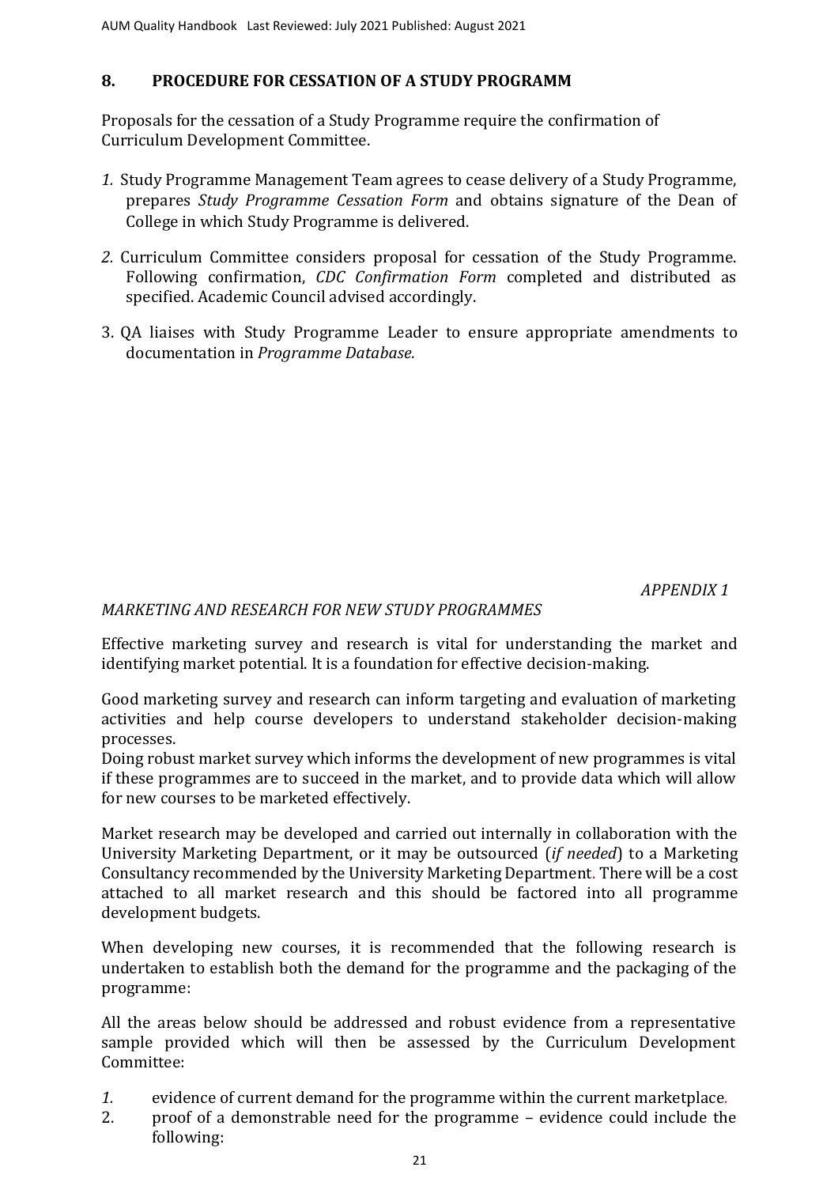## 8. PROCEDURE FOR CESSATION OF A STUDY PROGRAMM

Proposals for the cessation of a Study Programme require the confirmation of Curriculum Development Committee.

1. Study Programme Management Team agrees to cease delivery of a Study Programme, prepares *Study Programme Cessation Form* and obtains signature of the Dean of College in which Study Programme is delivered.
2. Curriculum Committee considers proposal for cessation of the Study Programme. Following confirmation, *CDC Confirmation Form* completed and distributed as specified. Academic Council advised accordingly.
3. QA liaises with Study Programme Leader to ensure appropriate amendments to documentation in *Programme Database.*

*APPENDIX 1*

*MARKETING AND RESEARCH FOR NEW STUDY PROGRAMMES*

Effective marketing survey and research is vital for understanding the market and identifying market potential. It is a foundation for effective decision-making.

Good marketing survey and research can inform targeting and evaluation of marketing activities and help course developers to understand stakeholder decision-making processes.
Doing robust market survey which informs the development of new programmes is vital if these programmes are to succeed in the market, and to provide data which will allow for new courses to be marketed effectively.

Market research may be developed and carried out internally in collaboration with the University Marketing Department, or it may be outsourced (*if needed*) to a Marketing Consultancy recommended by the University Marketing Department. There will be a cost attached to all market research and this should be factored into all programme development budgets.

When developing new courses, it is recommended that the following research is undertaken to establish both the demand for the programme and the packaging of the programme:

All the areas below should be addressed and robust evidence from a representative sample provided which will then be assessed by the Curriculum Development Committee:

1. evidence of current demand for the programme within the current marketplace.
2. proof of a demonstrable need for the programme – evidence could include the following: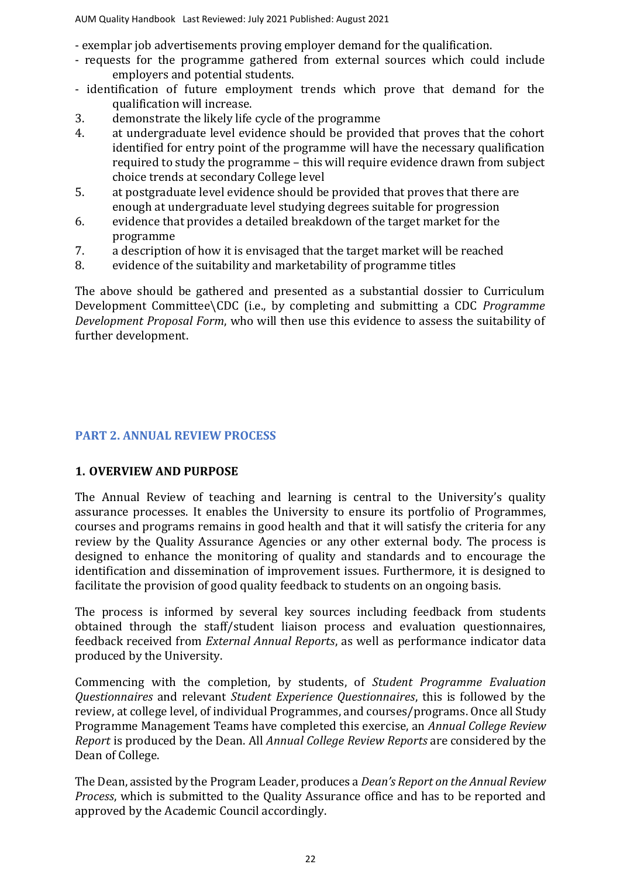- exemplar job advertisements proving employer demand for the qualification.
- requests for the programme gathered from external sources which could include employers and potential students.
- identification of future employment trends which prove that demand for the qualification will increase.

3. demonstrate the likely life cycle of the programme
4. at undergraduate level evidence should be provided that proves that the cohort identified for entry point of the programme will have the necessary qualification required to study the programme – this will require evidence drawn from subject choice trends at secondary College level
5. at postgraduate level evidence should be provided that proves that there are enough at undergraduate level studying degrees suitable for progression
6. evidence that provides a detailed breakdown of the target market for the programme
7. a description of how it is envisaged that the target market will be reached
8. evidence of the suitability and marketability of programme titles

The above should be gathered and presented as a substantial dossier to Curriculum Development Committee\CDC (i.e., by completing and submitting a CDC *Programme Development Proposal Form*, who will then use this evidence to assess the suitability of further development.

## PART 2. ANNUAL REVIEW PROCESS

### 1. OVERVIEW AND PURPOSE

The Annual Review of teaching and learning is central to the University's quality assurance processes. It enables the University to ensure its portfolio of Programmes, courses and programs remains in good health and that it will satisfy the criteria for any review by the Quality Assurance Agencies or any other external body. The process is designed to enhance the monitoring of quality and standards and to encourage the identification and dissemination of improvement issues. Furthermore, it is designed to facilitate the provision of good quality feedback to students on an ongoing basis.

The process is informed by several key sources including feedback from students obtained through the staff/student liaison process and evaluation questionnaires, feedback received from *External Annual Reports*, as well as performance indicator data produced by the University.

Commencing with the completion, by students, of *Student Programme Evaluation Questionnaires* and relevant *Student Experience Questionnaires*, this is followed by the review, at college level, of individual Programmes, and courses/programs. Once all Study Programme Management Teams have completed this exercise, an *Annual College Review Report* is produced by the Dean. All *Annual College Review Reports* are considered by the Dean of College.

The Dean, assisted by the Program Leader, produces a *Dean's Report on the Annual Review Process*, which is submitted to the Quality Assurance office and has to be reported and approved by the Academic Council accordingly.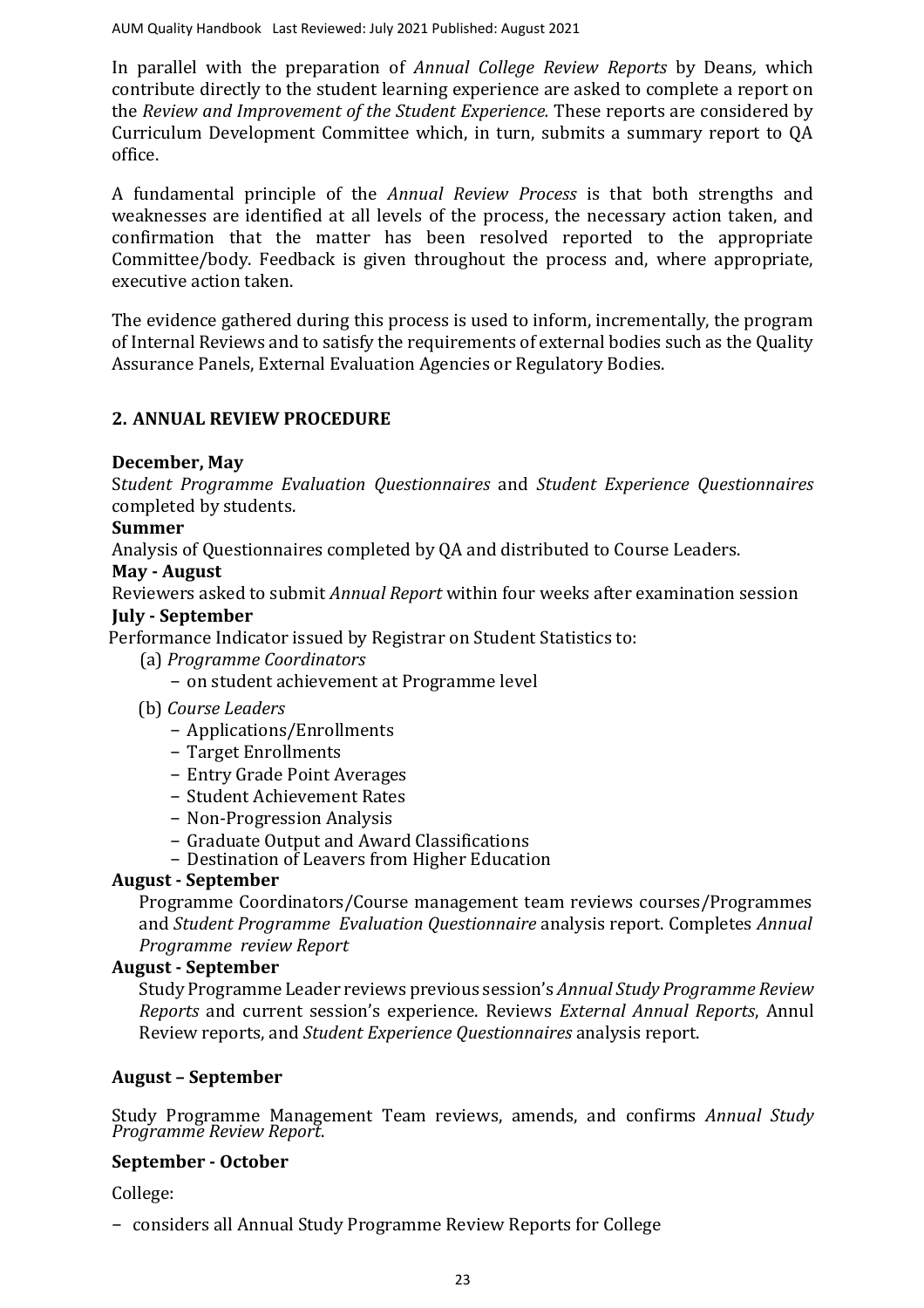In parallel with the preparation of *Annual College Review Reports* by Deans, which contribute directly to the student learning experience are asked to complete a report on the *Review and Improvement of the Student Experience.* These reports are considered by Curriculum Development Committee which, in turn, submits a summary report to QA office.

A fundamental principle of the *Annual Review Process* is that both strengths and weaknesses are identified at all levels of the process, the necessary action taken, and confirmation that the matter has been resolved reported to the appropriate Committee/body. Feedback is given throughout the process and, where appropriate, executive action taken.

The evidence gathered during this process is used to inform, incrementally, the program of Internal Reviews and to satisfy the requirements of external bodies such as the Quality Assurance Panels, External Evaluation Agencies or Regulatory Bodies.

## 2. ANNUAL REVIEW PROCEDURE

**December, May**

*Student Programme Evaluation Questionnaires* and *Student Experience Questionnaires* completed by students.

**Summer**

Analysis of Questionnaires completed by QA and distributed to Course Leaders.

**May - August**

Reviewers asked to submit *Annual Report* within four weeks after examination session

**July - September**

Performance Indicator issued by Registrar on Student Statistics to:

(a) *Programme Coordinators*

- on student achievement at Programme level

(b) *Course Leaders*

- Applications/Enrollments
- Target Enrollments
- Entry Grade Point Averages
- Student Achievement Rates
- Non-Progression Analysis
- Graduate Output and Award Classifications
- Destination of Leavers from Higher Education

**August - September**

Programme Coordinators/Course management team reviews courses/Programmes and *Student Programme Evaluation Questionnaire* analysis report. Completes *Annual Programme review Report*

**August - September**

Study Programme Leader reviews previous session's *Annual Study Programme Review Reports* and current session's experience. Reviews *External Annual Reports*, Annul Review reports, and *Student Experience Questionnaires* analysis report.

**August – September**

Study Programme Management Team reviews, amends, and confirms *Annual Study Programme Review Report*.

**September - October**

College:

- considers all Annual Study Programme Review Reports for College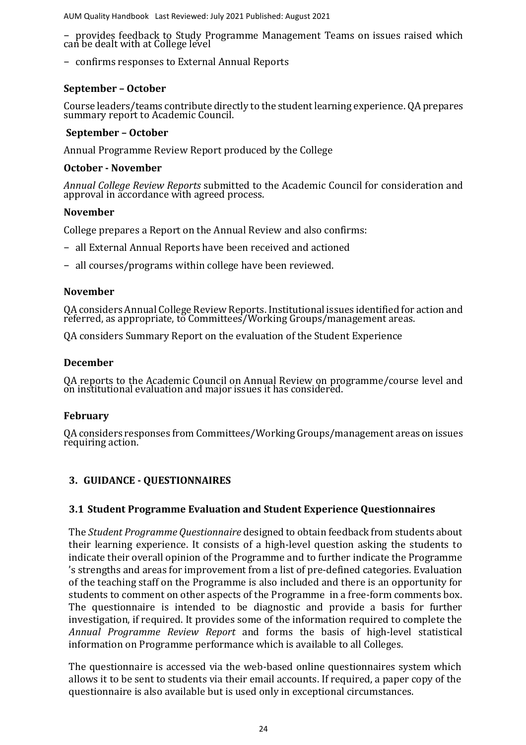– provides feedback to Study Programme Management Teams on issues raised which can be dealt with at College level

– confirms responses to External Annual Reports

**September – October**

Course leaders/teams contribute directly to the student learning experience. QA prepares summary report to Academic Council.

**September – October**

Annual Programme Review Report produced by the College

**October - November**

*Annual College Review Reports* submitted to the Academic Council for consideration and approval in accordance with agreed process.

**November**

College prepares a Report on the Annual Review and also confirms:

– all External Annual Reports have been received and actioned

– all courses/programs within college have been reviewed.

**November**

QA considers Annual College Review Reports. Institutional issues identified for action and referred, as appropriate, to Committees/Working Groups/management areas.

QA considers Summary Report on the evaluation of the Student Experience

**December**

QA reports to the Academic Council on Annual Review on programme/course level and on institutional evaluation and major issues it has considered.

**February**

QA considers responses from Committees/Working Groups/management areas on issues requiring action.

## 3. GUIDANCE - QUESTIONNAIRES

### 3.1 Student Programme Evaluation and Student Experience Questionnaires

The *Student Programme Questionnaire* designed to obtain feedback from students about their learning experience. It consists of a high-level question asking the students to indicate their overall opinion of the Programme and to further indicate the Programme 's strengths and areas for improvement from a list of pre-defined categories. Evaluation of the teaching staff on the Programme is also included and there is an opportunity for students to comment on other aspects of the Programme in a free-form comments box. The questionnaire is intended to be diagnostic and provide a basis for further investigation, if required. It provides some of the information required to complete the *Annual Programme Review Report* and forms the basis of high-level statistical information on Programme performance which is available to all Colleges.

The questionnaire is accessed via the web-based online questionnaires system which allows it to be sent to students via their email accounts. If required, a paper copy of the questionnaire is also available but is used only in exceptional circumstances.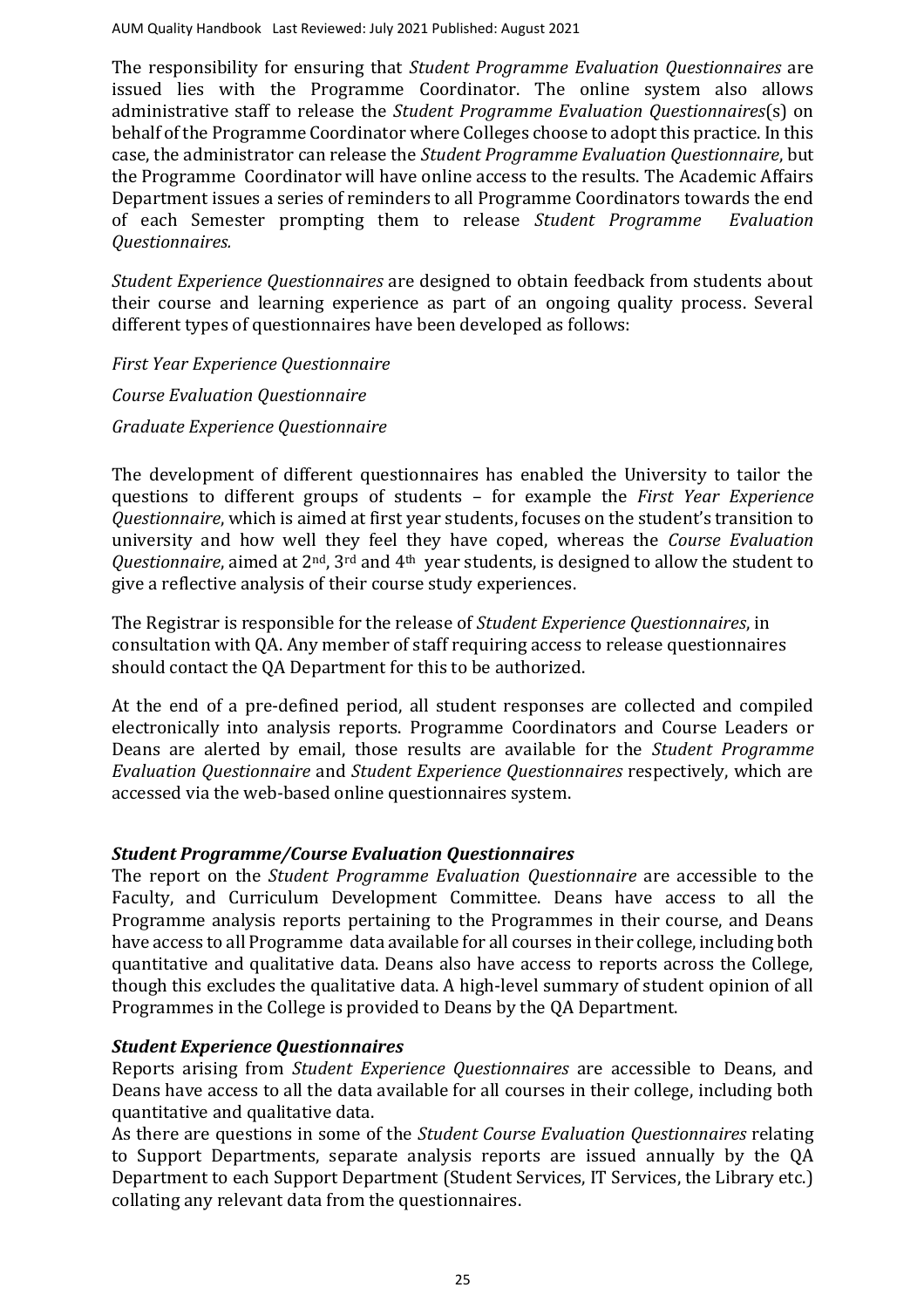The responsibility for ensuring that *Student Programme Evaluation Questionnaires* are issued lies with the Programme Coordinator. The online system also allows administrative staff to release the *Student Programme Evaluation Questionnaires*(s) on behalf of the Programme Coordinator where Colleges choose to adopt this practice. In this case, the administrator can release the *Student Programme Evaluation Questionnaire*, but the Programme Coordinator will have online access to the results. The Academic Affairs Department issues a series of reminders to all Programme Coordinators towards the end of each Semester prompting them to release *Student Programme Evaluation Questionnaires.*

*Student Experience Questionnaires* are designed to obtain feedback from students about their course and learning experience as part of an ongoing quality process. Several different types of questionnaires have been developed as follows:

*First Year Experience Questionnaire*

*Course Evaluation Questionnaire*

*Graduate Experience Questionnaire*

The development of different questionnaires has enabled the University to tailor the questions to different groups of students – for example the *First Year Experience Questionnaire*, which is aimed at first year students, focuses on the student's transition to university and how well they feel they have coped, whereas the *Course Evaluation Questionnaire*, aimed at 2nd, 3rd and 4th year students, is designed to allow the student to give a reflective analysis of their course study experiences.

The Registrar is responsible for the release of *Student Experience Questionnaires*, in consultation with QA. Any member of staff requiring access to release questionnaires should contact the QA Department for this to be authorized.

At the end of a pre-defined period, all student responses are collected and compiled electronically into analysis reports. Programme Coordinators and Course Leaders or Deans are alerted by email, those results are available for the *Student Programme Evaluation Questionnaire* and *Student Experience Questionnaires* respectively, which are accessed via the web-based online questionnaires system.

### *Student Programme/Course Evaluation Questionnaires*

The report on the *Student Programme Evaluation Questionnaire* are accessible to the Faculty, and Curriculum Development Committee. Deans have access to all the Programme analysis reports pertaining to the Programmes in their course, and Deans have access to all Programme data available for all courses in their college, including both quantitative and qualitative data. Deans also have access to reports across the College, though this excludes the qualitative data. A high-level summary of student opinion of all Programmes in the College is provided to Deans by the QA Department.

### *Student Experience Questionnaires*

Reports arising from *Student Experience Questionnaires* are accessible to Deans, and Deans have access to all the data available for all courses in their college, including both quantitative and qualitative data.

As there are questions in some of the *Student Course Evaluation Questionnaires* relating to Support Departments, separate analysis reports are issued annually by the QA Department to each Support Department (Student Services, IT Services, the Library etc.) collating any relevant data from the questionnaires.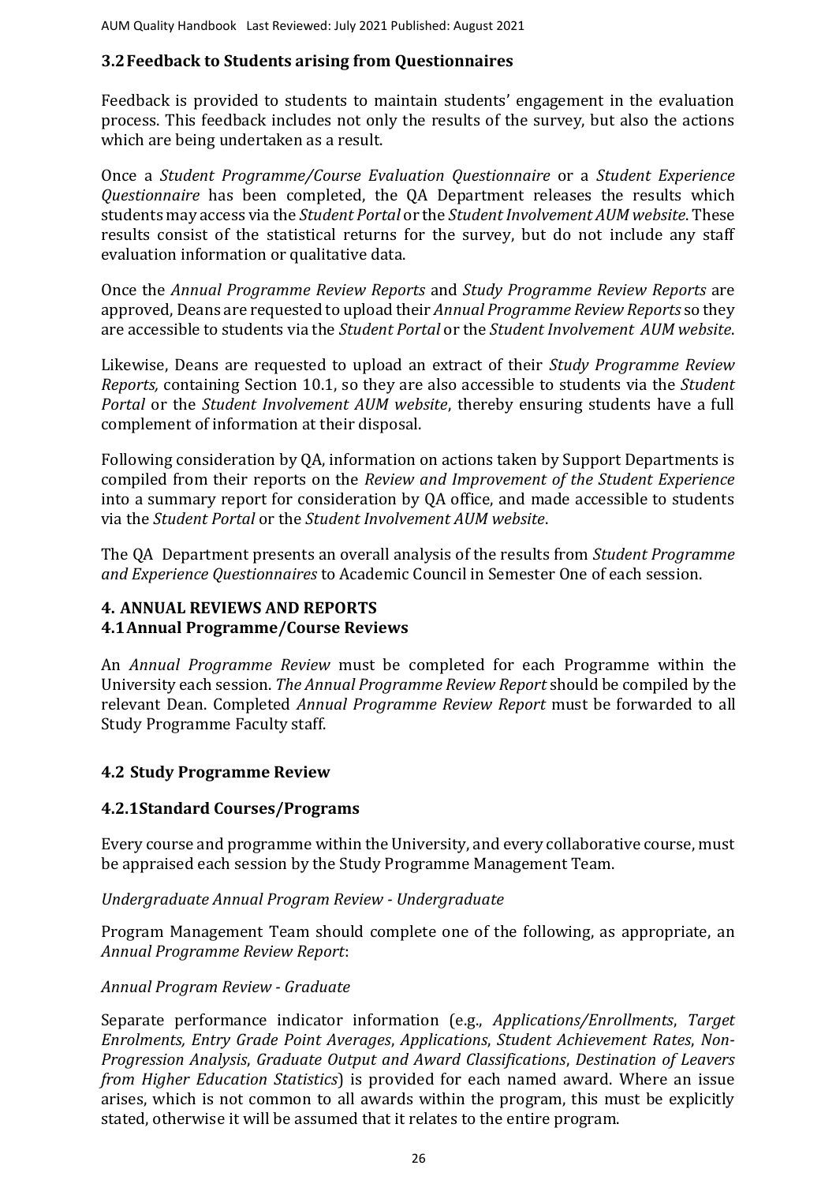### 3.2 Feedback to Students arising from Questionnaires

Feedback is provided to students to maintain students' engagement in the evaluation process. This feedback includes not only the results of the survey, but also the actions which are being undertaken as a result.

Once a *Student Programme/Course Evaluation Questionnaire* or a *Student Experience Questionnaire* has been completed, the QA Department releases the results which students may access via the *Student Portal* or the *Student Involvement AUM website*. These results consist of the statistical returns for the survey, but do not include any staff evaluation information or qualitative data.

Once the *Annual Programme Review Reports* and *Study Programme Review Reports* are approved, Deans are requested to upload their *Annual Programme Review Reports* so they are accessible to students via the *Student Portal* or the *Student Involvement AUM website*.

Likewise, Deans are requested to upload an extract of their *Study Programme Review Reports,* containing Section 10.1, so they are also accessible to students via the *Student Portal* or the *Student Involvement AUM website*, thereby ensuring students have a full complement of information at their disposal.

Following consideration by QA, information on actions taken by Support Departments is compiled from their reports on the *Review and Improvement of the Student Experience* into a summary report for consideration by QA office, and made accessible to students via the *Student Portal* or the *Student Involvement AUM website*.

The QA Department presents an overall analysis of the results from *Student Programme and Experience Questionnaires* to Academic Council in Semester One of each session.

## 4. ANNUAL REVIEWS AND REPORTS

### 4.1 Annual Programme/Course Reviews

An *Annual Programme Review* must be completed for each Programme within the University each session. *The Annual Programme Review Report* should be compiled by the relevant Dean. Completed *Annual Programme Review Report* must be forwarded to all Study Programme Faculty staff.

### 4.2 Study Programme Review

#### 4.2.1 Standard Courses/Programs

Every course and programme within the University, and every collaborative course, must be appraised each session by the Study Programme Management Team.

*Undergraduate Annual Program Review - Undergraduate*

Program Management Team should complete one of the following, as appropriate, an *Annual Programme Review Report*:

*Annual Program Review - Graduate*

Separate performance indicator information (e.g., *Applications/Enrollments*, *Target Enrolments, Entry Grade Point Averages*, *Applications*, *Student Achievement Rates*, *Non-Progression Analysis*, *Graduate Output and Award Classifications*, *Destination of Leavers from Higher Education Statistics*) is provided for each named award. Where an issue arises, which is not common to all awards within the program, this must be explicitly stated, otherwise it will be assumed that it relates to the entire program.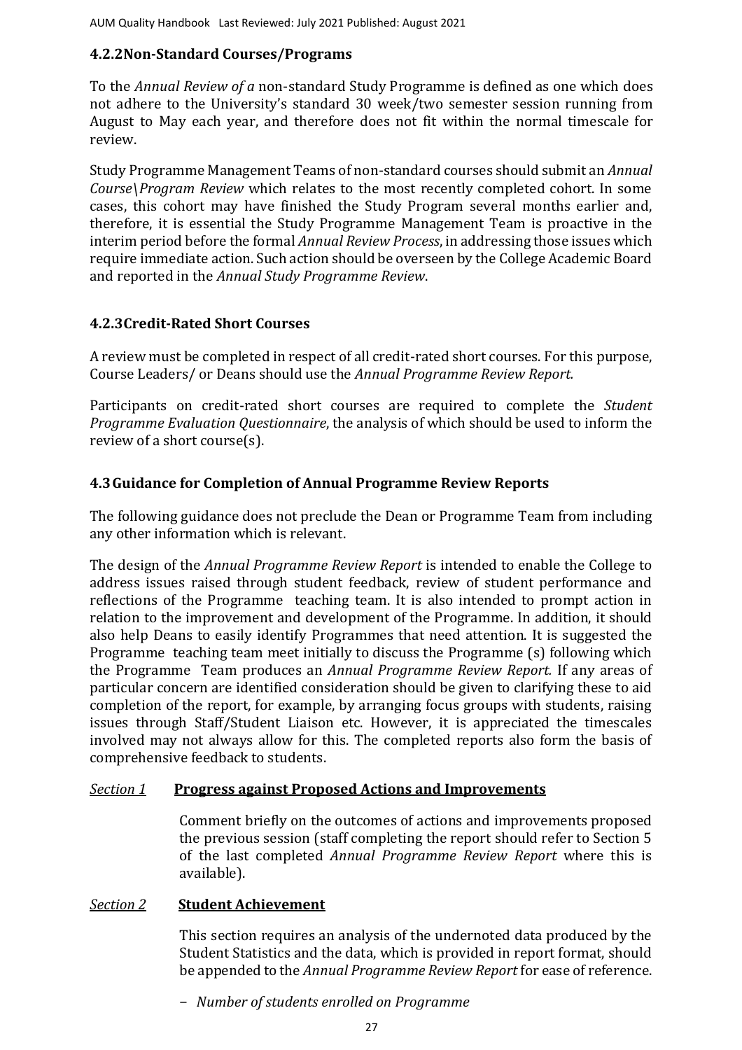### 4.2.2 Non-Standard Courses/Programs

To the *Annual Review of a* non-standard Study Programme is defined as one which does not adhere to the University's standard 30 week/two semester session running from August to May each year, and therefore does not fit within the normal timescale for review.

Study Programme Management Teams of non-standard courses should submit an *Annual Course\Program Review* which relates to the most recently completed cohort. In some cases, this cohort may have finished the Study Program several months earlier and, therefore, it is essential the Study Programme Management Team is proactive in the interim period before the formal *Annual Review Process*, in addressing those issues which require immediate action. Such action should be overseen by the College Academic Board and reported in the *Annual Study Programme Review*.

### 4.2.3 Credit-Rated Short Courses

A review must be completed in respect of all credit-rated short courses. For this purpose, Course Leaders/ or Deans should use the *Annual Programme Review Report.*

Participants on credit-rated short courses are required to complete the *Student Programme Evaluation Questionnaire*, the analysis of which should be used to inform the review of a short course(s).

### 4.3 Guidance for Completion of Annual Programme Review Reports

The following guidance does not preclude the Dean or Programme Team from including any other information which is relevant.

The design of the *Annual Programme Review Report* is intended to enable the College to address issues raised through student feedback, review of student performance and reflections of the Programme teaching team. It is also intended to prompt action in relation to the improvement and development of the Programme. In addition, it should also help Deans to easily identify Programmes that need attention. It is suggested the Programme teaching team meet initially to discuss the Programme (s) following which the Programme Team produces an *Annual Programme Review Report.* If any areas of particular concern are identified consideration should be given to clarifying these to aid completion of the report, for example, by arranging focus groups with students, raising issues through Staff/Student Liaison etc. However, it is appreciated the timescales involved may not always allow for this. The completed reports also form the basis of comprehensive feedback to students.

*Section 1* **Progress against Proposed Actions and Improvements**

Comment briefly on the outcomes of actions and improvements proposed the previous session (staff completing the report should refer to Section 5 of the last completed *Annual Programme Review Report* where this is available).

*Section 2* **Student Achievement**

This section requires an analysis of the undernoted data produced by the Student Statistics and the data, which is provided in report format, should be appended to the *Annual Programme Review Report* for ease of reference.

- *Number of students enrolled on Programme*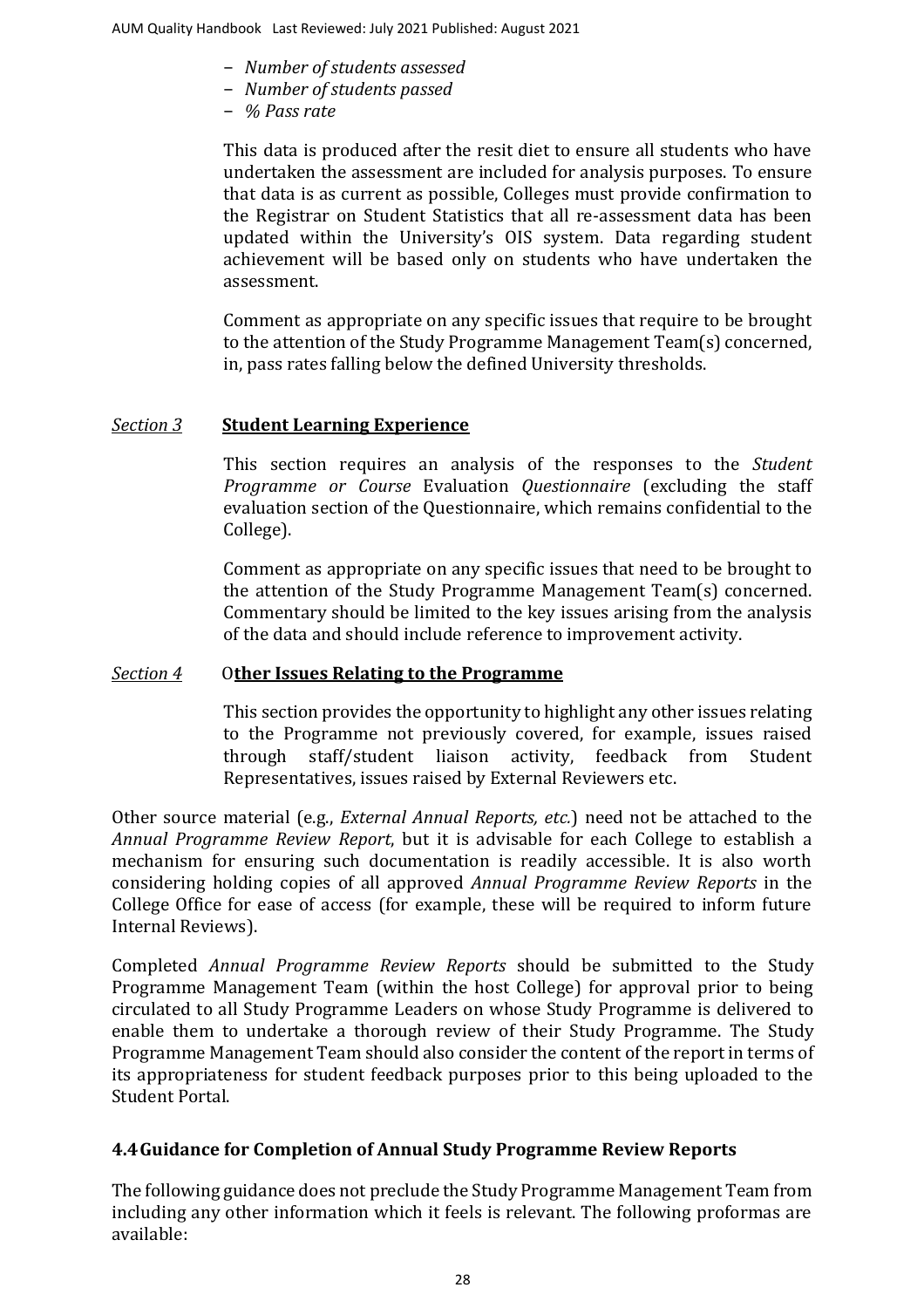- *Number of students assessed*
- *Number of students passed*
- *% Pass rate*

This data is produced after the resit diet to ensure all students who have undertaken the assessment are included for analysis purposes. To ensure that data is as current as possible, Colleges must provide confirmation to the Registrar on Student Statistics that all re-assessment data has been updated within the University's OIS system. Data regarding student achievement will be based only on students who have undertaken the assessment.

Comment as appropriate on any specific issues that require to be brought to the attention of the Study Programme Management Team(s) concerned, in, pass rates falling below the defined University thresholds.

*Section 3* **Student Learning Experience**

This section requires an analysis of the responses to the *Student Programme or Course* Evaluation *Questionnaire* (excluding the staff evaluation section of the Questionnaire, which remains confidential to the College).

Comment as appropriate on any specific issues that need to be brought to the attention of the Study Programme Management Team(s) concerned. Commentary should be limited to the key issues arising from the analysis of the data and should include reference to improvement activity.

*Section 4* O**ther Issues Relating to the Programme**

This section provides the opportunity to highlight any other issues relating to the Programme not previously covered, for example, issues raised through staff/student liaison activity, feedback from Student Representatives, issues raised by External Reviewers etc.

Other source material (e.g., *External Annual Reports, etc.*) need not be attached to the *Annual Programme Review Report*, but it is advisable for each College to establish a mechanism for ensuring such documentation is readily accessible. It is also worth considering holding copies of all approved *Annual Programme Review Reports* in the College Office for ease of access (for example, these will be required to inform future Internal Reviews).

Completed *Annual Programme Review Reports* should be submitted to the Study Programme Management Team (within the host College) for approval prior to being circulated to all Study Programme Leaders on whose Study Programme is delivered to enable them to undertake a thorough review of their Study Programme. The Study Programme Management Team should also consider the content of the report in terms of its appropriateness for student feedback purposes prior to this being uploaded to the Student Portal.

## 4.4 Guidance for Completion of Annual Study Programme Review Reports

The following guidance does not preclude the Study Programme Management Team from including any other information which it feels is relevant. The following proformas are available: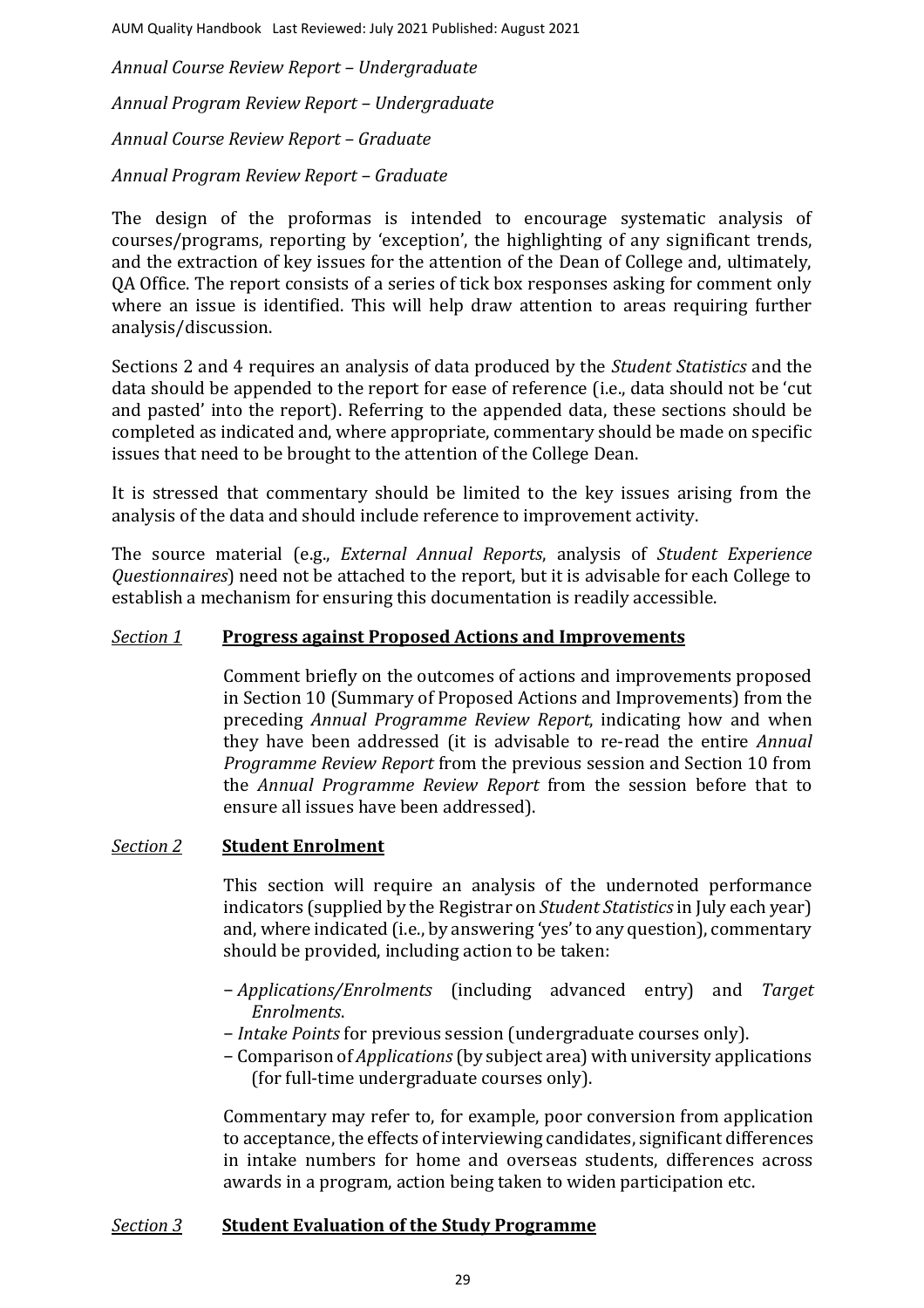*Annual Course Review Report – Undergraduate*

*Annual Program Review Report – Undergraduate*

*Annual Course Review Report – Graduate*

*Annual Program Review Report – Graduate*

The design of the proformas is intended to encourage systematic analysis of courses/programs, reporting by 'exception', the highlighting of any significant trends, and the extraction of key issues for the attention of the Dean of College and, ultimately, QA Office. The report consists of a series of tick box responses asking for comment only where an issue is identified. This will help draw attention to areas requiring further analysis/discussion.

Sections 2 and 4 requires an analysis of data produced by the *Student Statistics* and the data should be appended to the report for ease of reference (i.e., data should not be 'cut and pasted' into the report). Referring to the appended data, these sections should be completed as indicated and, where appropriate, commentary should be made on specific issues that need to be brought to the attention of the College Dean.

It is stressed that commentary should be limited to the key issues arising from the analysis of the data and should include reference to improvement activity.

The source material (e.g., *External Annual Reports*, analysis of *Student Experience Questionnaires*) need not be attached to the report, but it is advisable for each College to establish a mechanism for ensuring this documentation is readily accessible.

*Section 1* **Progress against Proposed Actions and Improvements**

Comment briefly on the outcomes of actions and improvements proposed in Section 10 (Summary of Proposed Actions and Improvements) from the preceding *Annual Programme Review Report*, indicating how and when they have been addressed (it is advisable to re-read the entire *Annual Programme Review Report* from the previous session and Section 10 from the *Annual Programme Review Report* from the session before that to ensure all issues have been addressed).

*Section 2* **Student Enrolment**

This section will require an analysis of the undernoted performance indicators (supplied by the Registrar on *Student Statistics* in July each year) and, where indicated (i.e., by answering 'yes' to any question), commentary should be provided, including action to be taken:

- *Applications/Enrolments* (including advanced entry) and *Target Enrolments*.
- *Intake Points* for previous session (undergraduate courses only).
- Comparison of *Applications* (by subject area) with university applications (for full-time undergraduate courses only).

Commentary may refer to, for example, poor conversion from application to acceptance, the effects of interviewing candidates, significant differences in intake numbers for home and overseas students, differences across awards in a program, action being taken to widen participation etc.

*Section 3* **Student Evaluation of the Study Programme**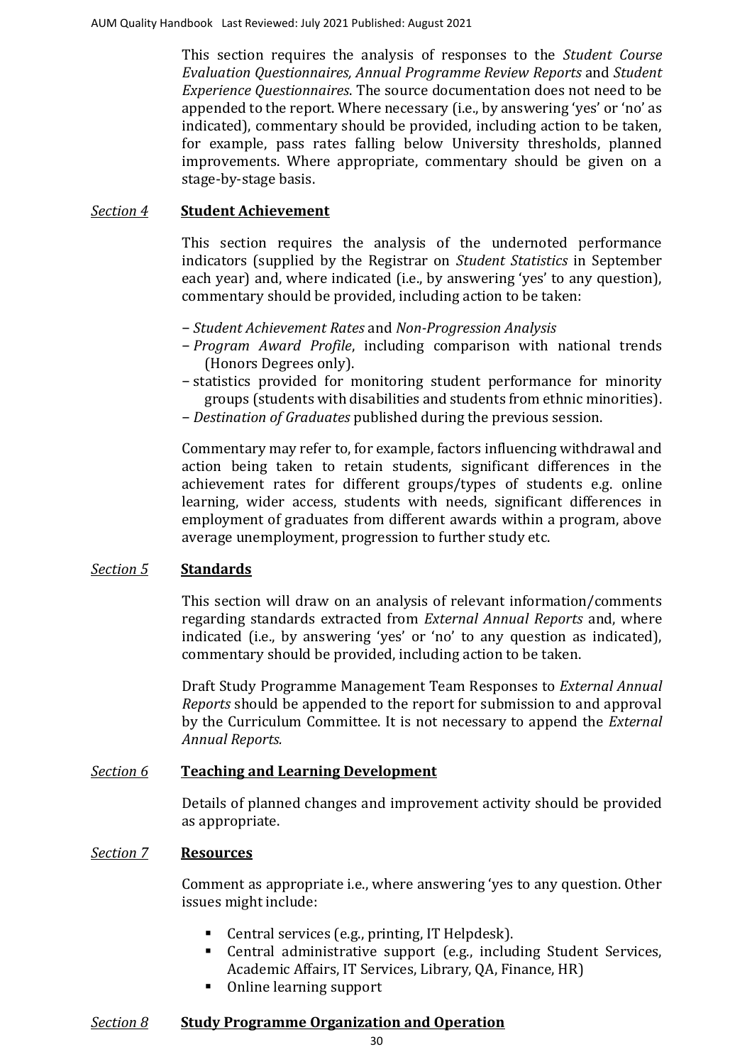This section requires the analysis of responses to the *Student Course Evaluation Questionnaires, Annual Programme Review Reports* and *Student Experience Questionnaires*. The source documentation does not need to be appended to the report. Where necessary (i.e., by answering 'yes' or 'no' as indicated), commentary should be provided, including action to be taken, for example, pass rates falling below University thresholds, planned improvements. Where appropriate, commentary should be given on a stage-by-stage basis.

*Section 4* **Student Achievement**

This section requires the analysis of the undernoted performance indicators (supplied by the Registrar on *Student Statistics* in September each year) and, where indicated (i.e., by answering 'yes' to any question), commentary should be provided, including action to be taken:

- *Student Achievement Rates* and *Non-Progression Analysis*
- *Program Award Profile*, including comparison with national trends (Honors Degrees only).
- statistics provided for monitoring student performance for minority groups (students with disabilities and students from ethnic minorities).
- *Destination of Graduates* published during the previous session.

Commentary may refer to, for example, factors influencing withdrawal and action being taken to retain students, significant differences in the achievement rates for different groups/types of students e.g. online learning, wider access, students with needs, significant differences in employment of graduates from different awards within a program, above average unemployment, progression to further study etc.

*Section 5* **Standards**

This section will draw on an analysis of relevant information/comments regarding standards extracted from *External Annual Reports* and, where indicated (i.e., by answering 'yes' or 'no' to any question as indicated), commentary should be provided, including action to be taken.

Draft Study Programme Management Team Responses to *External Annual Reports* should be appended to the report for submission to and approval by the Curriculum Committee. It is not necessary to append the *External Annual Reports.*

*Section 6* **Teaching and Learning Development**

Details of planned changes and improvement activity should be provided as appropriate.

*Section 7* **Resources**

Comment as appropriate i.e., where answering 'yes to any question. Other issues might include:

- Central services (e.g., printing, IT Helpdesk).
- Central administrative support (e.g., including Student Services, Academic Affairs, IT Services, Library, QA, Finance, HR)
- Online learning support

*Section 8* **Study Programme Organization and Operation**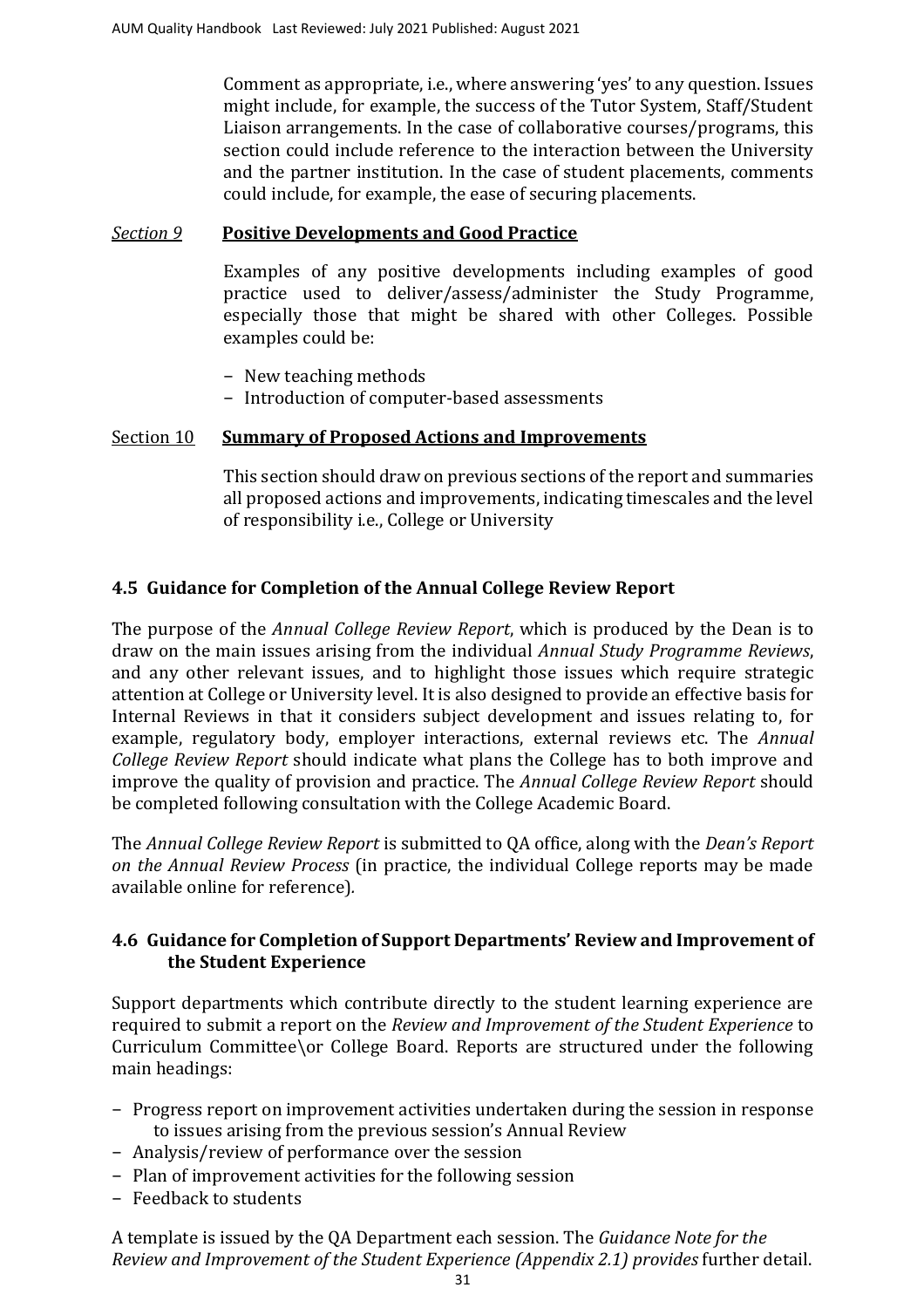Comment as appropriate, i.e., where answering 'yes' to any question. Issues might include, for example, the success of the Tutor System, Staff/Student Liaison arrangements. In the case of collaborative courses/programs, this section could include reference to the interaction between the University and the partner institution. In the case of student placements, comments could include, for example, the ease of securing placements.

*Section 9* **Positive Developments and Good Practice**

Examples of any positive developments including examples of good practice used to deliver/assess/administer the Study Programme, especially those that might be shared with other Colleges. Possible examples could be:

- New teaching methods
- Introduction of computer-based assessments

Section 10 **Summary of Proposed Actions and Improvements**

This section should draw on previous sections of the report and summaries all proposed actions and improvements, indicating timescales and the level of responsibility i.e., College or University

### 4.5 Guidance for Completion of the Annual College Review Report

The purpose of the *Annual College Review Report*, which is produced by the Dean is to draw on the main issues arising from the individual *Annual Study Programme Reviews*, and any other relevant issues, and to highlight those issues which require strategic attention at College or University level. It is also designed to provide an effective basis for Internal Reviews in that it considers subject development and issues relating to, for example, regulatory body, employer interactions, external reviews etc. The *Annual College Review Report* should indicate what plans the College has to both improve and improve the quality of provision and practice. The *Annual College Review Report* should be completed following consultation with the College Academic Board.

The *Annual College Review Report* is submitted to QA office, along with the *Dean's Report on the Annual Review Process* (in practice, the individual College reports may be made available online for reference).

### 4.6 Guidance for Completion of Support Departments' Review and Improvement of the Student Experience

Support departments which contribute directly to the student learning experience are required to submit a report on the *Review and Improvement of the Student Experience* to Curriculum Committee\or College Board. Reports are structured under the following main headings:

- Progress report on improvement activities undertaken during the session in response to issues arising from the previous session's Annual Review
- Analysis/review of performance over the session
- Plan of improvement activities for the following session
- Feedback to students

A template is issued by the QA Department each session. The *Guidance Note for the Review and Improvement of the Student Experience (Appendix 2.1) provides* further detail.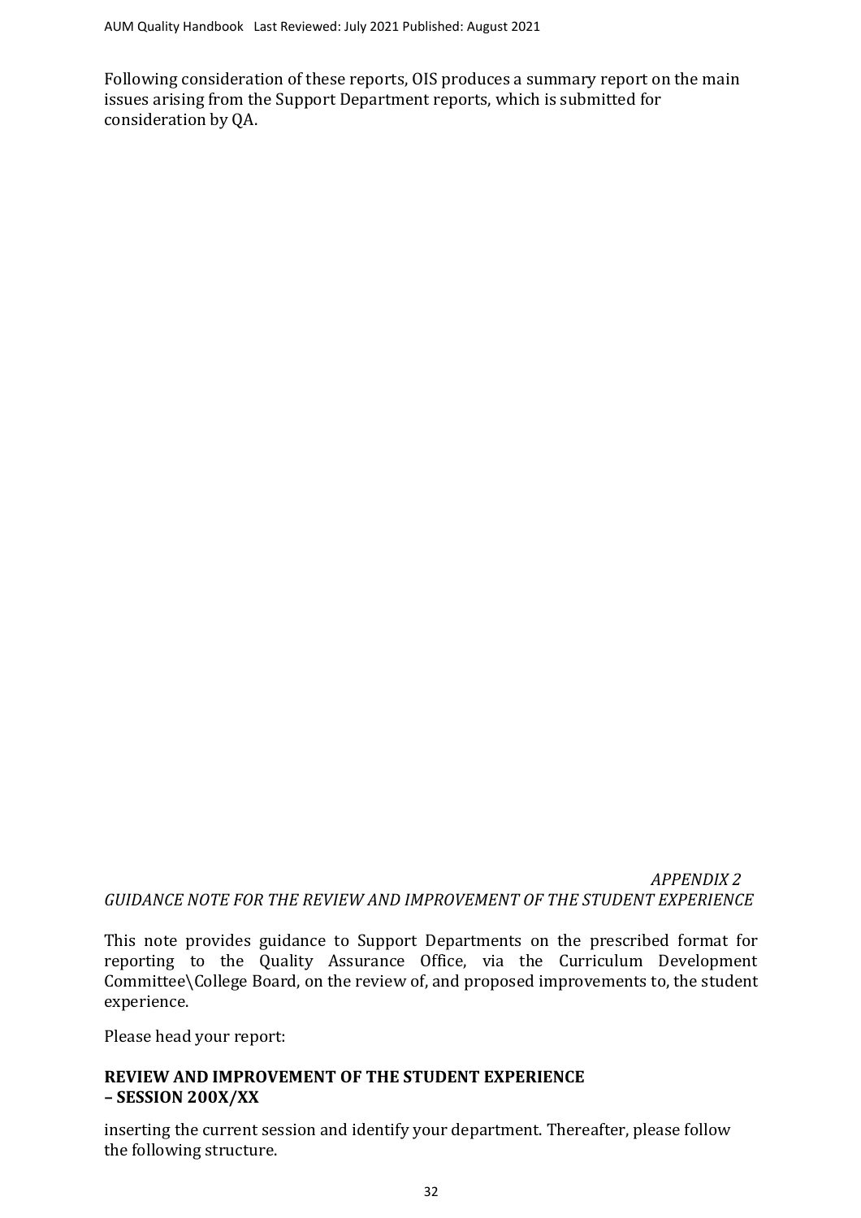Following consideration of these reports, OIS produces a summary report on the main issues arising from the Support Department reports, which is submitted for consideration by QA.

*APPENDIX 2*

*GUIDANCE NOTE FOR THE REVIEW AND IMPROVEMENT OF THE STUDENT EXPERIENCE*

This note provides guidance to Support Departments on the prescribed format for reporting to the Quality Assurance Office, via the Curriculum Development Committee\College Board, on the review of, and proposed improvements to, the student experience.

Please head your report:

**REVIEW AND IMPROVEMENT OF THE STUDENT EXPERIENCE – SESSION 200X/XX**

inserting the current session and identify your department. Thereafter, please follow the following structure.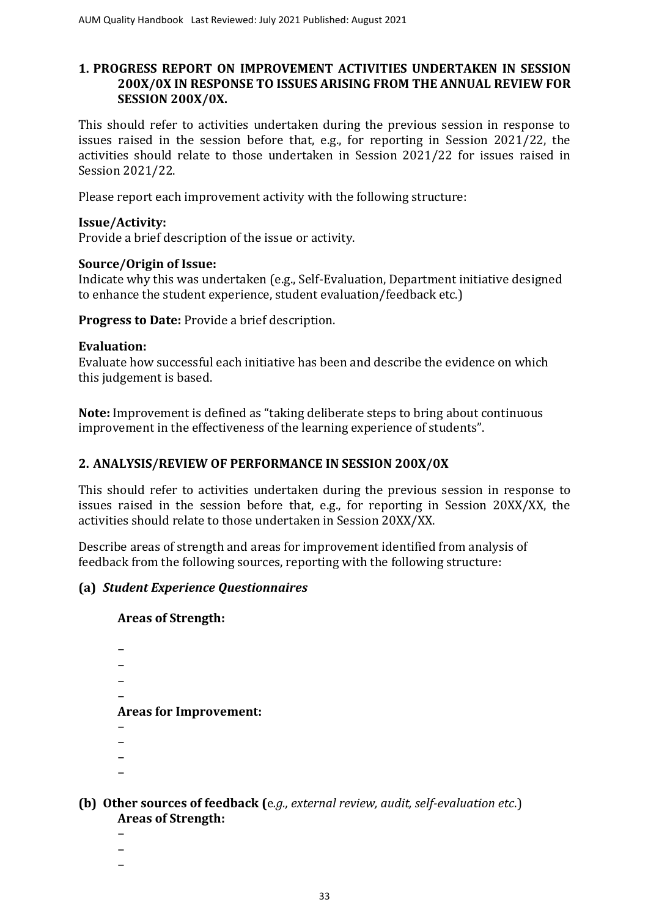## 1. PROGRESS REPORT ON IMPROVEMENT ACTIVITIES UNDERTAKEN IN SESSION 200X/0X IN RESPONSE TO ISSUES ARISING FROM THE ANNUAL REVIEW FOR SESSION 200X/0X.

This should refer to activities undertaken during the previous session in response to issues raised in the session before that, e.g., for reporting in Session 2021/22, the activities should relate to those undertaken in Session 2021/22 for issues raised in Session 2021/22.

Please report each improvement activity with the following structure:

**Issue/Activity:**
Provide a brief description of the issue or activity.

**Source/Origin of Issue:**
Indicate why this was undertaken (e.g., Self-Evaluation, Department initiative designed to enhance the student experience, student evaluation/feedback etc.)

**Progress to Date:** Provide a brief description.

**Evaluation:**
Evaluate how successful each initiative has been and describe the evidence on which this judgement is based.

**Note:** Improvement is defined as "taking deliberate steps to bring about continuous improvement in the effectiveness of the learning experience of students".

## 2. ANALYSIS/REVIEW OF PERFORMANCE IN SESSION 200X/0X

This should refer to activities undertaken during the previous session in response to issues raised in the session before that, e.g., for reporting in Session 20XX/XX, the activities should relate to those undertaken in Session 20XX/XX.

Describe areas of strength and areas for improvement identified from analysis of feedback from the following sources, reporting with the following structure:

**(a)** ***Student Experience Questionnaires***

**Areas of Strength:**

–
–
–
–

**Areas for Improvement:**

–
–
–
–

**(b) Other sources of feedback (***e.g., external review, audit, self-evaluation etc.*)

**Areas of Strength:**

–
–
–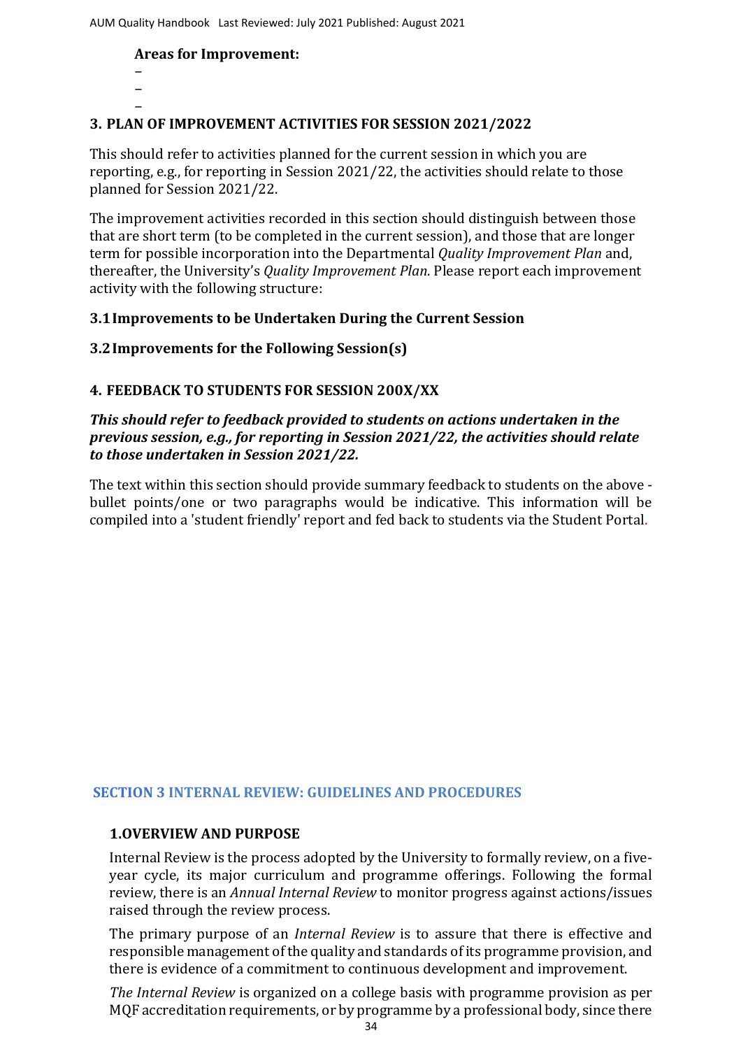**Areas for Improvement:**

–

–

–

### 3. PLAN OF IMPROVEMENT ACTIVITIES FOR SESSION 2021/2022

This should refer to activities planned for the current session in which you are reporting, e.g., for reporting in Session 2021/22, the activities should relate to those planned for Session 2021/22.

The improvement activities recorded in this section should distinguish between those that are short term (to be completed in the current session), and those that are longer term for possible incorporation into the Departmental *Quality Improvement Plan* and, thereafter, the University's *Quality Improvement Plan*. Please report each improvement activity with the following structure:

#### 3.1 Improvements to be Undertaken During the Current Session

#### 3.2 Improvements for the Following Session(s)

### 4. FEEDBACK TO STUDENTS FOR SESSION 200X/XX

***This should refer to feedback provided to students on actions undertaken in the previous session, e.g., for reporting in Session 2021/22, the activities should relate to those undertaken in Session 2021/22.***

The text within this section should provide summary feedback to students on the above - bullet points/one or two paragraphs would be indicative. This information will be compiled into a 'student friendly' report and fed back to students via the Student Portal.

## SECTION 3 INTERNAL REVIEW: GUIDELINES AND PROCEDURES

### 1. OVERVIEW AND PURPOSE

Internal Review is the process adopted by the University to formally review, on a five-year cycle, its major curriculum and programme offerings. Following the formal review, there is an *Annual Internal Review* to monitor progress against actions/issues raised through the review process.

The primary purpose of an *Internal Review* is to assure that there is effective and responsible management of the quality and standards of its programme provision, and there is evidence of a commitment to continuous development and improvement.

*The Internal Review* is organized on a college basis with programme provision as per MQF accreditation requirements, or by programme by a professional body, since there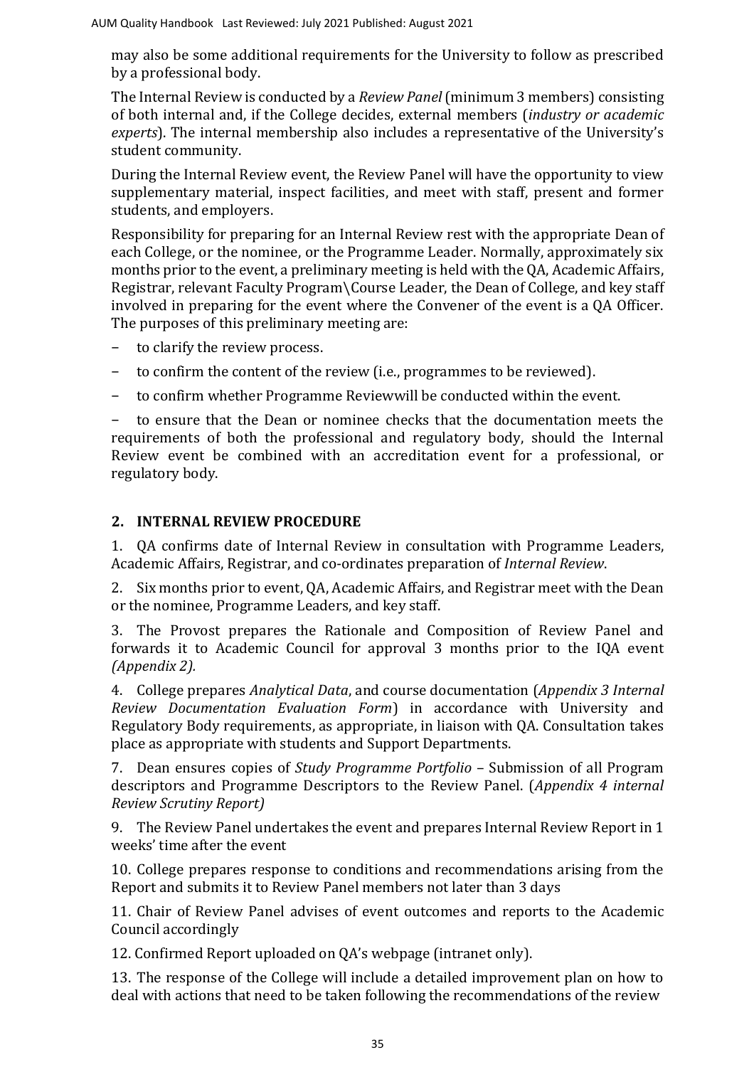may also be some additional requirements for the University to follow as prescribed by a professional body.

The Internal Review is conducted by a *Review Panel* (minimum 3 members) consisting of both internal and, if the College decides, external members (*industry or academic experts*). The internal membership also includes a representative of the University's student community.

During the Internal Review event, the Review Panel will have the opportunity to view supplementary material, inspect facilities, and meet with staff, present and former students, and employers.

Responsibility for preparing for an Internal Review rest with the appropriate Dean of each College, or the nominee, or the Programme Leader. Normally, approximately six months prior to the event, a preliminary meeting is held with the QA, Academic Affairs, Registrar, relevant Faculty Program\Course Leader, the Dean of College, and key staff involved in preparing for the event where the Convener of the event is a QA Officer. The purposes of this preliminary meeting are:

- to clarify the review process.
- to confirm the content of the review (i.e., programmes to be reviewed).
- to confirm whether Programme Reviewwill be conducted within the event.
- to ensure that the Dean or nominee checks that the documentation meets the requirements of both the professional and regulatory body, should the Internal Review event be combined with an accreditation event for a professional, or regulatory body.

## 2. INTERNAL REVIEW PROCEDURE

1. QA confirms date of Internal Review in consultation with Programme Leaders, Academic Affairs, Registrar, and co-ordinates preparation of *Internal Review*.

2. Six months prior to event, QA, Academic Affairs, and Registrar meet with the Dean or the nominee, Programme Leaders, and key staff.

3. The Provost prepares the Rationale and Composition of Review Panel and forwards it to Academic Council for approval 3 months prior to the IQA event *(Appendix 2).*

4. College prepares *Analytical Data*, and course documentation (*Appendix 3 Internal Review Documentation Evaluation Form*) in accordance with University and Regulatory Body requirements, as appropriate, in liaison with QA. Consultation takes place as appropriate with students and Support Departments.

7. Dean ensures copies of *Study Programme Portfolio* – Submission of all Program descriptors and Programme Descriptors to the Review Panel. (*Appendix 4 internal Review Scrutiny Report)*

9. The Review Panel undertakes the event and prepares Internal Review Report in 1 weeks' time after the event

10. College prepares response to conditions and recommendations arising from the Report and submits it to Review Panel members not later than 3 days

11. Chair of Review Panel advises of event outcomes and reports to the Academic Council accordingly

12. Confirmed Report uploaded on QA's webpage (intranet only).

13. The response of the College will include a detailed improvement plan on how to deal with actions that need to be taken following the recommendations of the review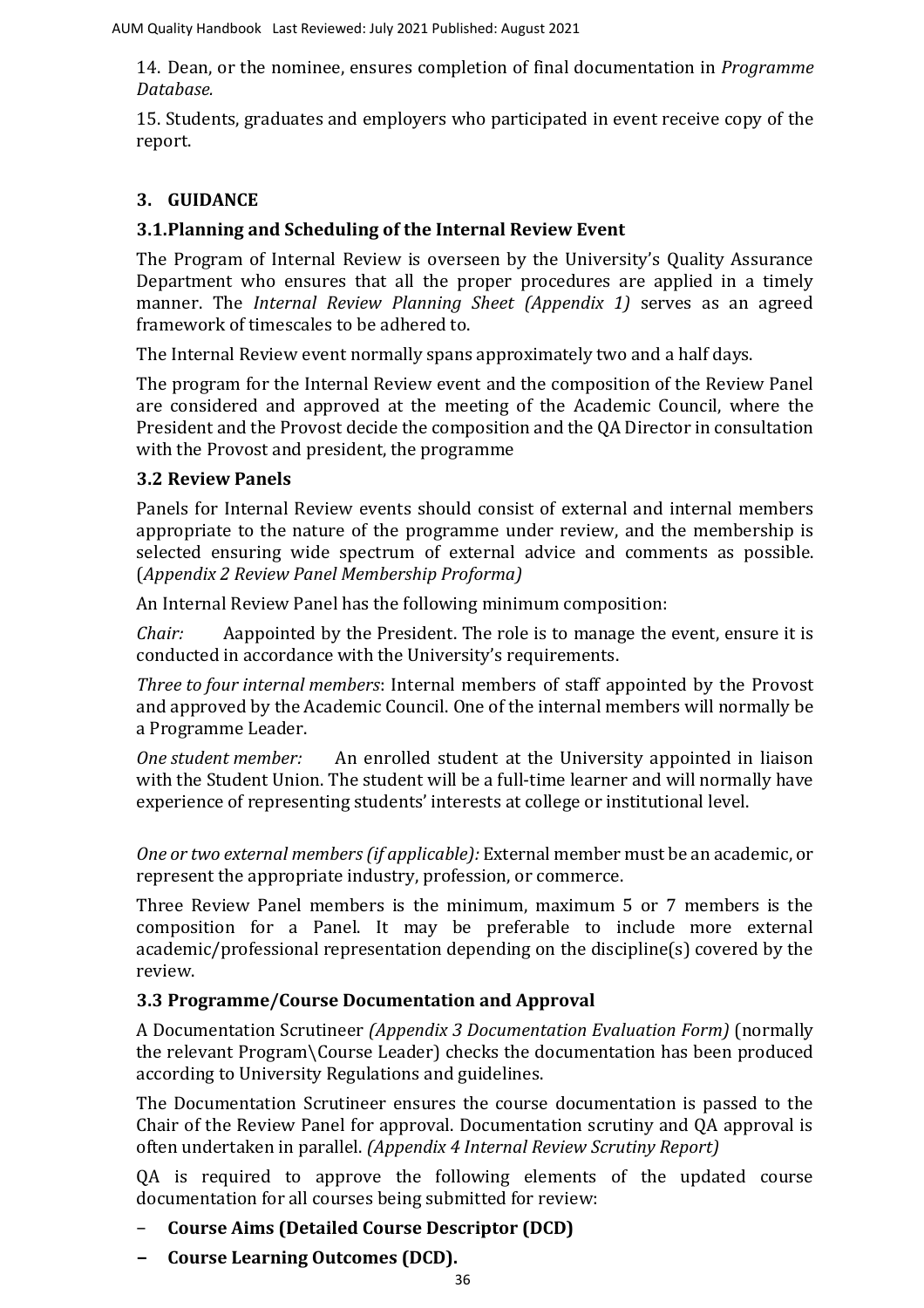14. Dean, or the nominee, ensures completion of final documentation in *Programme Database.*

15. Students, graduates and employers who participated in event receive copy of the report.

## 3. GUIDANCE

### 3.1.Planning and Scheduling of the Internal Review Event

The Program of Internal Review is overseen by the University's Quality Assurance Department who ensures that all the proper procedures are applied in a timely manner. The *Internal Review Planning Sheet (Appendix 1)* serves as an agreed framework of timescales to be adhered to.

The Internal Review event normally spans approximately two and a half days.

The program for the Internal Review event and the composition of the Review Panel are considered and approved at the meeting of the Academic Council, where the President and the Provost decide the composition and the QA Director in consultation with the Provost and president, the programme

### 3.2 Review Panels

Panels for Internal Review events should consist of external and internal members appropriate to the nature of the programme under review, and the membership is selected ensuring wide spectrum of external advice and comments as possible. (*Appendix 2 Review Panel Membership Proforma)*

An Internal Review Panel has the following minimum composition:

*Chair:* Aappointed by the President. The role is to manage the event, ensure it is conducted in accordance with the University's requirements.

*Three to four internal members*: Internal members of staff appointed by the Provost and approved by the Academic Council. One of the internal members will normally be a Programme Leader.

*One student member:* An enrolled student at the University appointed in liaison with the Student Union. The student will be a full-time learner and will normally have experience of representing students' interests at college or institutional level.

*One or two external members (if applicable):* External member must be an academic, or represent the appropriate industry, profession, or commerce.

Three Review Panel members is the minimum, maximum 5 or 7 members is the composition for a Panel. It may be preferable to include more external academic/professional representation depending on the discipline(s) covered by the review.

### 3.3 Programme/Course Documentation and Approval

A Documentation Scrutineer *(Appendix 3 Documentation Evaluation Form)* (normally the relevant Program\Course Leader) checks the documentation has been produced according to University Regulations and guidelines.

The Documentation Scrutineer ensures the course documentation is passed to the Chair of the Review Panel for approval. Documentation scrutiny and QA approval is often undertaken in parallel. *(Appendix 4 Internal Review Scrutiny Report)*

QA is required to approve the following elements of the updated course documentation for all courses being submitted for review:

- **Course Aims (Detailed Course Descriptor (DCD)**
- **Course Learning Outcomes (DCD).**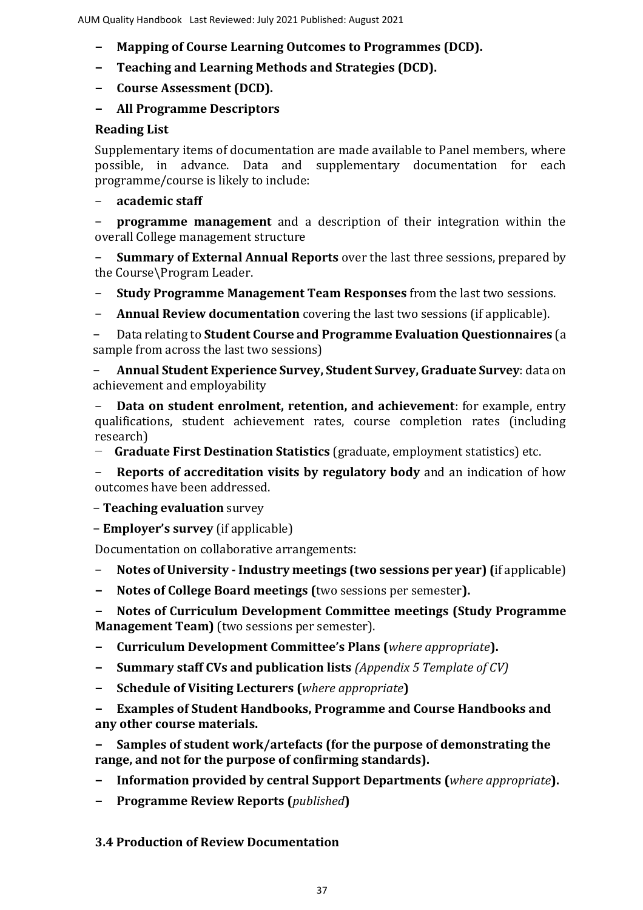- **Mapping of Course Learning Outcomes to Programmes (DCD).**
- **Teaching and Learning Methods and Strategies (DCD).**
- **Course Assessment (DCD).**
- **All Programme Descriptors**

**Reading List**

Supplementary items of documentation are made available to Panel members, where possible, in advance. Data and supplementary documentation for each programme/course is likely to include:

- **academic staff**
- **programme management** and a description of their integration within the overall College management structure
- **Summary of External Annual Reports** over the last three sessions, prepared by the Course\Program Leader.
- **Study Programme Management Team Responses** from the last two sessions.
- **Annual Review documentation** covering the last two sessions (if applicable).
- Data relating to **Student Course and Programme Evaluation Questionnaires** (a sample from across the last two sessions)
- **Annual Student Experience Survey, Student Survey, Graduate Survey**: data on achievement and employability
- **Data on student enrolment, retention, and achievement**: for example, entry qualifications, student achievement rates, course completion rates (including research)
- **Graduate First Destination Statistics** (graduate, employment statistics) etc.
- **Reports of accreditation visits by regulatory body** and an indication of how outcomes have been addressed.
- **Teaching evaluation** survey
- **Employer's survey** (if applicable)

Documentation on collaborative arrangements:

- **Notes of University - Industry meetings (two sessions per year) (**if applicable)
- **Notes of College Board meetings (**two sessions per semester**).**
- **Notes of Curriculum Development Committee meetings (Study Programme Management Team)** (two sessions per semester).
- **Curriculum Development Committee's Plans (***where appropriate***).**
- **Summary staff CVs and publication lists** *(Appendix 5 Template of CV)*
- **Schedule of Visiting Lecturers (***where appropriate***)**
- **Examples of Student Handbooks, Programme and Course Handbooks and any other course materials.**
- **Samples of student work/artefacts (for the purpose of demonstrating the range, and not for the purpose of confirming standards).**
- **Information provided by central Support Departments (***where appropriate***).**
- **Programme Review Reports (***published***)**

### 3.4 Production of Review Documentation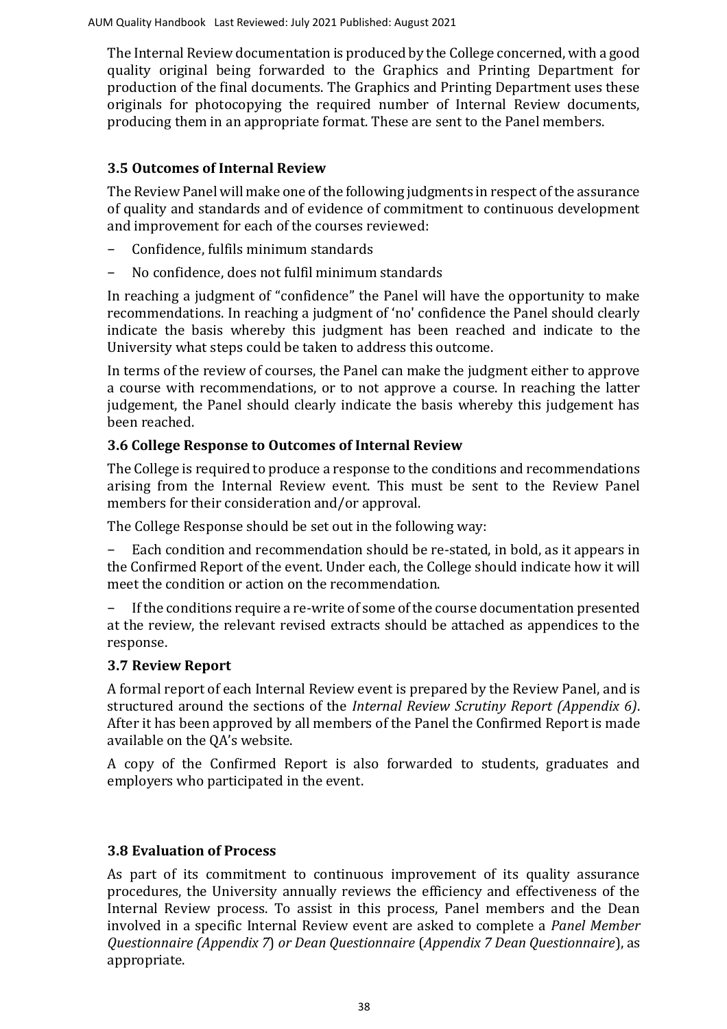The Internal Review documentation is produced by the College concerned, with a good quality original being forwarded to the Graphics and Printing Department for production of the final documents. The Graphics and Printing Department uses these originals for photocopying the required number of Internal Review documents, producing them in an appropriate format. These are sent to the Panel members.

### 3.5 Outcomes of Internal Review

The Review Panel will make one of the following judgments in respect of the assurance of quality and standards and of evidence of commitment to continuous development and improvement for each of the courses reviewed:

- Confidence, fulfils minimum standards
- No confidence, does not fulfil minimum standards

In reaching a judgment of "confidence" the Panel will have the opportunity to make recommendations. In reaching a judgment of 'no' confidence the Panel should clearly indicate the basis whereby this judgment has been reached and indicate to the University what steps could be taken to address this outcome.

In terms of the review of courses, the Panel can make the judgment either to approve a course with recommendations, or to not approve a course. In reaching the latter judgement, the Panel should clearly indicate the basis whereby this judgement has been reached.

### 3.6 College Response to Outcomes of Internal Review

The College is required to produce a response to the conditions and recommendations arising from the Internal Review event. This must be sent to the Review Panel members for their consideration and/or approval.

The College Response should be set out in the following way:

- Each condition and recommendation should be re-stated, in bold, as it appears in the Confirmed Report of the event. Under each, the College should indicate how it will meet the condition or action on the recommendation.
- If the conditions require a re-write of some of the course documentation presented at the review, the relevant revised extracts should be attached as appendices to the response.

### 3.7 Review Report

A formal report of each Internal Review event is prepared by the Review Panel, and is structured around the sections of the *Internal Review Scrutiny Report (Appendix 6)*. After it has been approved by all members of the Panel the Confirmed Report is made available on the QA's website.

A copy of the Confirmed Report is also forwarded to students, graduates and employers who participated in the event.

### 3.8 Evaluation of Process

As part of its commitment to continuous improvement of its quality assurance procedures, the University annually reviews the efficiency and effectiveness of the Internal Review process. To assist in this process, Panel members and the Dean involved in a specific Internal Review event are asked to complete a *Panel Member Questionnaire (Appendix 7) or Dean Questionnaire* (*Appendix 7 Dean Questionnaire*), as appropriate.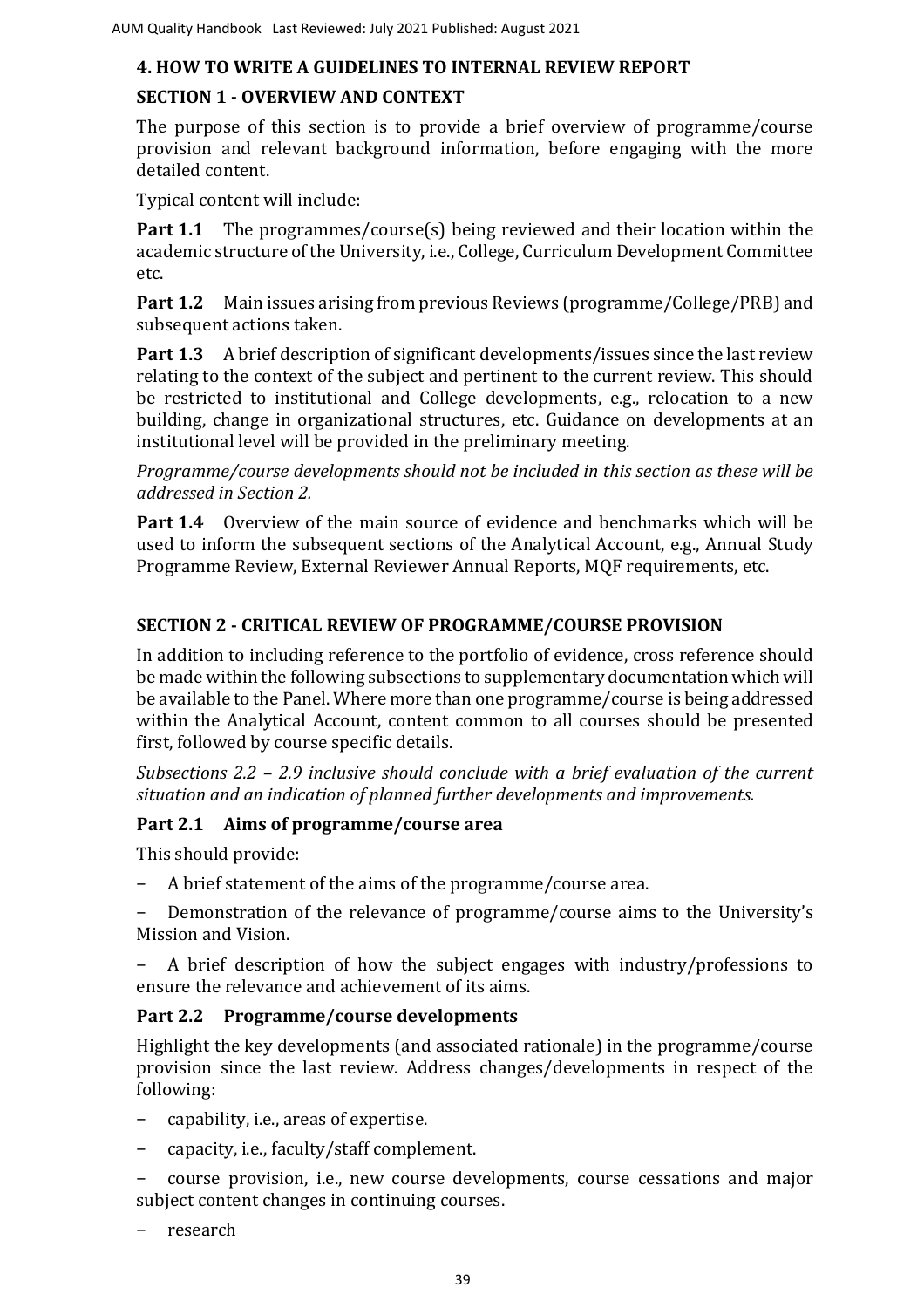## 4. HOW TO WRITE A GUIDELINES TO INTERNAL REVIEW REPORT

### SECTION 1 - OVERVIEW AND CONTEXT

The purpose of this section is to provide a brief overview of programme/course provision and relevant background information, before engaging with the more detailed content.

Typical content will include:

**Part 1.1** The programmes/course(s) being reviewed and their location within the academic structure of the University, i.e., College, Curriculum Development Committee etc.

**Part 1.2** Main issues arising from previous Reviews (programme/College/PRB) and subsequent actions taken.

**Part 1.3** A brief description of significant developments/issues since the last review relating to the context of the subject and pertinent to the current review. This should be restricted to institutional and College developments, e.g., relocation to a new building, change in organizational structures, etc. Guidance on developments at an institutional level will be provided in the preliminary meeting.

*Programme/course developments should not be included in this section as these will be addressed in Section 2.*

**Part 1.4** Overview of the main source of evidence and benchmarks which will be used to inform the subsequent sections of the Analytical Account, e.g., Annual Study Programme Review, External Reviewer Annual Reports, MQF requirements, etc.

### SECTION 2 - CRITICAL REVIEW OF PROGRAMME/COURSE PROVISION

In addition to including reference to the portfolio of evidence, cross reference should be made within the following subsections to supplementary documentation which will be available to the Panel. Where more than one programme/course is being addressed within the Analytical Account, content common to all courses should be presented first, followed by course specific details.

*Subsections 2.2 – 2.9 inclusive should conclude with a brief evaluation of the current situation and an indication of planned further developments and improvements.*

#### Part 2.1 Aims of programme/course area

This should provide:

- A brief statement of the aims of the programme/course area.
- Demonstration of the relevance of programme/course aims to the University's Mission and Vision.
- A brief description of how the subject engages with industry/professions to ensure the relevance and achievement of its aims.

#### Part 2.2 Programme/course developments

Highlight the key developments (and associated rationale) in the programme/course provision since the last review. Address changes/developments in respect of the following:

- capability, i.e., areas of expertise.
- capacity, i.e., faculty/staff complement.
- course provision, i.e., new course developments, course cessations and major subject content changes in continuing courses.
- research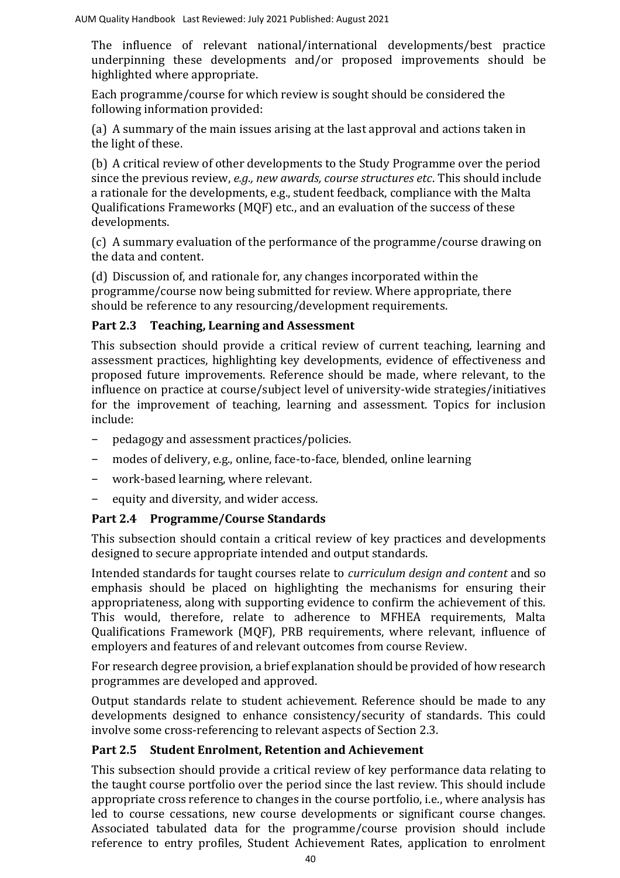The influence of relevant national/international developments/best practice underpinning these developments and/or proposed improvements should be highlighted where appropriate.

Each programme/course for which review is sought should be considered the following information provided:

(a) A summary of the main issues arising at the last approval and actions taken in the light of these.

(b) A critical review of other developments to the Study Programme over the period since the previous review, *e.g., new awards, course structures etc*. This should include a rationale for the developments, e.g., student feedback, compliance with the Malta Qualifications Frameworks (MQF) etc., and an evaluation of the success of these developments.

(c) A summary evaluation of the performance of the programme/course drawing on the data and content.

(d) Discussion of, and rationale for, any changes incorporated within the programme/course now being submitted for review. Where appropriate, there should be reference to any resourcing/development requirements.

### Part 2.3 Teaching, Learning and Assessment

This subsection should provide a critical review of current teaching, learning and assessment practices, highlighting key developments, evidence of effectiveness and proposed future improvements. Reference should be made, where relevant, to the influence on practice at course/subject level of university-wide strategies/initiatives for the improvement of teaching, learning and assessment. Topics for inclusion include:

- pedagogy and assessment practices/policies.
- modes of delivery, e.g., online, face-to-face, blended, online learning
- work-based learning, where relevant.
- equity and diversity, and wider access.

### Part 2.4 Programme/Course Standards

This subsection should contain a critical review of key practices and developments designed to secure appropriate intended and output standards.

Intended standards for taught courses relate to *curriculum design and content* and so emphasis should be placed on highlighting the mechanisms for ensuring their appropriateness, along with supporting evidence to confirm the achievement of this. This would, therefore, relate to adherence to MFHEA requirements, Malta Qualifications Framework (MQF), PRB requirements, where relevant, influence of employers and features of and relevant outcomes from course Review.

For research degree provision, a brief explanation should be provided of how research programmes are developed and approved.

Output standards relate to student achievement. Reference should be made to any developments designed to enhance consistency/security of standards. This could involve some cross-referencing to relevant aspects of Section 2.3.

### Part 2.5 Student Enrolment, Retention and Achievement

This subsection should provide a critical review of key performance data relating to the taught course portfolio over the period since the last review. This should include appropriate cross reference to changes in the course portfolio, i.e., where analysis has led to course cessations, new course developments or significant course changes. Associated tabulated data for the programme/course provision should include reference to entry profiles, Student Achievement Rates, application to enrolment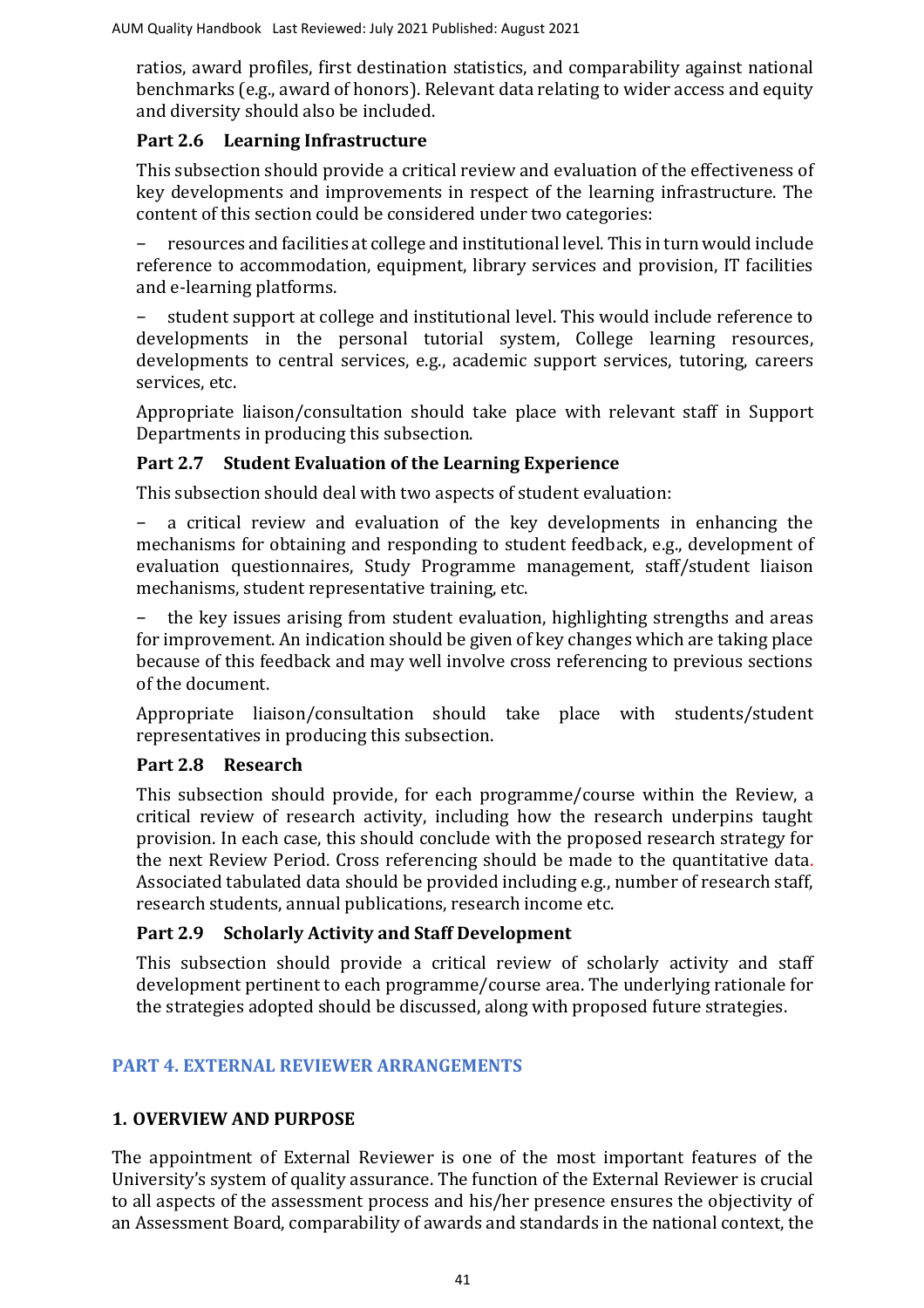ratios, award profiles, first destination statistics, and comparability against national benchmarks (e.g., award of honors). Relevant data relating to wider access and equity and diversity should also be included.

### Part 2.6 Learning Infrastructure

This subsection should provide a critical review and evaluation of the effectiveness of key developments and improvements in respect of the learning infrastructure. The content of this section could be considered under two categories:

- resources and facilities at college and institutional level. This in turn would include reference to accommodation, equipment, library services and provision, IT facilities and e-learning platforms.
- student support at college and institutional level. This would include reference to developments in the personal tutorial system, College learning resources, developments to central services, e.g., academic support services, tutoring, careers services, etc.

Appropriate liaison/consultation should take place with relevant staff in Support Departments in producing this subsection.

### Part 2.7 Student Evaluation of the Learning Experience

This subsection should deal with two aspects of student evaluation:

- a critical review and evaluation of the key developments in enhancing the mechanisms for obtaining and responding to student feedback, e.g., development of evaluation questionnaires, Study Programme management, staff/student liaison mechanisms, student representative training, etc.
- the key issues arising from student evaluation, highlighting strengths and areas for improvement. An indication should be given of key changes which are taking place because of this feedback and may well involve cross referencing to previous sections of the document.

Appropriate liaison/consultation should take place with students/student representatives in producing this subsection.

### Part 2.8 Research

This subsection should provide, for each programme/course within the Review, a critical review of research activity, including how the research underpins taught provision. In each case, this should conclude with the proposed research strategy for the next Review Period. Cross referencing should be made to the quantitative data. Associated tabulated data should be provided including e.g., number of research staff, research students, annual publications, research income etc.

### Part 2.9 Scholarly Activity and Staff Development

This subsection should provide a critical review of scholarly activity and staff development pertinent to each programme/course area. The underlying rationale for the strategies adopted should be discussed, along with proposed future strategies.

## PART 4. EXTERNAL REVIEWER ARRANGEMENTS

### 1. OVERVIEW AND PURPOSE

The appointment of External Reviewer is one of the most important features of the University's system of quality assurance. The function of the External Reviewer is crucial to all aspects of the assessment process and his/her presence ensures the objectivity of an Assessment Board, comparability of awards and standards in the national context, the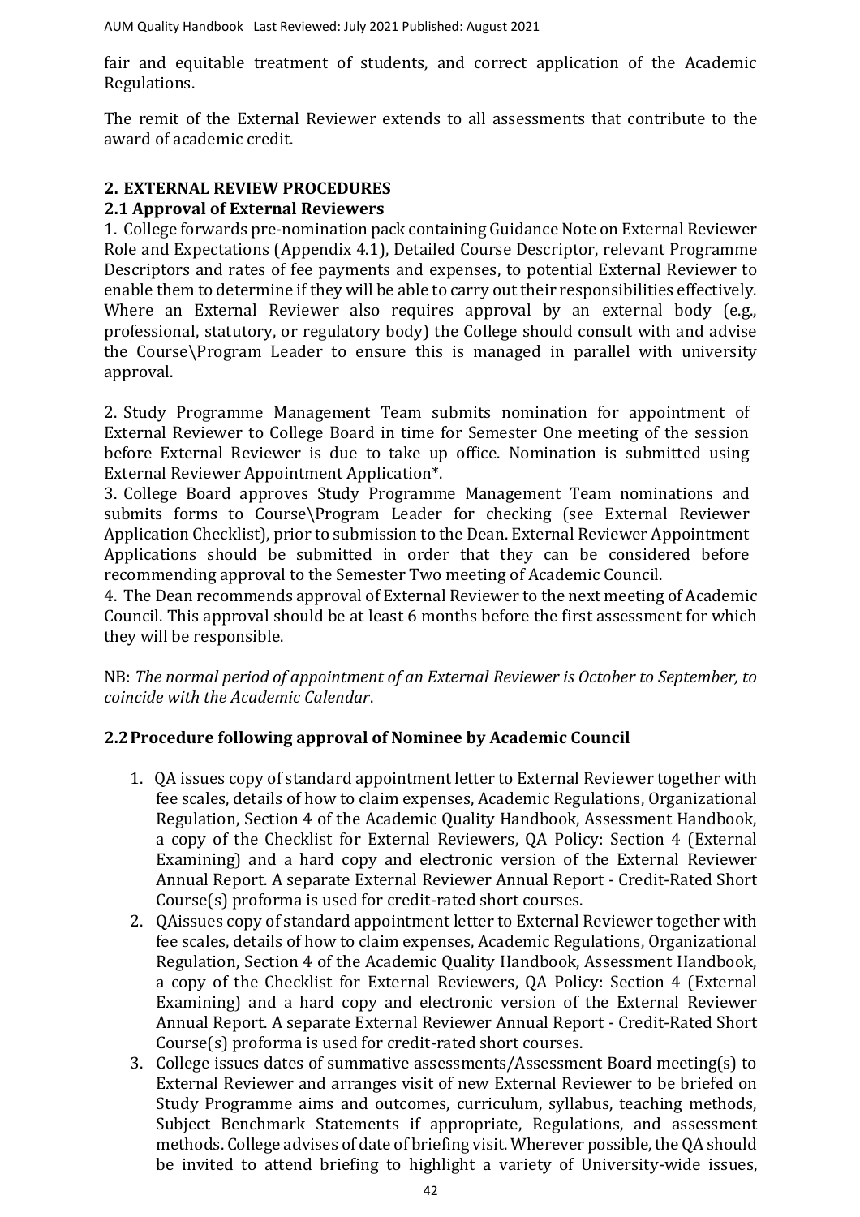fair and equitable treatment of students, and correct application of the Academic Regulations.

The remit of the External Reviewer extends to all assessments that contribute to the award of academic credit.

## 2. EXTERNAL REVIEW PROCEDURES

### 2.1 Approval of External Reviewers

1. College forwards pre-nomination pack containing Guidance Note on External Reviewer Role and Expectations (Appendix 4.1), Detailed Course Descriptor, relevant Programme Descriptors and rates of fee payments and expenses, to potential External Reviewer to enable them to determine if they will be able to carry out their responsibilities effectively. Where an External Reviewer also requires approval by an external body (e.g., professional, statutory, or regulatory body) the College should consult with and advise the Course\Program Leader to ensure this is managed in parallel with university approval.

2. Study Programme Management Team submits nomination for appointment of External Reviewer to College Board in time for Semester One meeting of the session before External Reviewer is due to take up office. Nomination is submitted using External Reviewer Appointment Application*.
3. College Board approves Study Programme Management Team nominations and submits forms to Course\Program Leader for checking (see External Reviewer Application Checklist), prior to submission to the Dean. External Reviewer Appointment Applications should be submitted in order that they can be considered before recommending approval to the Semester Two meeting of Academic Council.
4. The Dean recommends approval of External Reviewer to the next meeting of Academic Council. This approval should be at least 6 months before the first assessment for which they will be responsible.

NB: *The normal period of appointment of an External Reviewer is October to September, to coincide with the Academic Calendar*.

### 2.2 Procedure following approval of Nominee by Academic Council

1. QA issues copy of standard appointment letter to External Reviewer together with fee scales, details of how to claim expenses, Academic Regulations, Organizational Regulation, Section 4 of the Academic Quality Handbook, Assessment Handbook, a copy of the Checklist for External Reviewers, QA Policy: Section 4 (External Examining) and a hard copy and electronic version of the External Reviewer Annual Report. A separate External Reviewer Annual Report - Credit-Rated Short Course(s) proforma is used for credit-rated short courses.
2. QAissues copy of standard appointment letter to External Reviewer together with fee scales, details of how to claim expenses, Academic Regulations, Organizational Regulation, Section 4 of the Academic Quality Handbook, Assessment Handbook, a copy of the Checklist for External Reviewers, QA Policy: Section 4 (External Examining) and a hard copy and electronic version of the External Reviewer Annual Report. A separate External Reviewer Annual Report - Credit-Rated Short Course(s) proforma is used for credit-rated short courses.
3. College issues dates of summative assessments/Assessment Board meeting(s) to External Reviewer and arranges visit of new External Reviewer to be briefed on Study Programme aims and outcomes, curriculum, syllabus, teaching methods, Subject Benchmark Statements if appropriate, Regulations, and assessment methods. College advises of date of briefing visit. Wherever possible, the QA should be invited to attend briefing to highlight a variety of University-wide issues,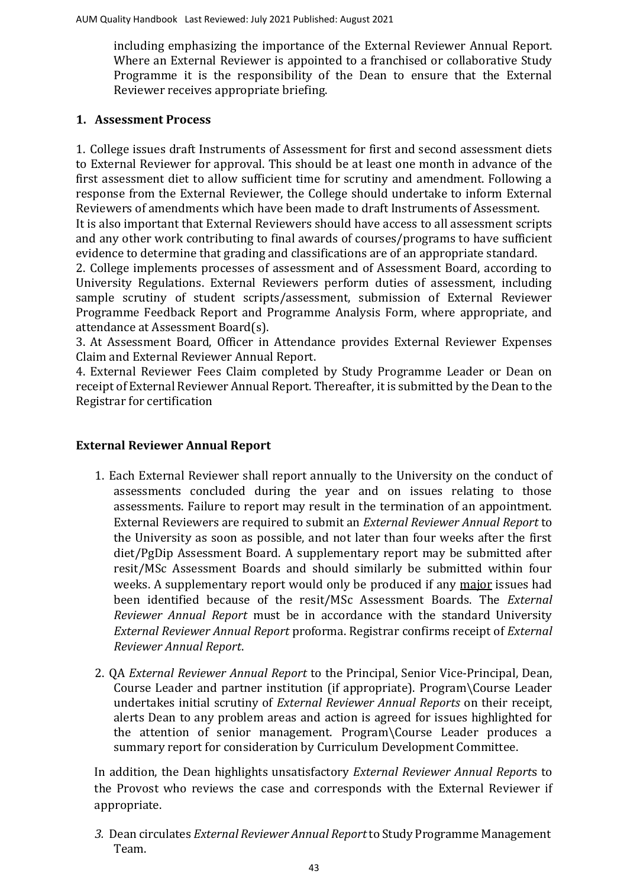including emphasizing the importance of the External Reviewer Annual Report. Where an External Reviewer is appointed to a franchised or collaborative Study Programme it is the responsibility of the Dean to ensure that the External Reviewer receives appropriate briefing.

## 1. Assessment Process

1. College issues draft Instruments of Assessment for first and second assessment diets to External Reviewer for approval. This should be at least one month in advance of the first assessment diet to allow sufficient time for scrutiny and amendment. Following a response from the External Reviewer, the College should undertake to inform External Reviewers of amendments which have been made to draft Instruments of Assessment.
It is also important that External Reviewers should have access to all assessment scripts and any other work contributing to final awards of courses/programs to have sufficient evidence to determine that grading and classifications are of an appropriate standard.
2. College implements processes of assessment and of Assessment Board, according to University Regulations. External Reviewers perform duties of assessment, including sample scrutiny of student scripts/assessment, submission of External Reviewer Programme Feedback Report and Programme Analysis Form, where appropriate, and attendance at Assessment Board(s).
3. At Assessment Board, Officer in Attendance provides External Reviewer Expenses Claim and External Reviewer Annual Report.
4. External Reviewer Fees Claim completed by Study Programme Leader or Dean on receipt of External Reviewer Annual Report. Thereafter, it is submitted by the Dean to the Registrar for certification

## External Reviewer Annual Report

1. Each External Reviewer shall report annually to the University on the conduct of assessments concluded during the year and on issues relating to those assessments. Failure to report may result in the termination of an appointment. External Reviewers are required to submit an *External Reviewer Annual Report* to the University as soon as possible, and not later than four weeks after the first diet/PgDip Assessment Board. A supplementary report may be submitted after resit/MSc Assessment Boards and should similarly be submitted within four weeks. A supplementary report would only be produced if any <u>major</u> issues had been identified because of the resit/MSc Assessment Boards. The *External Reviewer Annual Report* must be in accordance with the standard University *External Reviewer Annual Report* proforma. Registrar confirms receipt of *External Reviewer Annual Report*.

2. QA *External Reviewer Annual Report* to the Principal, Senior Vice-Principal, Dean, Course Leader and partner institution (if appropriate). Program\Course Leader undertakes initial scrutiny of *External Reviewer Annual Reports* on their receipt, alerts Dean to any problem areas and action is agreed for issues highlighted for the attention of senior management. Program\Course Leader produces a summary report for consideration by Curriculum Development Committee.

   In addition, the Dean highlights unsatisfactory *External Reviewer Annual Reports* to the Provost who reviews the case and corresponds with the External Reviewer if appropriate.

3. Dean circulates *External Reviewer Annual Report* to Study Programme Management Team.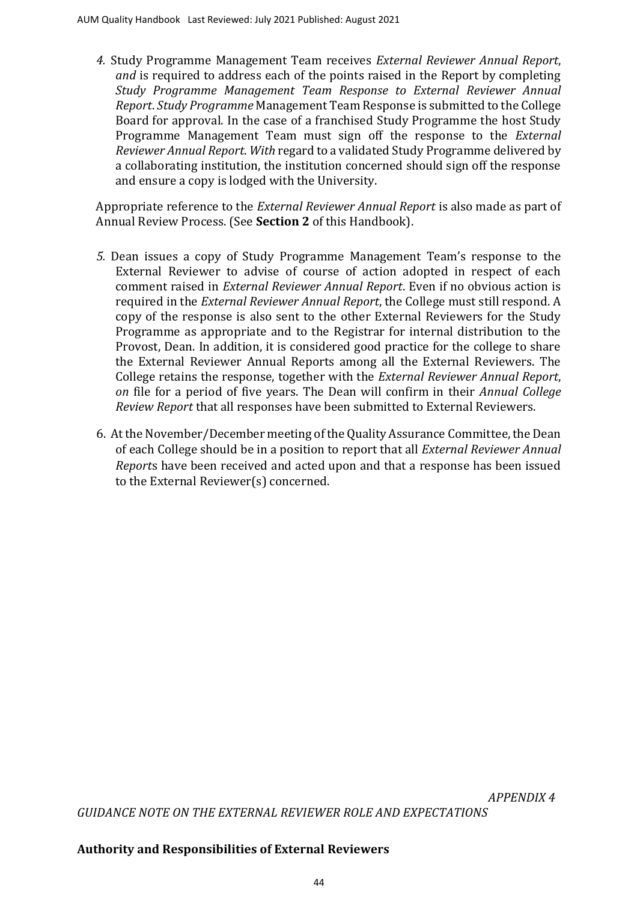4. Study Programme Management Team receives *External Reviewer Annual Report*, *and* is required to address each of the points raised in the Report by completing *Study Programme Management Team Response to External Reviewer Annual Report*. *Study Programme* Management Team Response is submitted to the College Board for approval. In the case of a franchised Study Programme the host Study Programme Management Team must sign off the response to the *External Reviewer Annual Report*. *With* regard to a validated Study Programme delivered by a collaborating institution, the institution concerned should sign off the response and ensure a copy is lodged with the University.

Appropriate reference to the *External Reviewer Annual Report* is also made as part of Annual Review Process. (See **Section 2** of this Handbook).

5. Dean issues a copy of Study Programme Management Team's response to the External Reviewer to advise of course of action adopted in respect of each comment raised in *External Reviewer Annual Report*. Even if no obvious action is required in the *External Reviewer Annual Report*, the College must still respond. A copy of the response is also sent to the other External Reviewers for the Study Programme as appropriate and to the Registrar for internal distribution to the Provost, Dean. In addition, it is considered good practice for the college to share the External Reviewer Annual Reports among all the External Reviewers. The College retains the response, together with the *External Reviewer Annual Report*, *on* file for a period of five years. The Dean will confirm in their *Annual College Review Report* that all responses have been submitted to External Reviewers.

6. At the November/December meeting of the Quality Assurance Committee, the Dean of each College should be in a position to report that all *External Reviewer Annual Reports* have been received and acted upon and that a response has been issued to the External Reviewer(s) concerned.

*APPENDIX 4*

*GUIDANCE NOTE ON THE EXTERNAL REVIEWER ROLE AND EXPECTATIONS*

**Authority and Responsibilities of External Reviewers**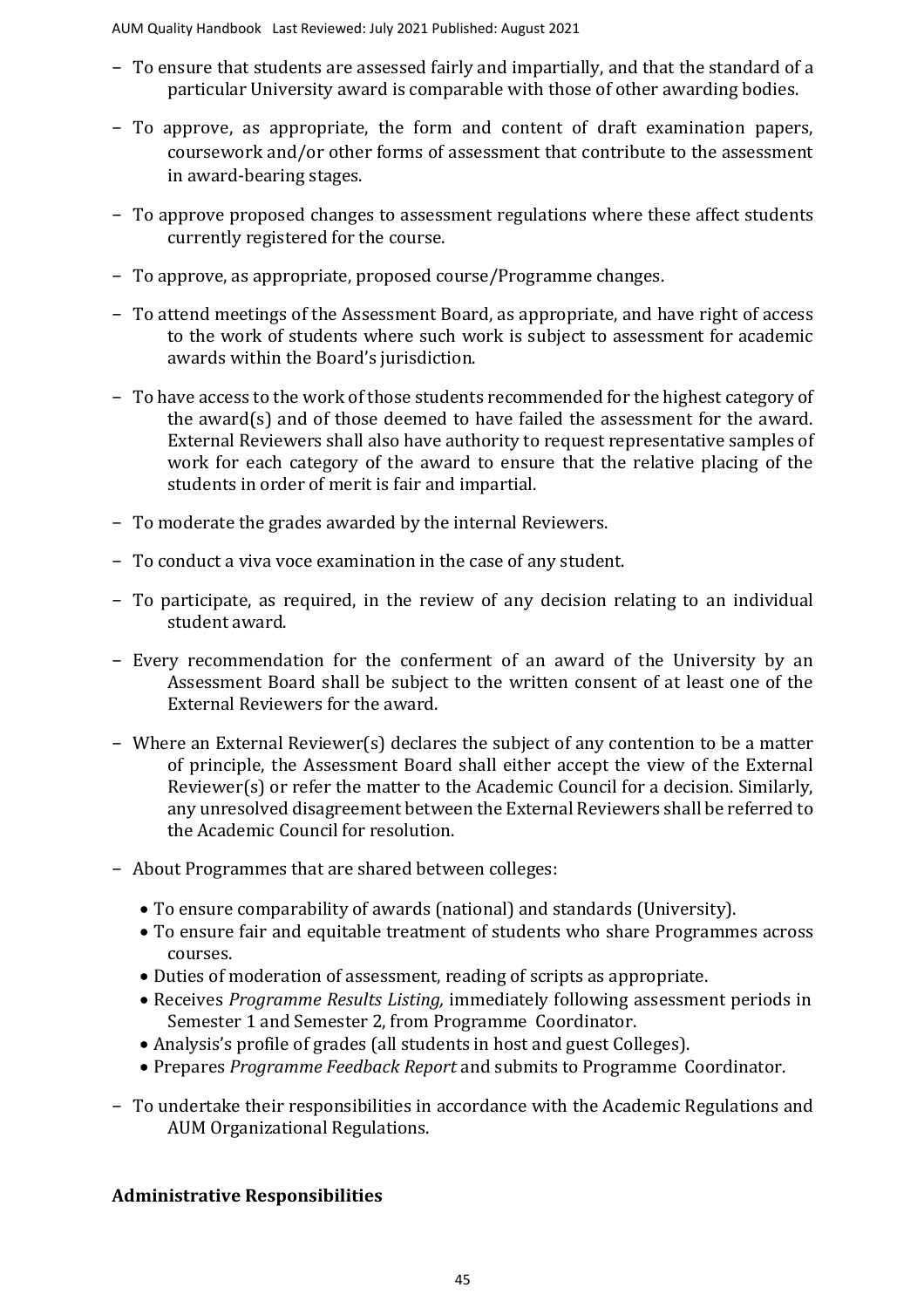- To ensure that students are assessed fairly and impartially, and that the standard of a particular University award is comparable with those of other awarding bodies.
- To approve, as appropriate, the form and content of draft examination papers, coursework and/or other forms of assessment that contribute to the assessment in award-bearing stages.
- To approve proposed changes to assessment regulations where these affect students currently registered for the course.
- To approve, as appropriate, proposed course/Programme changes.
- To attend meetings of the Assessment Board, as appropriate, and have right of access to the work of students where such work is subject to assessment for academic awards within the Board's jurisdiction.
- To have access to the work of those students recommended for the highest category of the award(s) and of those deemed to have failed the assessment for the award. External Reviewers shall also have authority to request representative samples of work for each category of the award to ensure that the relative placing of the students in order of merit is fair and impartial.
- To moderate the grades awarded by the internal Reviewers.
- To conduct a viva voce examination in the case of any student.
- To participate, as required, in the review of any decision relating to an individual student award.
- Every recommendation for the conferment of an award of the University by an Assessment Board shall be subject to the written consent of at least one of the External Reviewers for the award.
- Where an External Reviewer(s) declares the subject of any contention to be a matter of principle, the Assessment Board shall either accept the view of the External Reviewer(s) or refer the matter to the Academic Council for a decision. Similarly, any unresolved disagreement between the External Reviewers shall be referred to the Academic Council for resolution.
- About Programmes that are shared between colleges:
  - To ensure comparability of awards (national) and standards (University).
  - To ensure fair and equitable treatment of students who share Programmes across courses.
  - Duties of moderation of assessment, reading of scripts as appropriate.
  - Receives *Programme Results Listing,* immediately following assessment periods in Semester 1 and Semester 2, from Programme Coordinator.
  - Analysis's profile of grades (all students in host and guest Colleges).
  - Prepares *Programme Feedback Report* and submits to Programme Coordinator.
- To undertake their responsibilities in accordance with the Academic Regulations and AUM Organizational Regulations.

**Administrative Responsibilities**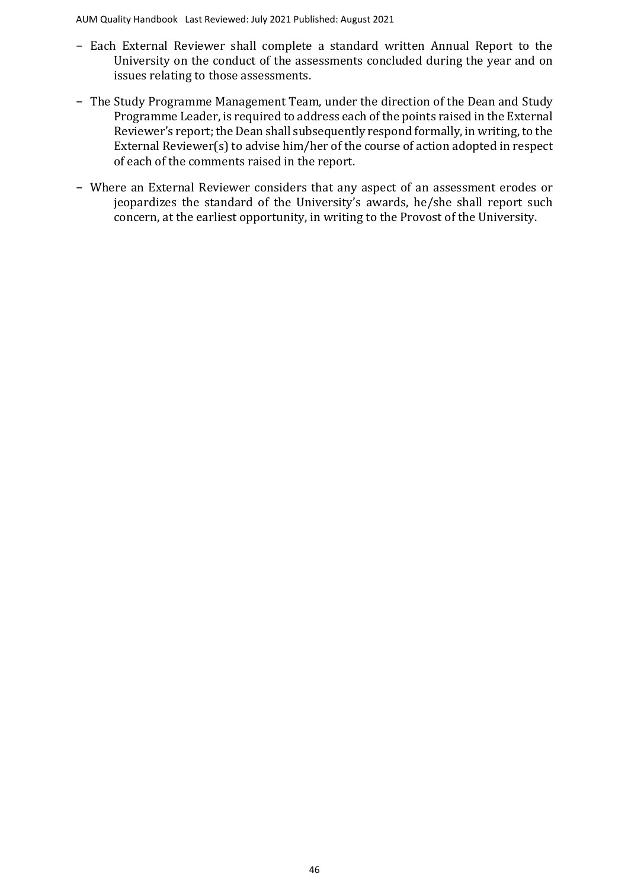- Each External Reviewer shall complete a standard written Annual Report to the University on the conduct of the assessments concluded during the year and on issues relating to those assessments.
- The Study Programme Management Team, under the direction of the Dean and Study Programme Leader, is required to address each of the points raised in the External Reviewer's report; the Dean shall subsequently respond formally, in writing, to the External Reviewer(s) to advise him/her of the course of action adopted in respect of each of the comments raised in the report.
- Where an External Reviewer considers that any aspect of an assessment erodes or jeopardizes the standard of the University's awards, he/she shall report such concern, at the earliest opportunity, in writing to the Provost of the University.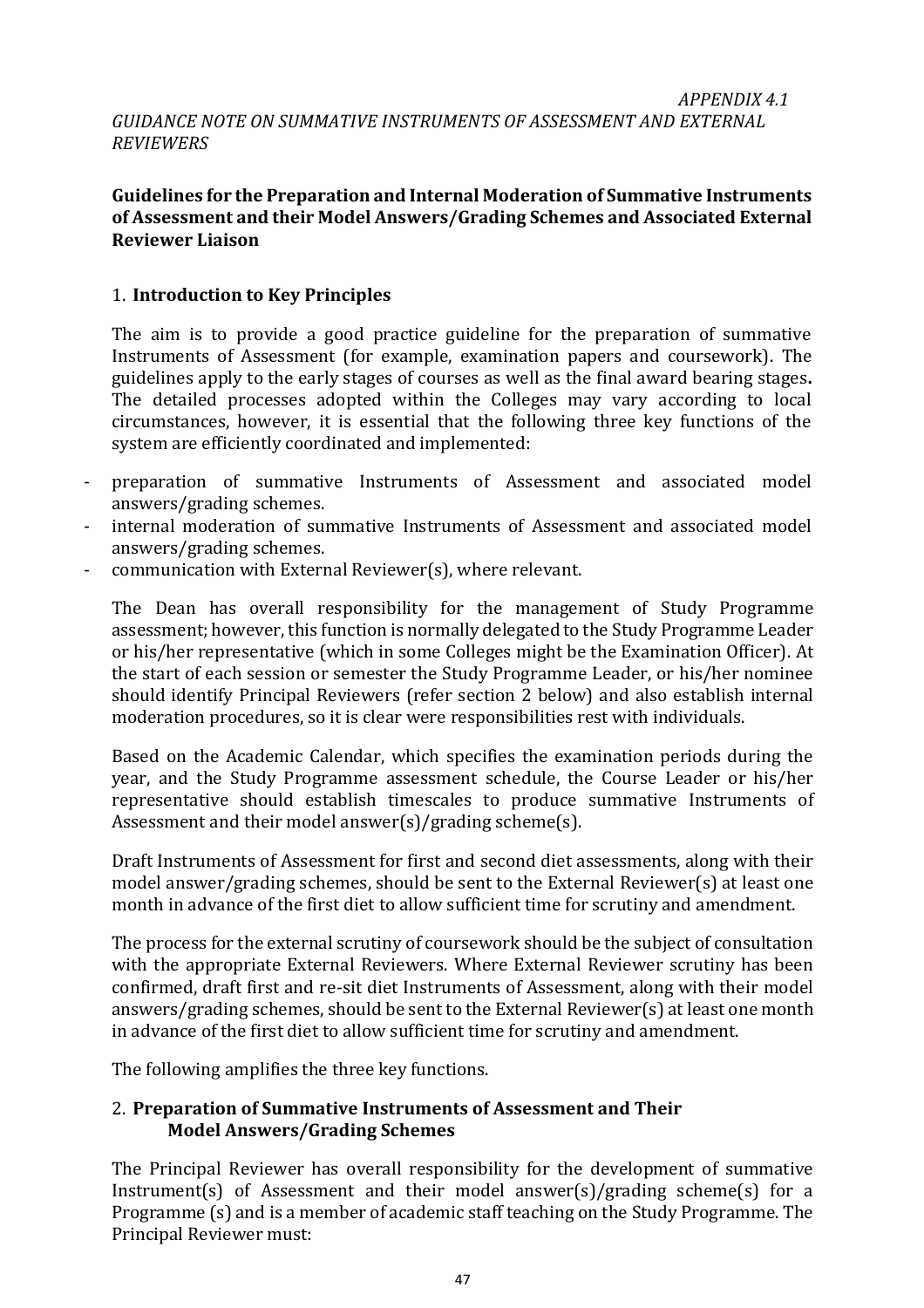*APPENDIX 4.1*

*GUIDANCE NOTE ON SUMMATIVE INSTRUMENTS OF ASSESSMENT AND EXTERNAL REVIEWERS*

**Guidelines for the Preparation and Internal Moderation of Summative Instruments of Assessment and their Model Answers/Grading Schemes and Associated External Reviewer Liaison**

## 1. Introduction to Key Principles

The aim is to provide a good practice guideline for the preparation of summative Instruments of Assessment (for example, examination papers and coursework). The guidelines apply to the early stages of courses as well as the final award bearing stages**.** The detailed processes adopted within the Colleges may vary according to local circumstances, however, it is essential that the following three key functions of the system are efficiently coordinated and implemented:

- preparation of summative Instruments of Assessment and associated model answers/grading schemes.
- internal moderation of summative Instruments of Assessment and associated model answers/grading schemes.
- communication with External Reviewer(s), where relevant.

The Dean has overall responsibility for the management of Study Programme assessment; however, this function is normally delegated to the Study Programme Leader or his/her representative (which in some Colleges might be the Examination Officer). At the start of each session or semester the Study Programme Leader, or his/her nominee should identify Principal Reviewers (refer section 2 below) and also establish internal moderation procedures, so it is clear were responsibilities rest with individuals.

Based on the Academic Calendar, which specifies the examination periods during the year, and the Study Programme assessment schedule, the Course Leader or his/her representative should establish timescales to produce summative Instruments of Assessment and their model answer(s)/grading scheme(s).

Draft Instruments of Assessment for first and second diet assessments, along with their model answer/grading schemes, should be sent to the External Reviewer(s) at least one month in advance of the first diet to allow sufficient time for scrutiny and amendment.

The process for the external scrutiny of coursework should be the subject of consultation with the appropriate External Reviewers. Where External Reviewer scrutiny has been confirmed, draft first and re-sit diet Instruments of Assessment, along with their model answers/grading schemes, should be sent to the External Reviewer(s) at least one month in advance of the first diet to allow sufficient time for scrutiny and amendment.

The following amplifies the three key functions.

## 2. Preparation of Summative Instruments of Assessment and Their Model Answers/Grading Schemes

The Principal Reviewer has overall responsibility for the development of summative Instrument(s) of Assessment and their model answer(s)/grading scheme(s) for a Programme (s) and is a member of academic staff teaching on the Study Programme. The Principal Reviewer must: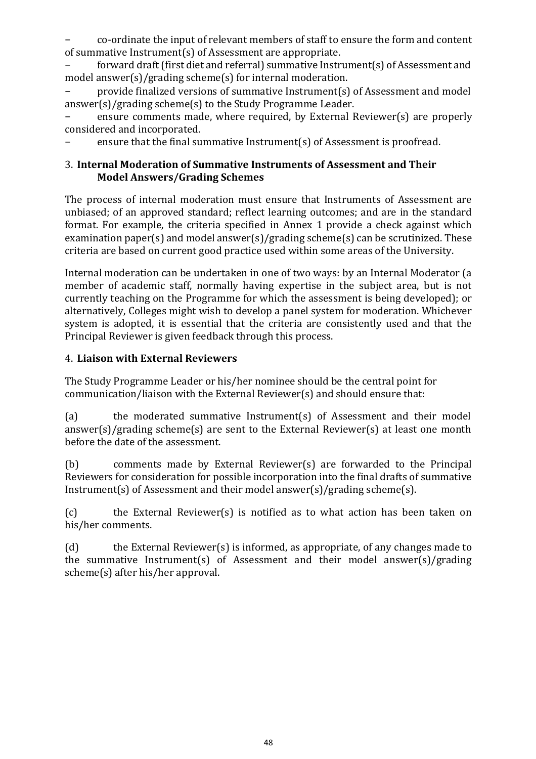- co-ordinate the input of relevant members of staff to ensure the form and content of summative Instrument(s) of Assessment are appropriate.
- forward draft (first diet and referral) summative Instrument(s) of Assessment and model answer(s)/grading scheme(s) for internal moderation.
- provide finalized versions of summative Instrument(s) of Assessment and model answer(s)/grading scheme(s) to the Study Programme Leader.
- ensure comments made, where required, by External Reviewer(s) are properly considered and incorporated.
- ensure that the final summative Instrument(s) of Assessment is proofread.

### 3. Internal Moderation of Summative Instruments of Assessment and Their Model Answers/Grading Schemes

The process of internal moderation must ensure that Instruments of Assessment are unbiased; of an approved standard; reflect learning outcomes; and are in the standard format. For example, the criteria specified in Annex 1 provide a check against which examination paper(s) and model answer(s)/grading scheme(s) can be scrutinized. These criteria are based on current good practice used within some areas of the University.

Internal moderation can be undertaken in one of two ways: by an Internal Moderator (a member of academic staff, normally having expertise in the subject area, but is not currently teaching on the Programme for which the assessment is being developed); or alternatively, Colleges might wish to develop a panel system for moderation. Whichever system is adopted, it is essential that the criteria are consistently used and that the Principal Reviewer is given feedback through this process.

### 4. Liaison with External Reviewers

The Study Programme Leader or his/her nominee should be the central point for communication/liaison with the External Reviewer(s) and should ensure that:

(a) the moderated summative Instrument(s) of Assessment and their model answer(s)/grading scheme(s) are sent to the External Reviewer(s) at least one month before the date of the assessment.

(b) comments made by External Reviewer(s) are forwarded to the Principal Reviewers for consideration for possible incorporation into the final drafts of summative Instrument(s) of Assessment and their model answer(s)/grading scheme(s).

(c) the External Reviewer(s) is notified as to what action has been taken on his/her comments.

(d) the External Reviewer(s) is informed, as appropriate, of any changes made to the summative Instrument(s) of Assessment and their model answer(s)/grading scheme(s) after his/her approval.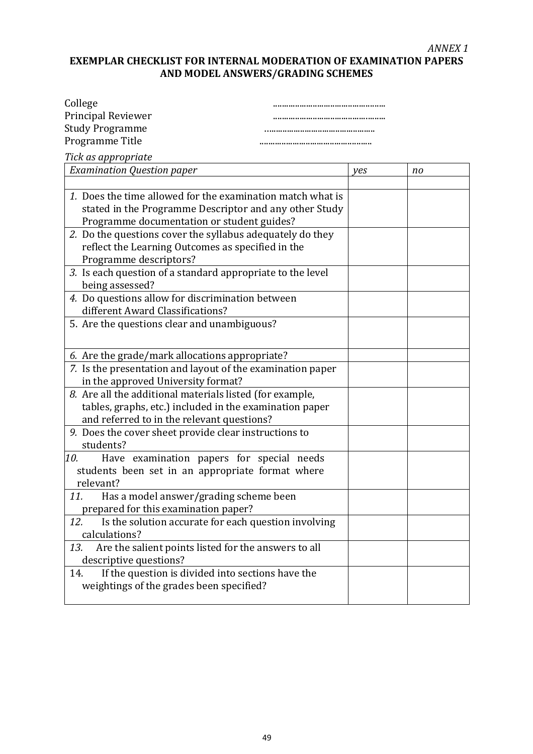*ANNEX 1*

**EXEMPLAR CHECKLIST FOR INTERNAL MODERATION OF EXAMINATION PAPERS AND MODEL ANSWERS/GRADING SCHEMES**

College ………………………………………….
Principal Reviewer ………………………………………….
Study Programme ………………………………………….
Programme Title ………………………………………….

*Tick as appropriate*

| *Examination Question paper* | *yes* | *no* |
|---|---|---|
| | | |
| *1.* Does the time allowed for the examination match what is stated in the Programme Descriptor and any other Study Programme documentation or student guides? | | |
| *2.* Do the questions cover the syllabus adequately do they reflect the Learning Outcomes as specified in the Programme descriptors? | | |
| *3.* Is each question of a standard appropriate to the level being assessed? | | |
| *4.* Do questions allow for discrimination between different Award Classifications? | | |
| 5. Are the questions clear and unambiguous? | | |
| *6.* Are the grade/mark allocations appropriate? | | |
| *7.* Is the presentation and layout of the examination paper in the approved University format? | | |
| *8.* Are all the additional materials listed (for example, tables, graphs, etc.) included in the examination paper and referred to in the relevant questions? | | |
| *9.* Does the cover sheet provide clear instructions to students? | | |
| *10.* Have examination papers for special needs students been set in an appropriate format where relevant? | | |
| *11.* Has a model answer/grading scheme been prepared for this examination paper? | | |
| *12.* Is the solution accurate for each question involving calculations? | | |
| *13.* Are the salient points listed for the answers to all descriptive questions? | | |
| 14. If the question is divided into sections have the weightings of the grades been specified? | | |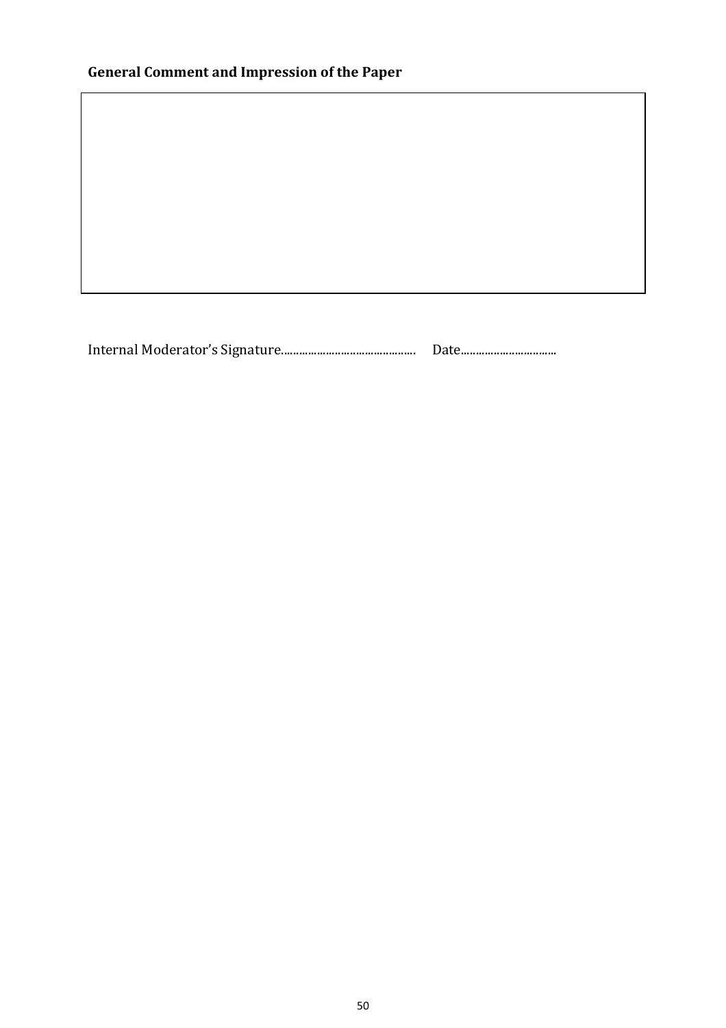**General Comment and Impression of the Paper**

| |
|---|
| |

Internal Moderator's Signature............................................ Date................................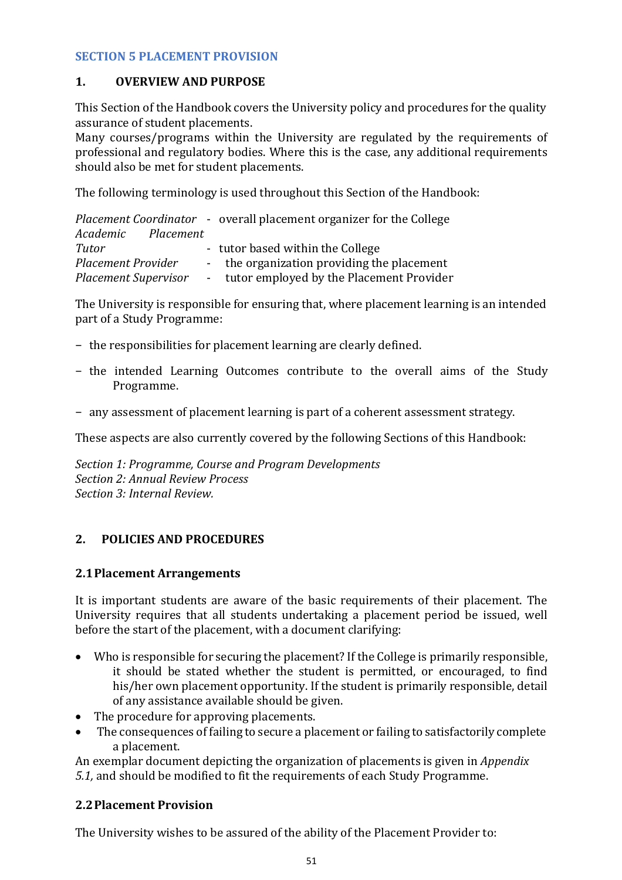## SECTION 5 PLACEMENT PROVISION

### 1. OVERVIEW AND PURPOSE

This Section of the Handbook covers the University policy and procedures for the quality assurance of student placements.
Many courses/programs within the University are regulated by the requirements of professional and regulatory bodies. Where this is the case, any additional requirements should also be met for student placements.

The following terminology is used throughout this Section of the Handbook:

*Placement Coordinator* - overall placement organizer for the College
*Academic Placement Tutor* - tutor based within the College
*Placement Provider* - the organization providing the placement
*Placement Supervisor* - tutor employed by the Placement Provider

The University is responsible for ensuring that, where placement learning is an intended part of a Study Programme:

- the responsibilities for placement learning are clearly defined.
- the intended Learning Outcomes contribute to the overall aims of the Study Programme.
- any assessment of placement learning is part of a coherent assessment strategy.

These aspects are also currently covered by the following Sections of this Handbook:

*Section 1: Programme, Course and Program Developments*
*Section 2: Annual Review Process*
*Section 3: Internal Review.*

### 2. POLICIES AND PROCEDURES

#### 2.1 Placement Arrangements

It is important students are aware of the basic requirements of their placement. The University requires that all students undertaking a placement period be issued, well before the start of the placement, with a document clarifying:

- Who is responsible for securing the placement? If the College is primarily responsible, it should be stated whether the student is permitted, or encouraged, to find his/her own placement opportunity. If the student is primarily responsible, detail of any assistance available should be given.
- The procedure for approving placements.
- The consequences of failing to secure a placement or failing to satisfactorily complete a placement.

An exemplar document depicting the organization of placements is given in *Appendix 5.1,* and should be modified to fit the requirements of each Study Programme.

#### 2.2 Placement Provision

The University wishes to be assured of the ability of the Placement Provider to: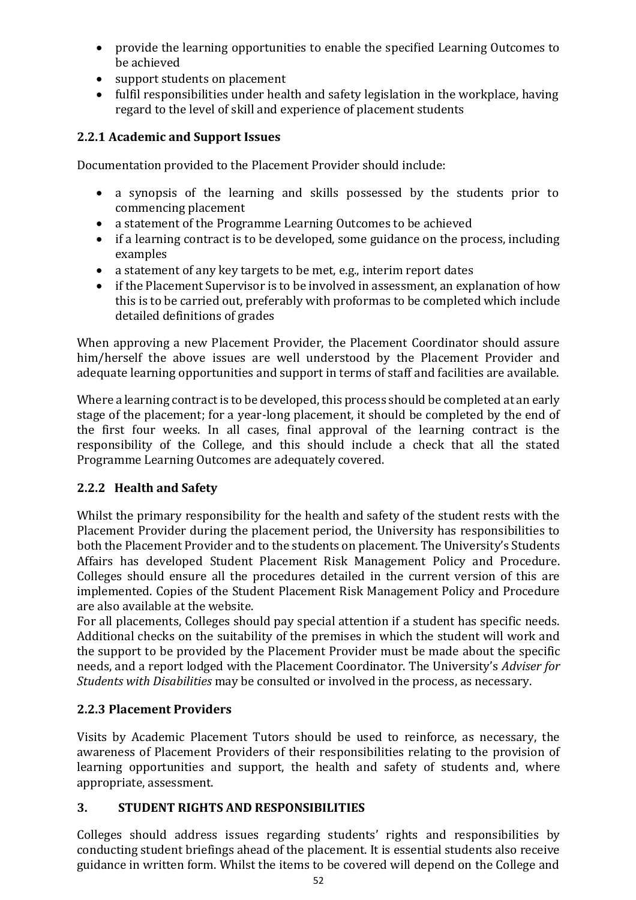- provide the learning opportunities to enable the specified Learning Outcomes to be achieved
- support students on placement
- fulfil responsibilities under health and safety legislation in the workplace, having regard to the level of skill and experience of placement students

### 2.2.1 Academic and Support Issues

Documentation provided to the Placement Provider should include:

- a synopsis of the learning and skills possessed by the students prior to commencing placement
- a statement of the Programme Learning Outcomes to be achieved
- if a learning contract is to be developed, some guidance on the process, including examples
- a statement of any key targets to be met, e.g., interim report dates
- if the Placement Supervisor is to be involved in assessment, an explanation of how this is to be carried out, preferably with proformas to be completed which include detailed definitions of grades

When approving a new Placement Provider, the Placement Coordinator should assure him/herself the above issues are well understood by the Placement Provider and adequate learning opportunities and support in terms of staff and facilities are available.

Where a learning contract is to be developed, this process should be completed at an early stage of the placement; for a year-long placement, it should be completed by the end of the first four weeks. In all cases, final approval of the learning contract is the responsibility of the College, and this should include a check that all the stated Programme Learning Outcomes are adequately covered.

### 2.2.2 Health and Safety

Whilst the primary responsibility for the health and safety of the student rests with the Placement Provider during the placement period, the University has responsibilities to both the Placement Provider and to the students on placement. The University's Students Affairs has developed Student Placement Risk Management Policy and Procedure. Colleges should ensure all the procedures detailed in the current version of this are implemented. Copies of the Student Placement Risk Management Policy and Procedure are also available at the website.

For all placements, Colleges should pay special attention if a student has specific needs. Additional checks on the suitability of the premises in which the student will work and the support to be provided by the Placement Provider must be made about the specific needs, and a report lodged with the Placement Coordinator. The University's *Adviser for Students with Disabilities* may be consulted or involved in the process, as necessary.

### 2.2.3 Placement Providers

Visits by Academic Placement Tutors should be used to reinforce, as necessary, the awareness of Placement Providers of their responsibilities relating to the provision of learning opportunities and support, the health and safety of students and, where appropriate, assessment.

## 3. STUDENT RIGHTS AND RESPONSIBILITIES

Colleges should address issues regarding students' rights and responsibilities by conducting student briefings ahead of the placement. It is essential students also receive guidance in written form. Whilst the items to be covered will depend on the College and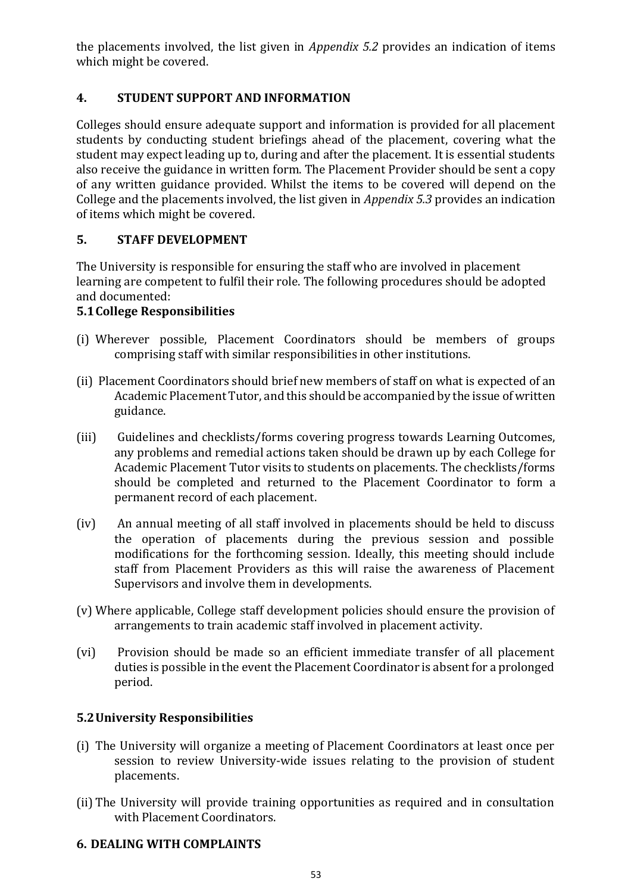the placements involved, the list given in *Appendix 5.2* provides an indication of items which might be covered.

## 4. STUDENT SUPPORT AND INFORMATION

Colleges should ensure adequate support and information is provided for all placement students by conducting student briefings ahead of the placement, covering what the student may expect leading up to, during and after the placement. It is essential students also receive the guidance in written form. The Placement Provider should be sent a copy of any written guidance provided. Whilst the items to be covered will depend on the College and the placements involved, the list given in *Appendix 5.3* provides an indication of items which might be covered.

## 5. STAFF DEVELOPMENT

The University is responsible for ensuring the staff who are involved in placement learning are competent to fulfil their role. The following procedures should be adopted and documented:

### 5.1 College Responsibilities

(i) Wherever possible, Placement Coordinators should be members of groups comprising staff with similar responsibilities in other institutions.

(ii) Placement Coordinators should brief new members of staff on what is expected of an Academic Placement Tutor, and this should be accompanied by the issue of written guidance.

(iii) Guidelines and checklists/forms covering progress towards Learning Outcomes, any problems and remedial actions taken should be drawn up by each College for Academic Placement Tutor visits to students on placements. The checklists/forms should be completed and returned to the Placement Coordinator to form a permanent record of each placement.

(iv) An annual meeting of all staff involved in placements should be held to discuss the operation of placements during the previous session and possible modifications for the forthcoming session. Ideally, this meeting should include staff from Placement Providers as this will raise the awareness of Placement Supervisors and involve them in developments.

(v) Where applicable, College staff development policies should ensure the provision of arrangements to train academic staff involved in placement activity.

(vi) Provision should be made so an efficient immediate transfer of all placement duties is possible in the event the Placement Coordinator is absent for a prolonged period.

### 5.2 University Responsibilities

(i) The University will organize a meeting of Placement Coordinators at least once per session to review University-wide issues relating to the provision of student placements.

(ii) The University will provide training opportunities as required and in consultation with Placement Coordinators.

## 6. DEALING WITH COMPLAINTS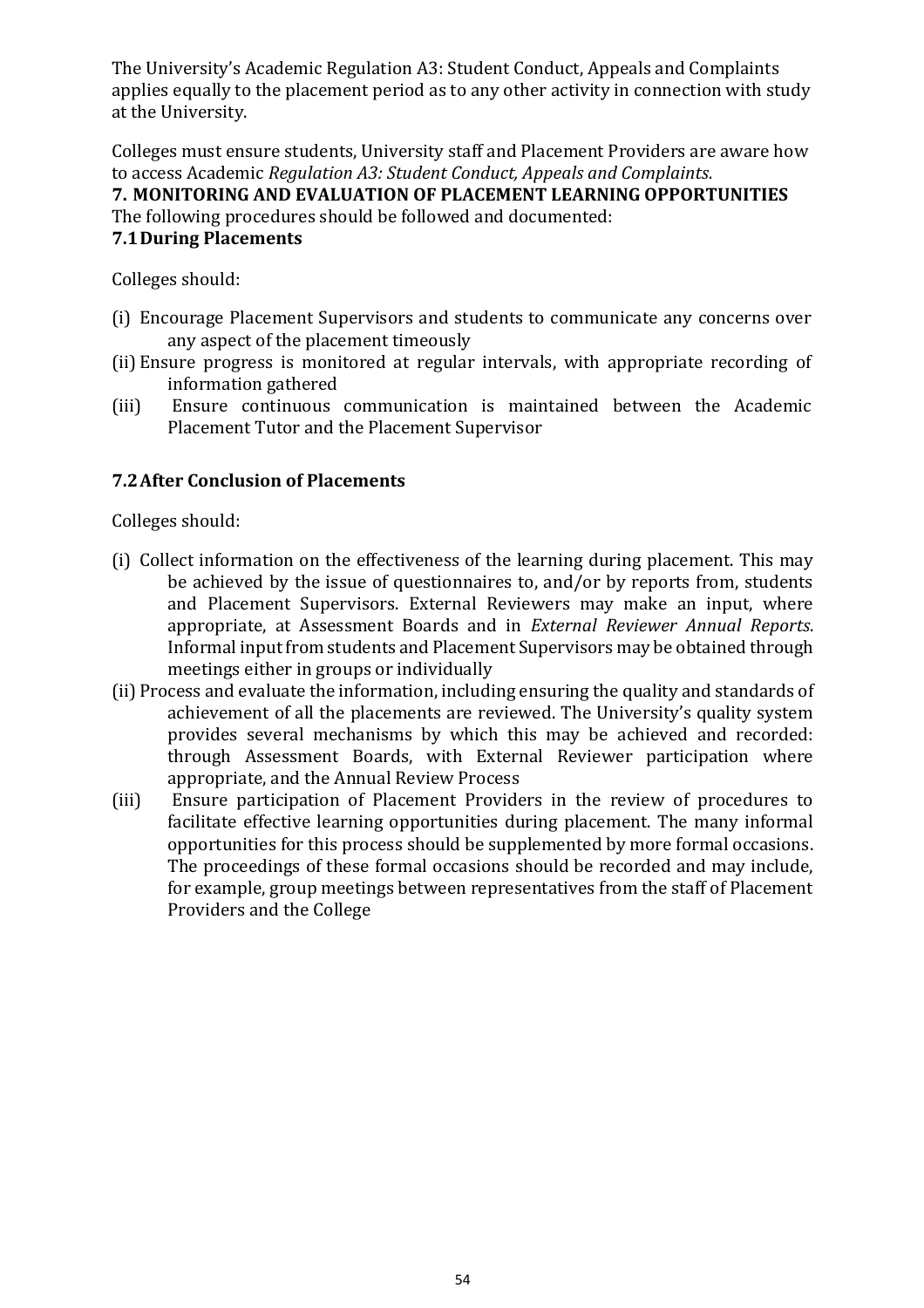The University's Academic Regulation A3: Student Conduct, Appeals and Complaints applies equally to the placement period as to any other activity in connection with study at the University.

Colleges must ensure students, University staff and Placement Providers are aware how to access Academic *Regulation A3: Student Conduct, Appeals and Complaints.*

## 7. MONITORING AND EVALUATION OF PLACEMENT LEARNING OPPORTUNITIES

The following procedures should be followed and documented:

### 7.1 During Placements

Colleges should:

(i) Encourage Placement Supervisors and students to communicate any concerns over any aspect of the placement timeously

(ii) Ensure progress is monitored at regular intervals, with appropriate recording of information gathered

(iii) Ensure continuous communication is maintained between the Academic Placement Tutor and the Placement Supervisor

### 7.2 After Conclusion of Placements

Colleges should:

(i) Collect information on the effectiveness of the learning during placement. This may be achieved by the issue of questionnaires to, and/or by reports from, students and Placement Supervisors. External Reviewers may make an input, where appropriate, at Assessment Boards and in *External Reviewer Annual Reports*. Informal input from students and Placement Supervisors may be obtained through meetings either in groups or individually

(ii) Process and evaluate the information, including ensuring the quality and standards of achievement of all the placements are reviewed. The University's quality system provides several mechanisms by which this may be achieved and recorded: through Assessment Boards, with External Reviewer participation where appropriate, and the Annual Review Process

(iii) Ensure participation of Placement Providers in the review of procedures to facilitate effective learning opportunities during placement. The many informal opportunities for this process should be supplemented by more formal occasions. The proceedings of these formal occasions should be recorded and may include, for example, group meetings between representatives from the staff of Placement Providers and the College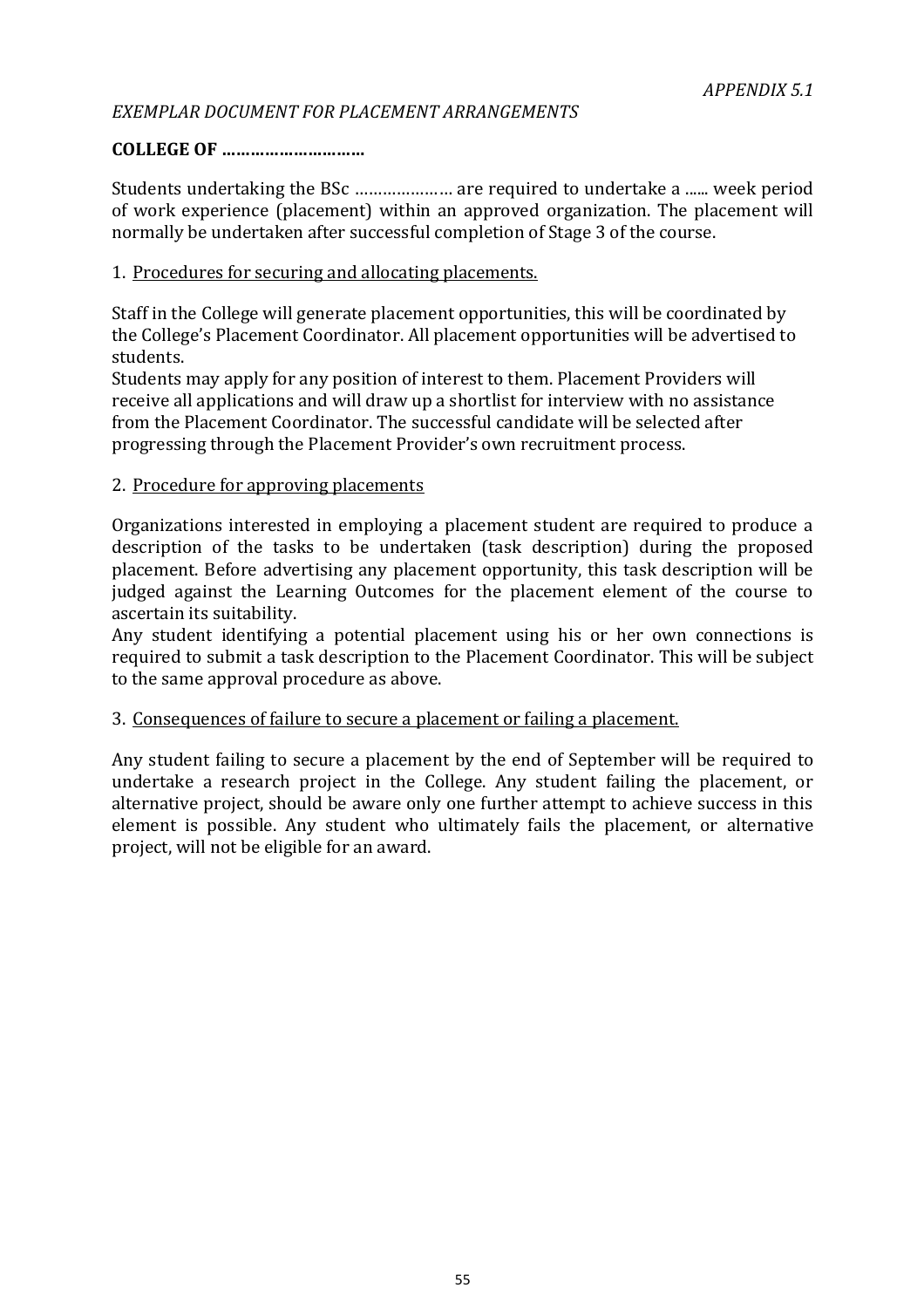*APPENDIX 5.1*

*EXEMPLAR DOCUMENT FOR PLACEMENT ARRANGEMENTS*

**COLLEGE OF …………………………**

Students undertaking the BSc ………………… are required to undertake a ...... week period of work experience (placement) within an approved organization. The placement will normally be undertaken after successful completion of Stage 3 of the course.

1. Procedures for securing and allocating placements.

Staff in the College will generate placement opportunities, this will be coordinated by the College's Placement Coordinator. All placement opportunities will be advertised to students.
Students may apply for any position of interest to them. Placement Providers will receive all applications and will draw up a shortlist for interview with no assistance from the Placement Coordinator. The successful candidate will be selected after progressing through the Placement Provider's own recruitment process.

2. Procedure for approving placements

Organizations interested in employing a placement student are required to produce a description of the tasks to be undertaken (task description) during the proposed placement. Before advertising any placement opportunity, this task description will be judged against the Learning Outcomes for the placement element of the course to ascertain its suitability.
Any student identifying a potential placement using his or her own connections is required to submit a task description to the Placement Coordinator. This will be subject to the same approval procedure as above.

3. Consequences of failure to secure a placement or failing a placement.

Any student failing to secure a placement by the end of September will be required to undertake a research project in the College. Any student failing the placement, or alternative project, should be aware only one further attempt to achieve success in this element is possible. Any student who ultimately fails the placement, or alternative project, will not be eligible for an award.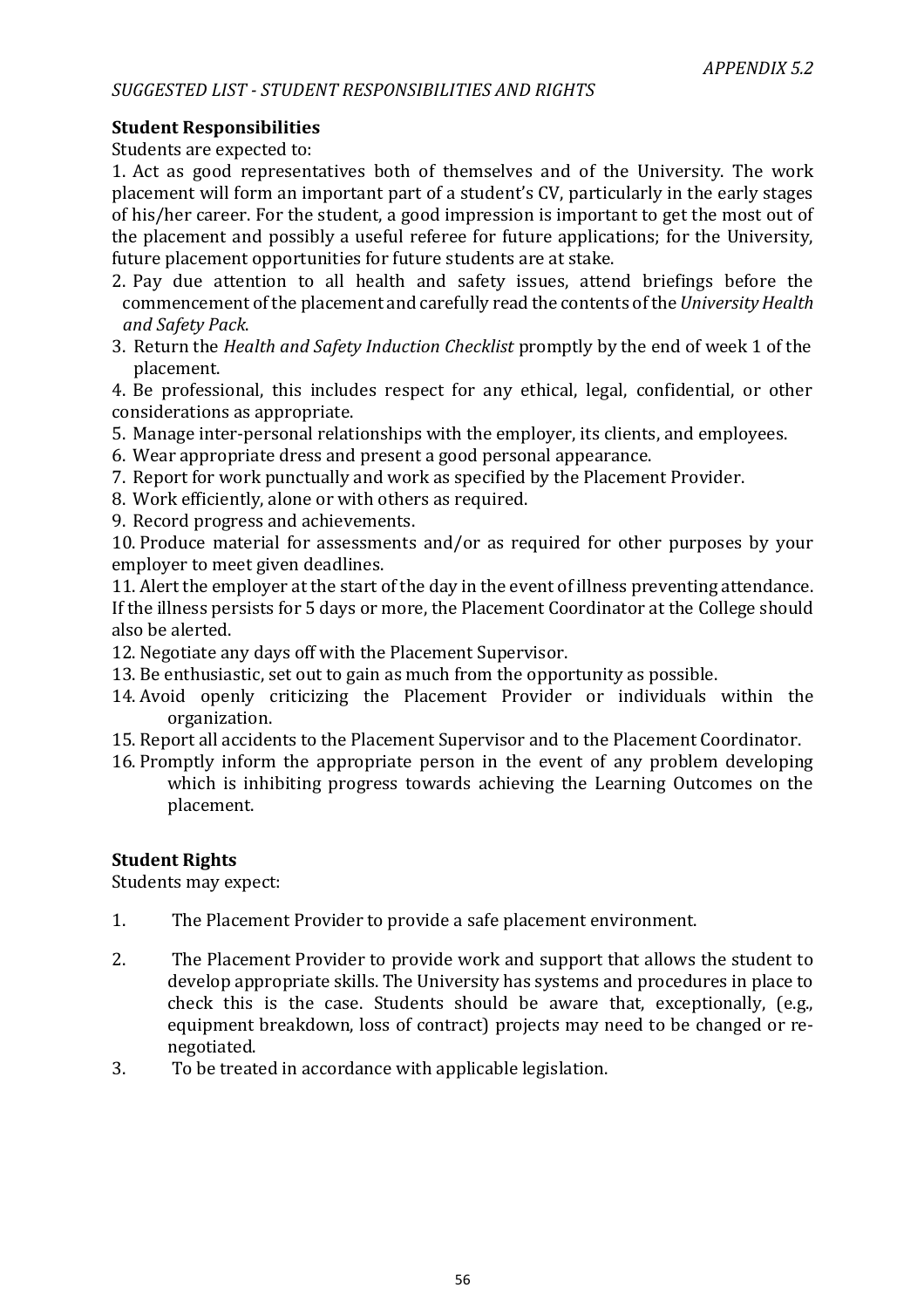*APPENDIX 5.2*

*SUGGESTED LIST - STUDENT RESPONSIBILITIES AND RIGHTS*

**Student Responsibilities**

Students are expected to:

1. Act as good representatives both of themselves and of the University. The work placement will form an important part of a student's CV, particularly in the early stages of his/her career. For the student, a good impression is important to get the most out of the placement and possibly a useful referee for future applications; for the University, future placement opportunities for future students are at stake.
2. Pay due attention to all health and safety issues, attend briefings before the commencement of the placement and carefully read the contents of the *University Health and Safety Pack*.
3. Return the *Health and Safety Induction Checklist* promptly by the end of week 1 of the placement.
4. Be professional, this includes respect for any ethical, legal, confidential, or other considerations as appropriate.
5. Manage inter-personal relationships with the employer, its clients, and employees.
6. Wear appropriate dress and present a good personal appearance.
7. Report for work punctually and work as specified by the Placement Provider.
8. Work efficiently, alone or with others as required.
9. Record progress and achievements.
10. Produce material for assessments and/or as required for other purposes by your employer to meet given deadlines.
11. Alert the employer at the start of the day in the event of illness preventing attendance. If the illness persists for 5 days or more, the Placement Coordinator at the College should also be alerted.
12. Negotiate any days off with the Placement Supervisor.
13. Be enthusiastic, set out to gain as much from the opportunity as possible.
14. Avoid openly criticizing the Placement Provider or individuals within the organization.
15. Report all accidents to the Placement Supervisor and to the Placement Coordinator.
16. Promptly inform the appropriate person in the event of any problem developing which is inhibiting progress towards achieving the Learning Outcomes on the placement.

**Student Rights**

Students may expect:

1. The Placement Provider to provide a safe placement environment.
2. The Placement Provider to provide work and support that allows the student to develop appropriate skills. The University has systems and procedures in place to check this is the case. Students should be aware that, exceptionally, (e.g., equipment breakdown, loss of contract) projects may need to be changed or re-negotiated.
3. To be treated in accordance with applicable legislation.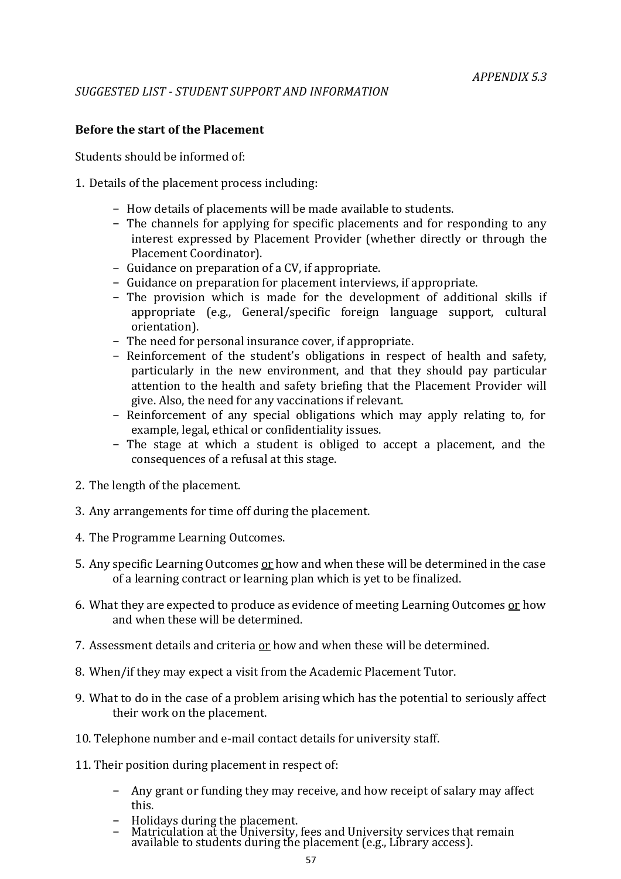*APPENDIX 5.3*

*SUGGESTED LIST - STUDENT SUPPORT AND INFORMATION*

**Before the start of the Placement**

Students should be informed of:

1. Details of the placement process including:
   - How details of placements will be made available to students.
   - The channels for applying for specific placements and for responding to any interest expressed by Placement Provider (whether directly or through the Placement Coordinator).
   - Guidance on preparation of a CV, if appropriate.
   - Guidance on preparation for placement interviews, if appropriate.
   - The provision which is made for the development of additional skills if appropriate (e.g., General/specific foreign language support, cultural orientation).
   - The need for personal insurance cover, if appropriate.
   - Reinforcement of the student's obligations in respect of health and safety, particularly in the new environment, and that they should pay particular attention to the health and safety briefing that the Placement Provider will give. Also, the need for any vaccinations if relevant.
   - Reinforcement of any special obligations which may apply relating to, for example, legal, ethical or confidentiality issues.
   - The stage at which a student is obliged to accept a placement, and the consequences of a refusal at this stage.

2. The length of the placement.

3. Any arrangements for time off during the placement.

4. The Programme Learning Outcomes.

5. Any specific Learning Outcomes <u>or</u> how and when these will be determined in the case of a learning contract or learning plan which is yet to be finalized.

6. What they are expected to produce as evidence of meeting Learning Outcomes <u>or</u> how and when these will be determined.

7. Assessment details and criteria <u>or</u> how and when these will be determined.

8. When/if they may expect a visit from the Academic Placement Tutor.

9. What to do in the case of a problem arising which has the potential to seriously affect their work on the placement.

10. Telephone number and e-mail contact details for university staff.

11. Their position during placement in respect of:
    - Any grant or funding they may receive, and how receipt of salary may affect this.
    - Holidays during the placement.
    - Matriculation at the University, fees and University services that remain available to students during the placement (e.g., Library access).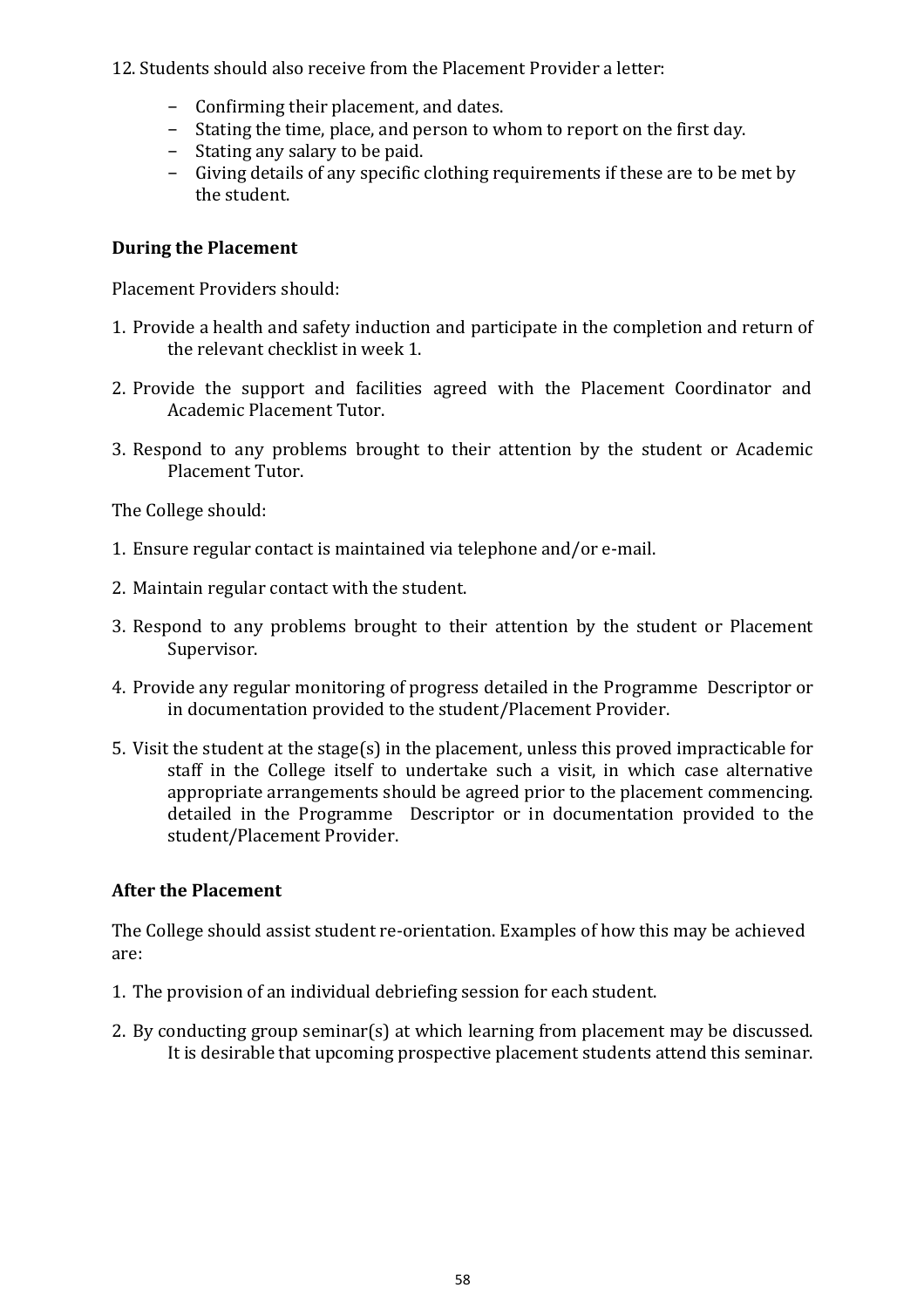12. Students should also receive from the Placement Provider a letter:

    - Confirming their placement, and dates.
    - Stating the time, place, and person to whom to report on the first day.
    - Stating any salary to be paid.
    - Giving details of any specific clothing requirements if these are to be met by the student.

**During the Placement**

Placement Providers should:

1. Provide a health and safety induction and participate in the completion and return of the relevant checklist in week 1.

2. Provide the support and facilities agreed with the Placement Coordinator and Academic Placement Tutor.

3. Respond to any problems brought to their attention by the student or Academic Placement Tutor.

The College should:

1. Ensure regular contact is maintained via telephone and/or e-mail.

2. Maintain regular contact with the student.

3. Respond to any problems brought to their attention by the student or Placement Supervisor.

4. Provide any regular monitoring of progress detailed in the Programme Descriptor or in documentation provided to the student/Placement Provider.

5. Visit the student at the stage(s) in the placement, unless this proved impracticable for staff in the College itself to undertake such a visit, in which case alternative appropriate arrangements should be agreed prior to the placement commencing. detailed in the Programme Descriptor or in documentation provided to the student/Placement Provider.

**After the Placement**

The College should assist student re-orientation. Examples of how this may be achieved are:

1. The provision of an individual debriefing session for each student.

2. By conducting group seminar(s) at which learning from placement may be discussed. It is desirable that upcoming prospective placement students attend this seminar.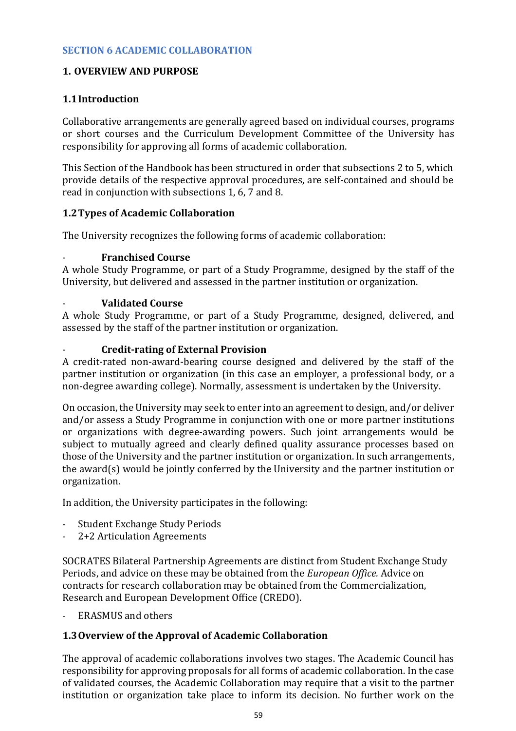## SECTION 6 ACADEMIC COLLABORATION

### 1. OVERVIEW AND PURPOSE

#### 1.1 Introduction

Collaborative arrangements are generally agreed based on individual courses, programs or short courses and the Curriculum Development Committee of the University has responsibility for approving all forms of academic collaboration.

This Section of the Handbook has been structured in order that subsections 2 to 5, which provide details of the respective approval procedures, are self-contained and should be read in conjunction with subsections 1, 6, 7 and 8.

#### 1.2 Types of Academic Collaboration

The University recognizes the following forms of academic collaboration:

- **Franchised Course**

A whole Study Programme, or part of a Study Programme, designed by the staff of the University, but delivered and assessed in the partner institution or organization.

- **Validated Course**

A whole Study Programme, or part of a Study Programme, designed, delivered, and assessed by the staff of the partner institution or organization.

- **Credit-rating of External Provision**

A credit-rated non-award-bearing course designed and delivered by the staff of the partner institution or organization (in this case an employer, a professional body, or a non-degree awarding college). Normally, assessment is undertaken by the University.

On occasion, the University may seek to enter into an agreement to design, and/or deliver and/or assess a Study Programme in conjunction with one or more partner institutions or organizations with degree-awarding powers. Such joint arrangements would be subject to mutually agreed and clearly defined quality assurance processes based on those of the University and the partner institution or organization. In such arrangements, the award(s) would be jointly conferred by the University and the partner institution or organization.

In addition, the University participates in the following:

- Student Exchange Study Periods
- 2+2 Articulation Agreements

SOCRATES Bilateral Partnership Agreements are distinct from Student Exchange Study Periods, and advice on these may be obtained from the *European Office.* Advice on contracts for research collaboration may be obtained from the Commercialization, Research and European Development Office (CREDO).

- ERASMUS and others

#### 1.3 Overview of the Approval of Academic Collaboration

The approval of academic collaborations involves two stages. The Academic Council has responsibility for approving proposals for all forms of academic collaboration. In the case of validated courses, the Academic Collaboration may require that a visit to the partner institution or organization take place to inform its decision. No further work on the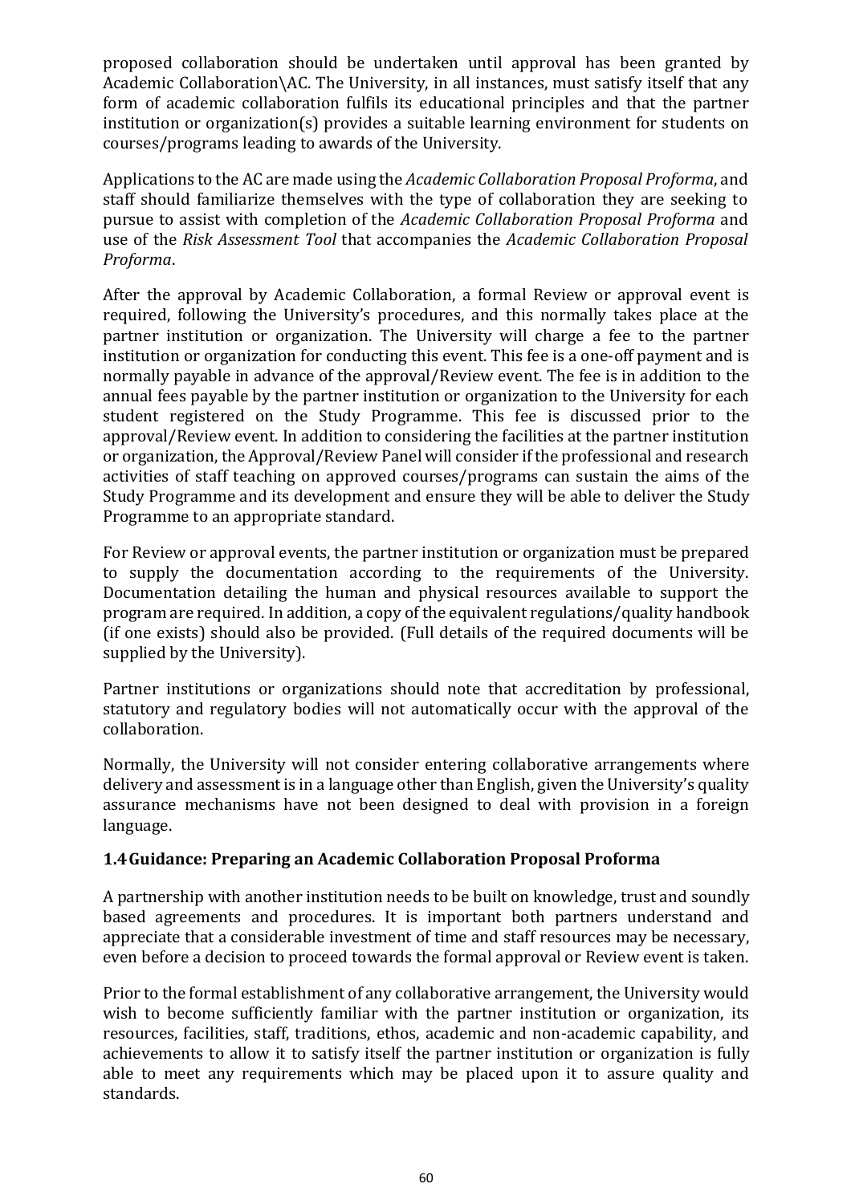proposed collaboration should be undertaken until approval has been granted by Academic Collaboration\AC. The University, in all instances, must satisfy itself that any form of academic collaboration fulfils its educational principles and that the partner institution or organization(s) provides a suitable learning environment for students on courses/programs leading to awards of the University.

Applications to the AC are made using the *Academic Collaboration Proposal Proforma*, and staff should familiarize themselves with the type of collaboration they are seeking to pursue to assist with completion of the *Academic Collaboration Proposal Proforma* and use of the *Risk Assessment Tool* that accompanies the *Academic Collaboration Proposal Proforma*.

After the approval by Academic Collaboration, a formal Review or approval event is required, following the University's procedures, and this normally takes place at the partner institution or organization. The University will charge a fee to the partner institution or organization for conducting this event. This fee is a one-off payment and is normally payable in advance of the approval/Review event. The fee is in addition to the annual fees payable by the partner institution or organization to the University for each student registered on the Study Programme. This fee is discussed prior to the approval/Review event. In addition to considering the facilities at the partner institution or organization, the Approval/Review Panel will consider if the professional and research activities of staff teaching on approved courses/programs can sustain the aims of the Study Programme and its development and ensure they will be able to deliver the Study Programme to an appropriate standard.

For Review or approval events, the partner institution or organization must be prepared to supply the documentation according to the requirements of the University. Documentation detailing the human and physical resources available to support the program are required. In addition, a copy of the equivalent regulations/quality handbook (if one exists) should also be provided. (Full details of the required documents will be supplied by the University).

Partner institutions or organizations should note that accreditation by professional, statutory and regulatory bodies will not automatically occur with the approval of the collaboration.

Normally, the University will not consider entering collaborative arrangements where delivery and assessment is in a language other than English, given the University's quality assurance mechanisms have not been designed to deal with provision in a foreign language.

### 1.4 Guidance: Preparing an Academic Collaboration Proposal Proforma

A partnership with another institution needs to be built on knowledge, trust and soundly based agreements and procedures. It is important both partners understand and appreciate that a considerable investment of time and staff resources may be necessary, even before a decision to proceed towards the formal approval or Review event is taken.

Prior to the formal establishment of any collaborative arrangement, the University would wish to become sufficiently familiar with the partner institution or organization, its resources, facilities, staff, traditions, ethos, academic and non-academic capability, and achievements to allow it to satisfy itself the partner institution or organization is fully able to meet any requirements which may be placed upon it to assure quality and standards.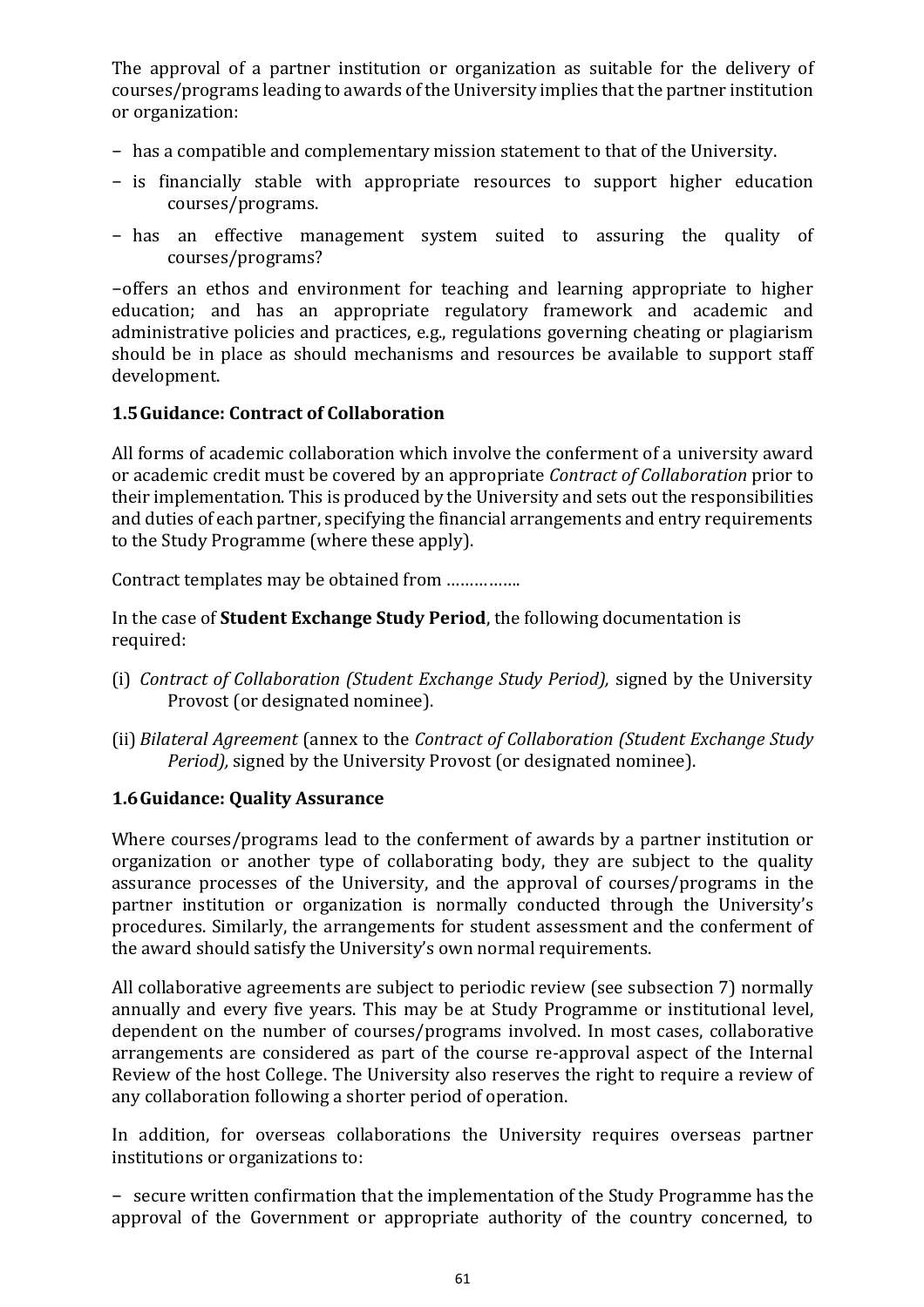The approval of a partner institution or organization as suitable for the delivery of courses/programs leading to awards of the University implies that the partner institution or organization:

- has a compatible and complementary mission statement to that of the University.
- is financially stable with appropriate resources to support higher education courses/programs.
- has an effective management system suited to assuring the quality of courses/programs?
- offers an ethos and environment for teaching and learning appropriate to higher education; and has an appropriate regulatory framework and academic and administrative policies and practices, e.g., regulations governing cheating or plagiarism should be in place as should mechanisms and resources be available to support staff development.

### 1.5 Guidance: Contract of Collaboration

All forms of academic collaboration which involve the conferment of a university award or academic credit must be covered by an appropriate *Contract of Collaboration* prior to their implementation. This is produced by the University and sets out the responsibilities and duties of each partner, specifying the financial arrangements and entry requirements to the Study Programme (where these apply).

Contract templates may be obtained from ……………..

In the case of **Student Exchange Study Period**, the following documentation is required:

(i) *Contract of Collaboration (Student Exchange Study Period),* signed by the University Provost (or designated nominee).

(ii) *Bilateral Agreement* (annex to the *Contract of Collaboration (Student Exchange Study Period),* signed by the University Provost (or designated nominee).

### 1.6 Guidance: Quality Assurance

Where courses/programs lead to the conferment of awards by a partner institution or organization or another type of collaborating body, they are subject to the quality assurance processes of the University, and the approval of courses/programs in the partner institution or organization is normally conducted through the University's procedures. Similarly, the arrangements for student assessment and the conferment of the award should satisfy the University's own normal requirements.

All collaborative agreements are subject to periodic review (see subsection 7) normally annually and every five years. This may be at Study Programme or institutional level, dependent on the number of courses/programs involved. In most cases, collaborative arrangements are considered as part of the course re-approval aspect of the Internal Review of the host College. The University also reserves the right to require a review of any collaboration following a shorter period of operation.

In addition, for overseas collaborations the University requires overseas partner institutions or organizations to:

- secure written confirmation that the implementation of the Study Programme has the approval of the Government or appropriate authority of the country concerned, to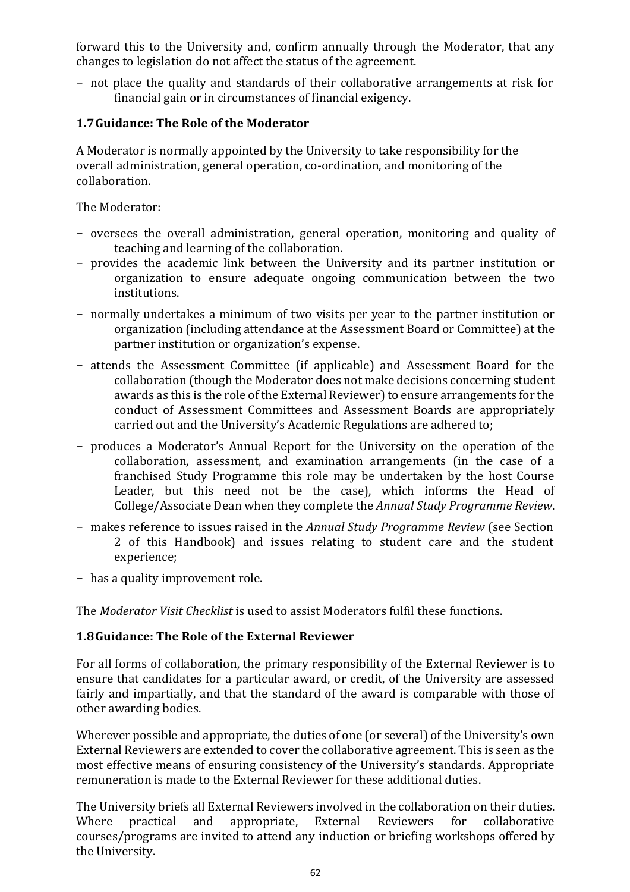forward this to the University and, confirm annually through the Moderator, that any changes to legislation do not affect the status of the agreement.

- not place the quality and standards of their collaborative arrangements at risk for financial gain or in circumstances of financial exigency.

### 1.7 Guidance: The Role of the Moderator

A Moderator is normally appointed by the University to take responsibility for the overall administration, general operation, co-ordination, and monitoring of the collaboration.

The Moderator:

- oversees the overall administration, general operation, monitoring and quality of teaching and learning of the collaboration.
- provides the academic link between the University and its partner institution or organization to ensure adequate ongoing communication between the two institutions.
- normally undertakes a minimum of two visits per year to the partner institution or organization (including attendance at the Assessment Board or Committee) at the partner institution or organization's expense.
- attends the Assessment Committee (if applicable) and Assessment Board for the collaboration (though the Moderator does not make decisions concerning student awards as this is the role of the External Reviewer) to ensure arrangements for the conduct of Assessment Committees and Assessment Boards are appropriately carried out and the University's Academic Regulations are adhered to;
- produces a Moderator's Annual Report for the University on the operation of the collaboration, assessment, and examination arrangements (in the case of a franchised Study Programme this role may be undertaken by the host Course Leader, but this need not be the case), which informs the Head of College/Associate Dean when they complete the *Annual Study Programme Review*.
- makes reference to issues raised in the *Annual Study Programme Review* (see Section 2 of this Handbook) and issues relating to student care and the student experience;
- has a quality improvement role.

The *Moderator Visit Checklist* is used to assist Moderators fulfil these functions.

### 1.8 Guidance: The Role of the External Reviewer

For all forms of collaboration, the primary responsibility of the External Reviewer is to ensure that candidates for a particular award, or credit, of the University are assessed fairly and impartially, and that the standard of the award is comparable with those of other awarding bodies.

Wherever possible and appropriate, the duties of one (or several) of the University's own External Reviewers are extended to cover the collaborative agreement. This is seen as the most effective means of ensuring consistency of the University's standards. Appropriate remuneration is made to the External Reviewer for these additional duties.

The University briefs all External Reviewers involved in the collaboration on their duties. Where practical and appropriate, External Reviewers for collaborative courses/programs are invited to attend any induction or briefing workshops offered by the University.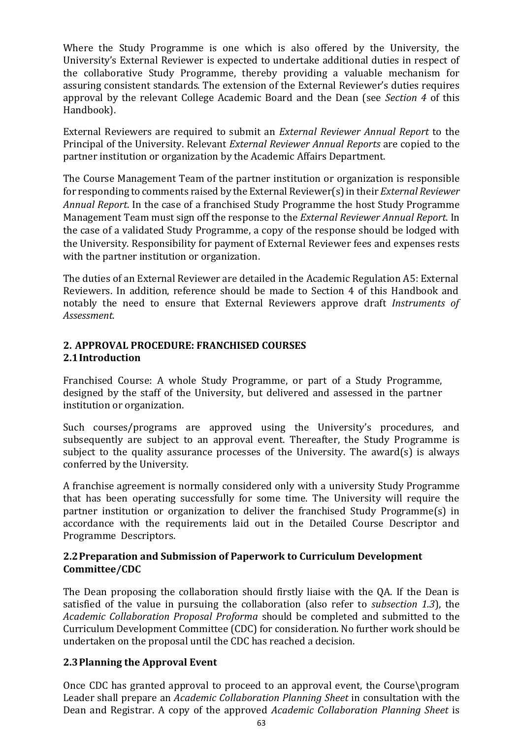Where the Study Programme is one which is also offered by the University, the University's External Reviewer is expected to undertake additional duties in respect of the collaborative Study Programme, thereby providing a valuable mechanism for assuring consistent standards. The extension of the External Reviewer's duties requires approval by the relevant College Academic Board and the Dean (see *Section 4* of this Handbook).

External Reviewers are required to submit an *External Reviewer Annual Report* to the Principal of the University. Relevant *External Reviewer Annual Reports* are copied to the partner institution or organization by the Academic Affairs Department.

The Course Management Team of the partner institution or organization is responsible for responding to comments raised by the External Reviewer(s) in their *External Reviewer Annual Report*. In the case of a franchised Study Programme the host Study Programme Management Team must sign off the response to the *External Reviewer Annual Report*. In the case of a validated Study Programme, a copy of the response should be lodged with the University. Responsibility for payment of External Reviewer fees and expenses rests with the partner institution or organization.

The duties of an External Reviewer are detailed in the Academic Regulation A5: External Reviewers. In addition, reference should be made to Section 4 of this Handbook and notably the need to ensure that External Reviewers approve draft *Instruments of Assessment*.

## 2. APPROVAL PROCEDURE: FRANCHISED COURSES

### 2.1 Introduction

Franchised Course: A whole Study Programme, or part of a Study Programme, designed by the staff of the University, but delivered and assessed in the partner institution or organization.

Such courses/programs are approved using the University's procedures, and subsequently are subject to an approval event. Thereafter, the Study Programme is subject to the quality assurance processes of the University. The award(s) is always conferred by the University.

A franchise agreement is normally considered only with a university Study Programme that has been operating successfully for some time. The University will require the partner institution or organization to deliver the franchised Study Programme(s) in accordance with the requirements laid out in the Detailed Course Descriptor and Programme Descriptors.

### 2.2 Preparation and Submission of Paperwork to Curriculum Development Committee/CDC

The Dean proposing the collaboration should firstly liaise with the QA. If the Dean is satisfied of the value in pursuing the collaboration (also refer to *subsection 1.3*), the *Academic Collaboration Proposal Proforma* should be completed and submitted to the Curriculum Development Committee (CDC) for consideration. No further work should be undertaken on the proposal until the CDC has reached a decision.

### 2.3 Planning the Approval Event

Once CDC has granted approval to proceed to an approval event, the Course\program Leader shall prepare an *Academic Collaboration Planning Sheet* in consultation with the Dean and Registrar. A copy of the approved *Academic Collaboration Planning Sheet* is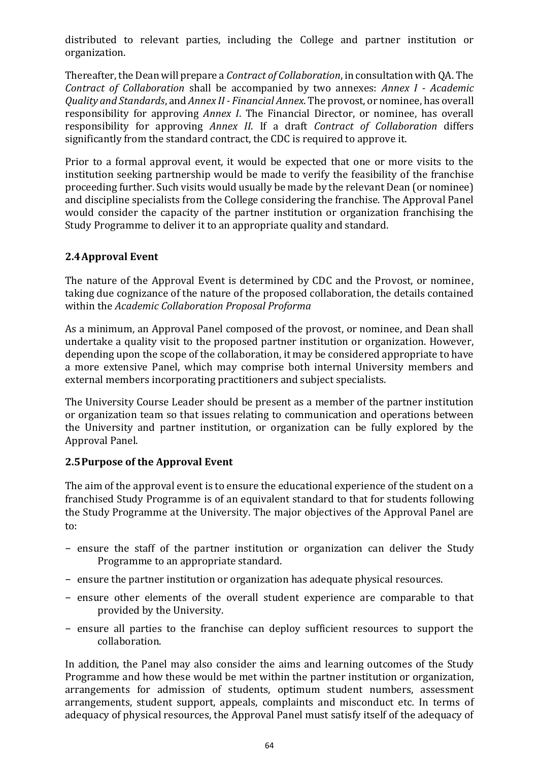distributed to relevant parties, including the College and partner institution or organization.

Thereafter, the Dean will prepare a *Contract of Collaboration*, in consultation with QA. The *Contract of Collaboration* shall be accompanied by two annexes: *Annex I - Academic Quality and Standards*, and *Annex II - Financial Annex*. The provost, or nominee, has overall responsibility for approving *Annex I*. The Financial Director, or nominee, has overall responsibility for approving *Annex II*. If a draft *Contract of Collaboration* differs significantly from the standard contract, the CDC is required to approve it.

Prior to a formal approval event, it would be expected that one or more visits to the institution seeking partnership would be made to verify the feasibility of the franchise proceeding further. Such visits would usually be made by the relevant Dean (or nominee) and discipline specialists from the College considering the franchise. The Approval Panel would consider the capacity of the partner institution or organization franchising the Study Programme to deliver it to an appropriate quality and standard.

### 2.4 Approval Event

The nature of the Approval Event is determined by CDC and the Provost, or nominee, taking due cognizance of the nature of the proposed collaboration, the details contained within the *Academic Collaboration Proposal Proforma*

As a minimum, an Approval Panel composed of the provost, or nominee, and Dean shall undertake a quality visit to the proposed partner institution or organization. However, depending upon the scope of the collaboration, it may be considered appropriate to have a more extensive Panel, which may comprise both internal University members and external members incorporating practitioners and subject specialists.

The University Course Leader should be present as a member of the partner institution or organization team so that issues relating to communication and operations between the University and partner institution, or organization can be fully explored by the Approval Panel.

### 2.5 Purpose of the Approval Event

The aim of the approval event is to ensure the educational experience of the student on a franchised Study Programme is of an equivalent standard to that for students following the Study Programme at the University. The major objectives of the Approval Panel are to:

- ensure the staff of the partner institution or organization can deliver the Study Programme to an appropriate standard.
- ensure the partner institution or organization has adequate physical resources.
- ensure other elements of the overall student experience are comparable to that provided by the University.
- ensure all parties to the franchise can deploy sufficient resources to support the collaboration.

In addition, the Panel may also consider the aims and learning outcomes of the Study Programme and how these would be met within the partner institution or organization, arrangements for admission of students, optimum student numbers, assessment arrangements, student support, appeals, complaints and misconduct etc. In terms of adequacy of physical resources, the Approval Panel must satisfy itself of the adequacy of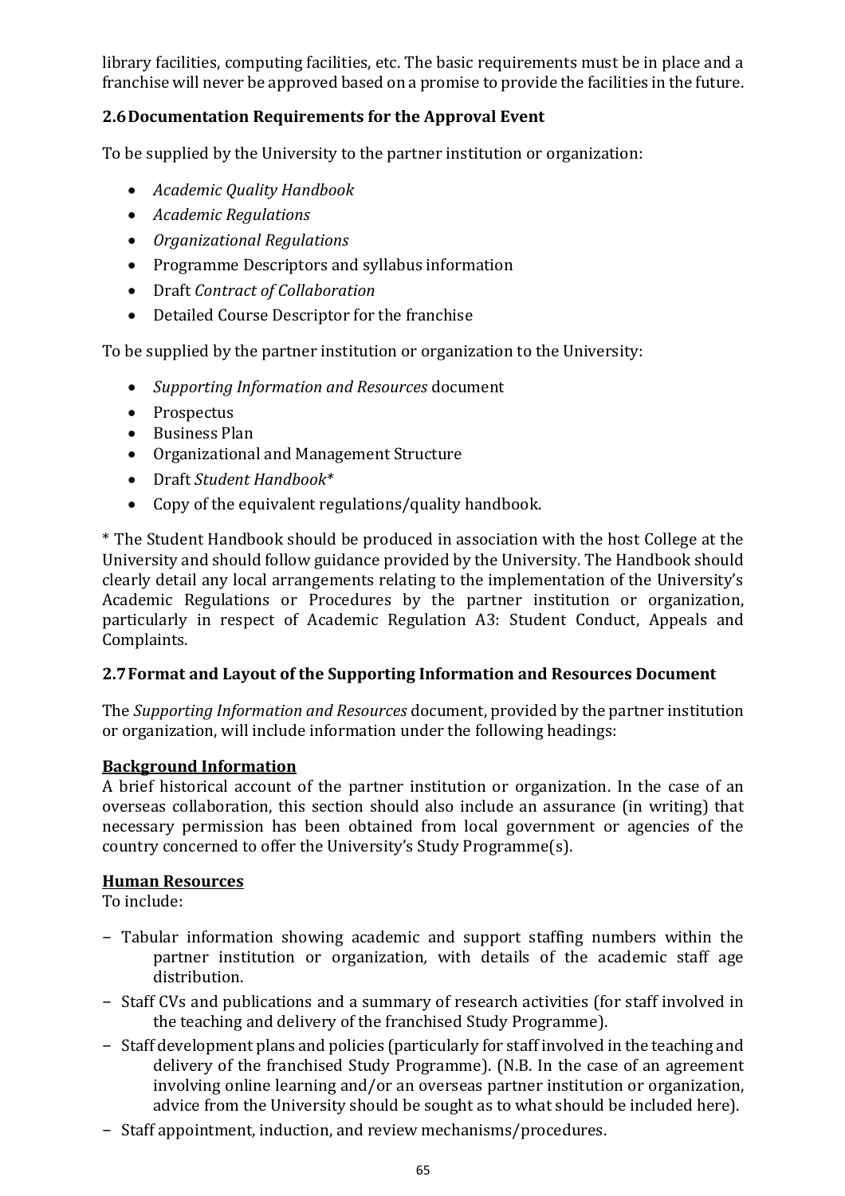library facilities, computing facilities, etc. The basic requirements must be in place and a franchise will never be approved based on a promise to provide the facilities in the future.

### 2.6 Documentation Requirements for the Approval Event

To be supplied by the University to the partner institution or organization:

- *Academic Quality Handbook*
- *Academic Regulations*
- *Organizational Regulations*
- Programme Descriptors and syllabus information
- Draft *Contract of Collaboration*
- Detailed Course Descriptor for the franchise

To be supplied by the partner institution or organization to the University:

- *Supporting Information and Resources* document
- Prospectus
- Business Plan
- Organizational and Management Structure
- Draft *Student Handbook**
- Copy of the equivalent regulations/quality handbook.

\* The Student Handbook should be produced in association with the host College at the University and should follow guidance provided by the University. The Handbook should clearly detail any local arrangements relating to the implementation of the University's Academic Regulations or Procedures by the partner institution or organization, particularly in respect of Academic Regulation A3: Student Conduct, Appeals and Complaints.

### 2.7 Format and Layout of the Supporting Information and Resources Document

The *Supporting Information and Resources* document, provided by the partner institution or organization, will include information under the following headings:

**Background Information**

A brief historical account of the partner institution or organization. In the case of an overseas collaboration, this section should also include an assurance (in writing) that necessary permission has been obtained from local government or agencies of the country concerned to offer the University's Study Programme(s).

**Human Resources**

To include:

- Tabular information showing academic and support staffing numbers within the partner institution or organization, with details of the academic staff age distribution.
- Staff CVs and publications and a summary of research activities (for staff involved in the teaching and delivery of the franchised Study Programme).
- Staff development plans and policies (particularly for staff involved in the teaching and delivery of the franchised Study Programme). (N.B. In the case of an agreement involving online learning and/or an overseas partner institution or organization, advice from the University should be sought as to what should be included here).
- Staff appointment, induction, and review mechanisms/procedures.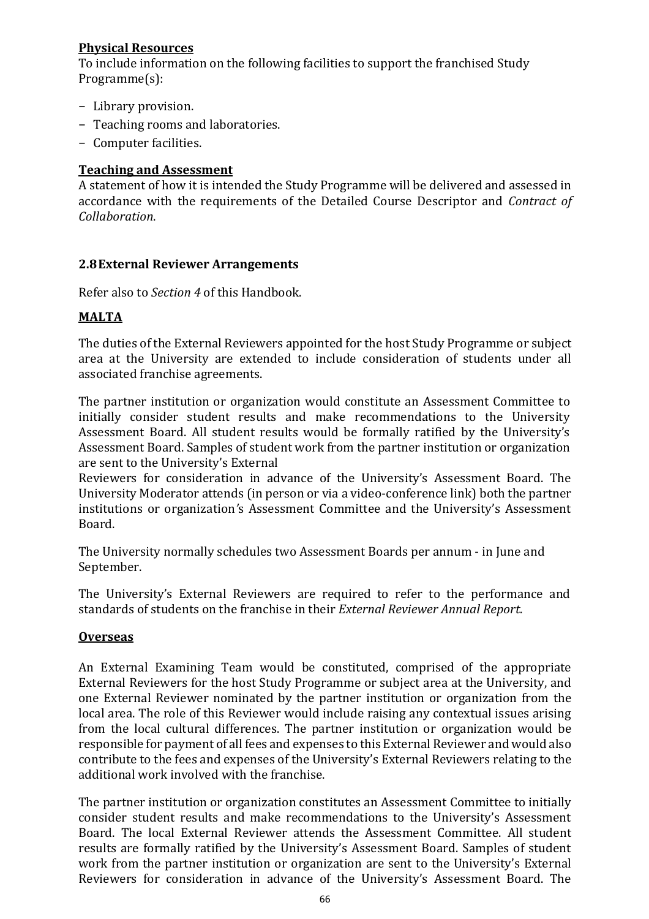**Physical Resources**

To include information on the following facilities to support the franchised Study Programme(s):

- Library provision.
- Teaching rooms and laboratories.
- Computer facilities.

**Teaching and Assessment**

A statement of how it is intended the Study Programme will be delivered and assessed in accordance with the requirements of the Detailed Course Descriptor and *Contract of Collaboration*.

### 2.8 External Reviewer Arrangements

Refer also to *Section 4* of this Handbook.

**MALTA**

The duties of the External Reviewers appointed for the host Study Programme or subject area at the University are extended to include consideration of students under all associated franchise agreements.

The partner institution or organization would constitute an Assessment Committee to initially consider student results and make recommendations to the University Assessment Board. All student results would be formally ratified by the University's Assessment Board. Samples of student work from the partner institution or organization are sent to the University's External Reviewers for consideration in advance of the University's Assessment Board. The University Moderator attends (in person or via a video-conference link) both the partner institutions or organization's Assessment Committee and the University's Assessment Board.

The University normally schedules two Assessment Boards per annum - in June and September.

The University's External Reviewers are required to refer to the performance and standards of students on the franchise in their *External Reviewer Annual Report*.

**Overseas**

An External Examining Team would be constituted, comprised of the appropriate External Reviewers for the host Study Programme or subject area at the University, and one External Reviewer nominated by the partner institution or organization from the local area. The role of this Reviewer would include raising any contextual issues arising from the local cultural differences. The partner institution or organization would be responsible for payment of all fees and expenses to this External Reviewer and would also contribute to the fees and expenses of the University's External Reviewers relating to the additional work involved with the franchise.

The partner institution or organization constitutes an Assessment Committee to initially consider student results and make recommendations to the University's Assessment Board. The local External Reviewer attends the Assessment Committee. All student results are formally ratified by the University's Assessment Board. Samples of student work from the partner institution or organization are sent to the University's External Reviewers for consideration in advance of the University's Assessment Board. The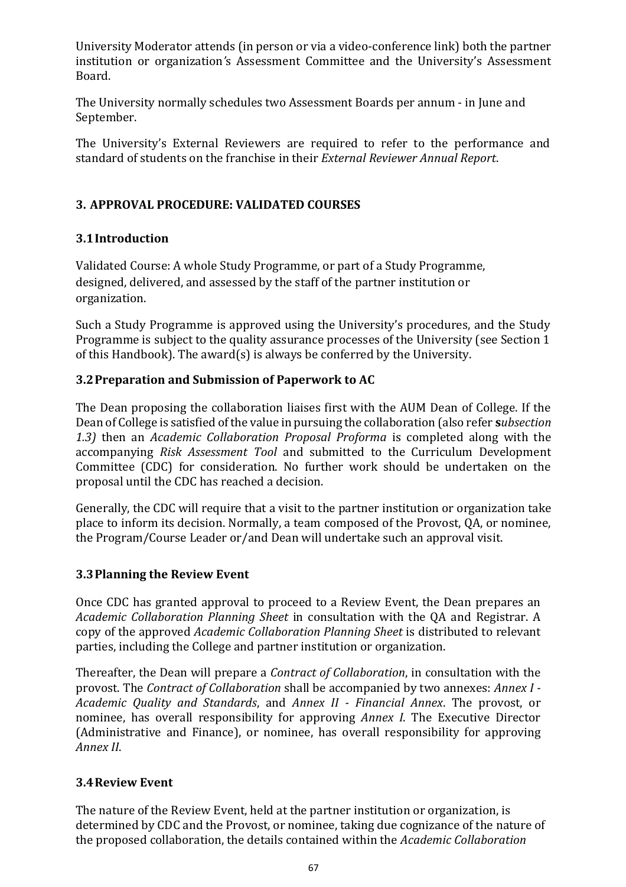University Moderator attends (in person or via a video-conference link) both the partner institution or organization's Assessment Committee and the University's Assessment Board.

The University normally schedules two Assessment Boards per annum - in June and September.

The University's External Reviewers are required to refer to the performance and standard of students on the franchise in their *External Reviewer Annual Report*.

## 3. APPROVAL PROCEDURE: VALIDATED COURSES

### 3.1 Introduction

Validated Course: A whole Study Programme, or part of a Study Programme, designed, delivered, and assessed by the staff of the partner institution or organization.

Such a Study Programme is approved using the University's procedures, and the Study Programme is subject to the quality assurance processes of the University (see Section 1 of this Handbook). The award(s) is always be conferred by the University.

### 3.2 Preparation and Submission of Paperwork to AC

The Dean proposing the collaboration liaises first with the AUM Dean of College. If the Dean of College is satisfied of the value in pursuing the collaboration (also refer ***s****ubsection 1.3)* then an *Academic Collaboration Proposal Proforma* is completed along with the accompanying *Risk Assessment Tool* and submitted to the Curriculum Development Committee (CDC) for consideration. No further work should be undertaken on the proposal until the CDC has reached a decision.

Generally, the CDC will require that a visit to the partner institution or organization take place to inform its decision. Normally, a team composed of the Provost, QA, or nominee, the Program/Course Leader or/and Dean will undertake such an approval visit.

### 3.3 Planning the Review Event

Once CDC has granted approval to proceed to a Review Event, the Dean prepares an *Academic Collaboration Planning Sheet* in consultation with the QA and Registrar. A copy of the approved *Academic Collaboration Planning Sheet* is distributed to relevant parties, including the College and partner institution or organization.

Thereafter, the Dean will prepare a *Contract of Collaboration*, in consultation with the provost. The *Contract of Collaboration* shall be accompanied by two annexes: *Annex I - Academic Quality and Standards*, and *Annex II - Financial Annex*. The provost, or nominee, has overall responsibility for approving *Annex I*. The Executive Director (Administrative and Finance), or nominee, has overall responsibility for approving *Annex II*.

### 3.4 Review Event

The nature of the Review Event, held at the partner institution or organization, is determined by CDC and the Provost, or nominee, taking due cognizance of the nature of the proposed collaboration, the details contained within the *Academic Collaboration*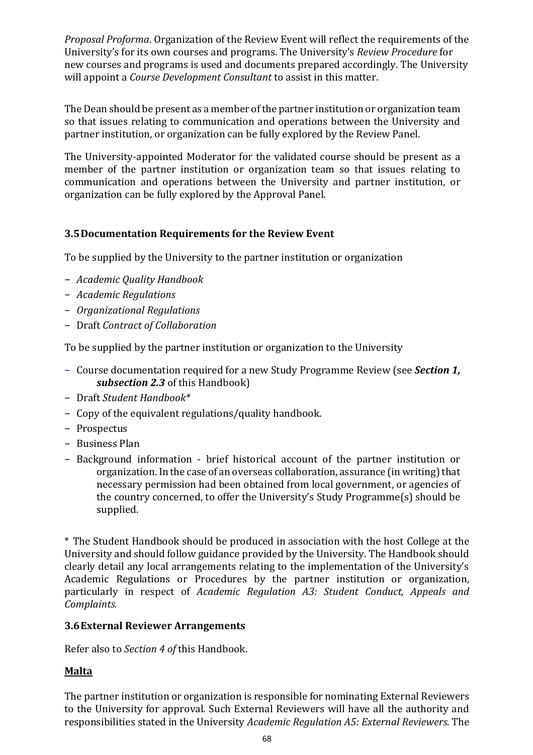*Proposal Proforma*. Organization of the Review Event will reflect the requirements of the University's for its own courses and programs. The University's *Review Procedure* for new courses and programs is used and documents prepared accordingly. The University will appoint a *Course Development Consultant* to assist in this matter.

The Dean should be present as a member of the partner institution or organization team so that issues relating to communication and operations between the University and partner institution, or organization can be fully explored by the Review Panel.

The University-appointed Moderator for the validated course should be present as a member of the partner institution or organization team so that issues relating to communication and operations between the University and partner institution, or organization can be fully explored by the Approval Panel.

### 3.5 Documentation Requirements for the Review Event

To be supplied by the University to the partner institution or organization

- *Academic Quality Handbook*
- *Academic Regulations*
- *Organizational Regulations*
- Draft *Contract of Collaboration*

To be supplied by the partner institution or organization to the University

- Course documentation required for a new Study Programme Review (see ***Section 1, subsection 2.3*** of this Handbook)
- Draft *Student Handbook**
- Copy of the equivalent regulations/quality handbook.
- Prospectus
- Business Plan
- Background information - brief historical account of the partner institution or organization. In the case of an overseas collaboration, assurance (in writing) that necessary permission had been obtained from local government, or agencies of the country concerned, to offer the University's Study Programme(s) should be supplied.

\* The Student Handbook should be produced in association with the host College at the University and should follow guidance provided by the University. The Handbook should clearly detail any local arrangements relating to the implementation of the University's Academic Regulations or Procedures by the partner institution or organization, particularly in respect of *Academic Regulation A3: Student Conduct, Appeals and Complaints.*

### 3.6 External Reviewer Arrangements

Refer also to *Section 4 of* this Handbook.

**Malta**

The partner institution or organization is responsible for nominating External Reviewers to the University for approval. Such External Reviewers will have all the authority and responsibilities stated in the University *Academic Regulation A5: External Reviewers.* The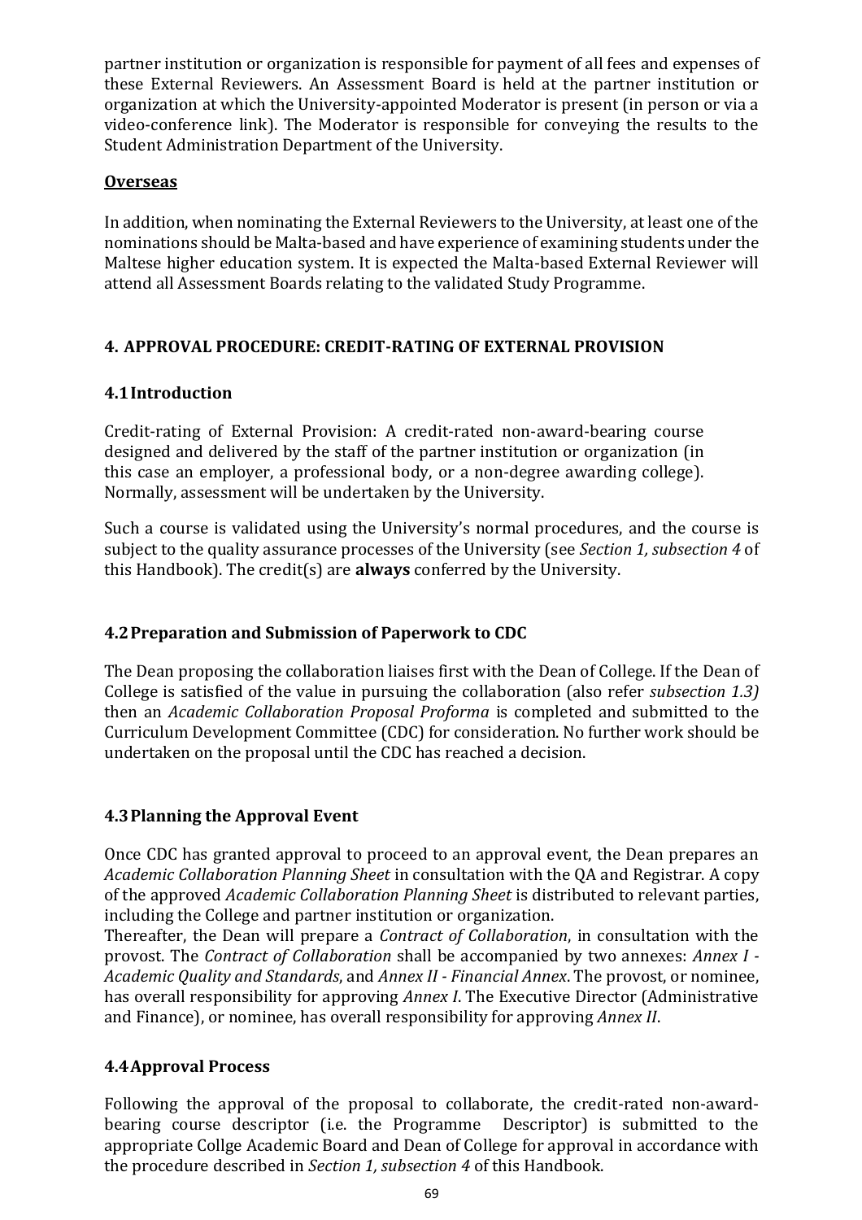partner institution or organization is responsible for payment of all fees and expenses of these External Reviewers. An Assessment Board is held at the partner institution or organization at which the University-appointed Moderator is present (in person or via a video-conference link). The Moderator is responsible for conveying the results to the Student Administration Department of the University.

**Overseas**

In addition, when nominating the External Reviewers to the University, at least one of the nominations should be Malta-based and have experience of examining students under the Maltese higher education system. It is expected the Malta-based External Reviewer will attend all Assessment Boards relating to the validated Study Programme.

## 4. APPROVAL PROCEDURE: CREDIT-RATING OF EXTERNAL PROVISION

### 4.1 Introduction

Credit-rating of External Provision: A credit-rated non-award-bearing course designed and delivered by the staff of the partner institution or organization (in this case an employer, a professional body, or a non-degree awarding college). Normally, assessment will be undertaken by the University.

Such a course is validated using the University's normal procedures, and the course is subject to the quality assurance processes of the University (see *Section 1, subsection 4* of this Handbook). The credit(s) are **always** conferred by the University.

### 4.2 Preparation and Submission of Paperwork to CDC

The Dean proposing the collaboration liaises first with the Dean of College. If the Dean of College is satisfied of the value in pursuing the collaboration (also refer *subsection 1.3)* then an *Academic Collaboration Proposal Proforma* is completed and submitted to the Curriculum Development Committee (CDC) for consideration. No further work should be undertaken on the proposal until the CDC has reached a decision.

### 4.3 Planning the Approval Event

Once CDC has granted approval to proceed to an approval event, the Dean prepares an *Academic Collaboration Planning Sheet* in consultation with the QA and Registrar. A copy of the approved *Academic Collaboration Planning Sheet* is distributed to relevant parties, including the College and partner institution or organization.
Thereafter, the Dean will prepare a *Contract of Collaboration*, in consultation with the provost. The *Contract of Collaboration* shall be accompanied by two annexes: *Annex I - Academic Quality and Standards*, and *Annex II - Financial Annex*. The provost, or nominee, has overall responsibility for approving *Annex I*. The Executive Director (Administrative and Finance), or nominee, has overall responsibility for approving *Annex II*.

### 4.4 Approval Process

Following the approval of the proposal to collaborate, the credit-rated non-award-bearing course descriptor (i.e. the Programme Descriptor) is submitted to the appropriate Collge Academic Board and Dean of College for approval in accordance with the procedure described in *Section 1, subsection 4* of this Handbook.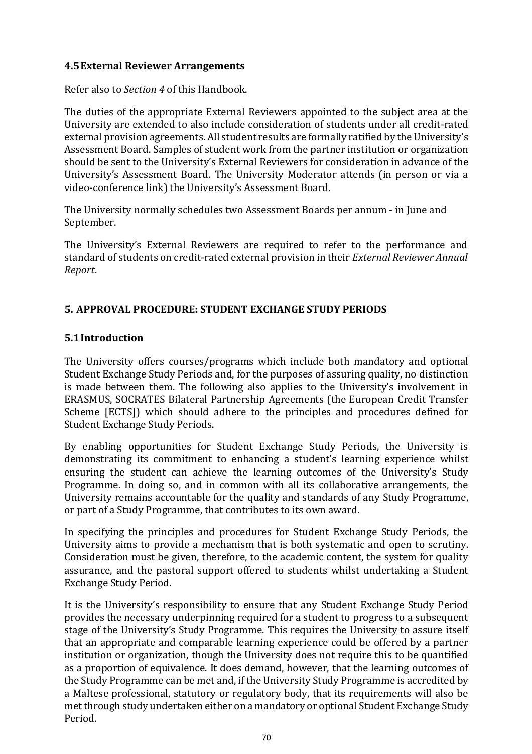### 4.5 External Reviewer Arrangements

Refer also to *Section 4* of this Handbook.

The duties of the appropriate External Reviewers appointed to the subject area at the University are extended to also include consideration of students under all credit-rated external provision agreements. All student results are formally ratified by the University's Assessment Board. Samples of student work from the partner institution or organization should be sent to the University's External Reviewers for consideration in advance of the University's Assessment Board. The University Moderator attends (in person or via a video-conference link) the University's Assessment Board.

The University normally schedules two Assessment Boards per annum - in June and September.

The University's External Reviewers are required to refer to the performance and standard of students on credit-rated external provision in their *External Reviewer Annual Report*.

## 5. APPROVAL PROCEDURE: STUDENT EXCHANGE STUDY PERIODS

### 5.1 Introduction

The University offers courses/programs which include both mandatory and optional Student Exchange Study Periods and, for the purposes of assuring quality, no distinction is made between them. The following also applies to the University's involvement in ERASMUS, SOCRATES Bilateral Partnership Agreements (the European Credit Transfer Scheme [ECTS]) which should adhere to the principles and procedures defined for Student Exchange Study Periods.

By enabling opportunities for Student Exchange Study Periods, the University is demonstrating its commitment to enhancing a student's learning experience whilst ensuring the student can achieve the learning outcomes of the University's Study Programme. In doing so, and in common with all its collaborative arrangements, the University remains accountable for the quality and standards of any Study Programme, or part of a Study Programme, that contributes to its own award.

In specifying the principles and procedures for Student Exchange Study Periods, the University aims to provide a mechanism that is both systematic and open to scrutiny. Consideration must be given, therefore, to the academic content, the system for quality assurance, and the pastoral support offered to students whilst undertaking a Student Exchange Study Period.

It is the University's responsibility to ensure that any Student Exchange Study Period provides the necessary underpinning required for a student to progress to a subsequent stage of the University's Study Programme. This requires the University to assure itself that an appropriate and comparable learning experience could be offered by a partner institution or organization, though the University does not require this to be quantified as a proportion of equivalence. It does demand, however, that the learning outcomes of the Study Programme can be met and, if the University Study Programme is accredited by a Maltese professional, statutory or regulatory body, that its requirements will also be met through study undertaken either on a mandatory or optional Student Exchange Study Period.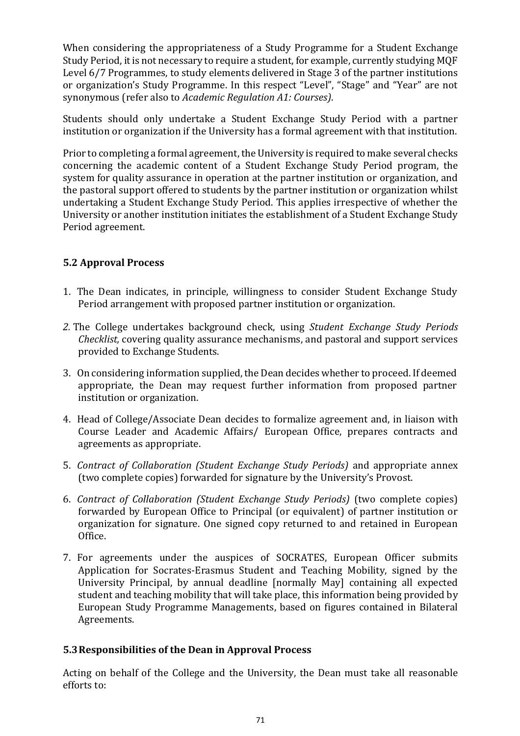When considering the appropriateness of a Study Programme for a Student Exchange Study Period, it is not necessary to require a student, for example, currently studying MQF Level 6/7 Programmes, to study elements delivered in Stage 3 of the partner institutions or organization's Study Programme. In this respect "Level", "Stage" and "Year" are not synonymous (refer also to *Academic Regulation A1: Courses)*.

Students should only undertake a Student Exchange Study Period with a partner institution or organization if the University has a formal agreement with that institution.

Prior to completing a formal agreement, the University is required to make several checks concerning the academic content of a Student Exchange Study Period program, the system for quality assurance in operation at the partner institution or organization, and the pastoral support offered to students by the partner institution or organization whilst undertaking a Student Exchange Study Period. This applies irrespective of whether the University or another institution initiates the establishment of a Student Exchange Study Period agreement.

### 5.2 Approval Process

1. The Dean indicates, in principle, willingness to consider Student Exchange Study Period arrangement with proposed partner institution or organization.
2. The College undertakes background check, using *Student Exchange Study Periods Checklist,* covering quality assurance mechanisms, and pastoral and support services provided to Exchange Students.
3. On considering information supplied, the Dean decides whether to proceed. If deemed appropriate, the Dean may request further information from proposed partner institution or organization.
4. Head of College/Associate Dean decides to formalize agreement and, in liaison with Course Leader and Academic Affairs/ European Office, prepares contracts and agreements as appropriate.
5. *Contract of Collaboration (Student Exchange Study Periods)* and appropriate annex (two complete copies) forwarded for signature by the University's Provost.
6. *Contract of Collaboration (Student Exchange Study Periods)* (two complete copies) forwarded by European Office to Principal (or equivalent) of partner institution or organization for signature. One signed copy returned to and retained in European Office.
7. For agreements under the auspices of SOCRATES, European Officer submits Application for Socrates-Erasmus Student and Teaching Mobility, signed by the University Principal, by annual deadline [normally May] containing all expected student and teaching mobility that will take place, this information being provided by European Study Programme Managements, based on figures contained in Bilateral Agreements.

### 5.3 Responsibilities of the Dean in Approval Process

Acting on behalf of the College and the University, the Dean must take all reasonable efforts to: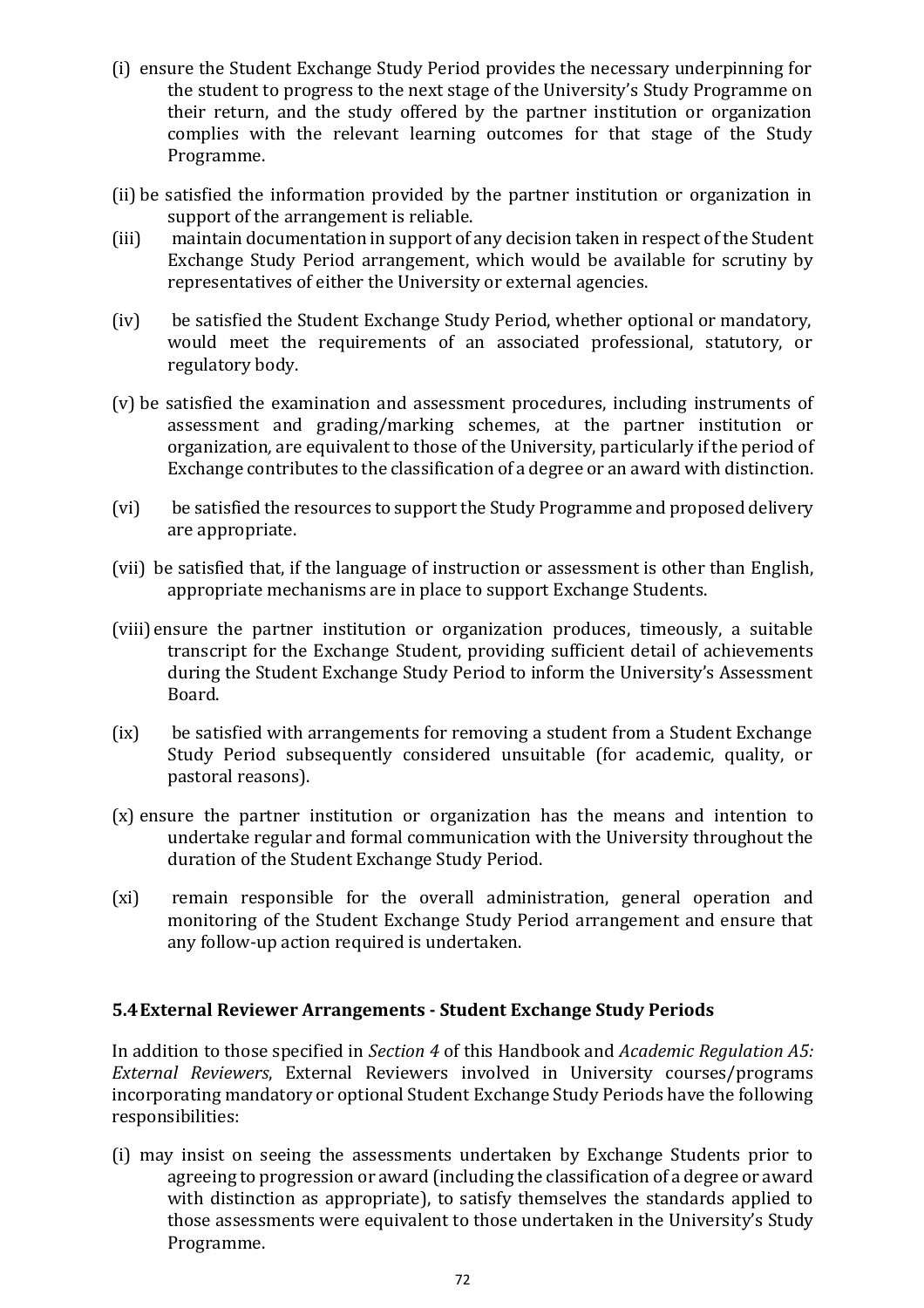(i) ensure the Student Exchange Study Period provides the necessary underpinning for the student to progress to the next stage of the University's Study Programme on their return, and the study offered by the partner institution or organization complies with the relevant learning outcomes for that stage of the Study Programme.

(ii) be satisfied the information provided by the partner institution or organization in support of the arrangement is reliable.

(iii) maintain documentation in support of any decision taken in respect of the Student Exchange Study Period arrangement, which would be available for scrutiny by representatives of either the University or external agencies.

(iv) be satisfied the Student Exchange Study Period, whether optional or mandatory, would meet the requirements of an associated professional, statutory, or regulatory body.

(v) be satisfied the examination and assessment procedures, including instruments of assessment and grading/marking schemes, at the partner institution or organization, are equivalent to those of the University, particularly if the period of Exchange contributes to the classification of a degree or an award with distinction.

(vi) be satisfied the resources to support the Study Programme and proposed delivery are appropriate.

(vii) be satisfied that, if the language of instruction or assessment is other than English, appropriate mechanisms are in place to support Exchange Students.

(viii) ensure the partner institution or organization produces, timeously, a suitable transcript for the Exchange Student, providing sufficient detail of achievements during the Student Exchange Study Period to inform the University's Assessment Board.

(ix) be satisfied with arrangements for removing a student from a Student Exchange Study Period subsequently considered unsuitable (for academic, quality, or pastoral reasons).

(x) ensure the partner institution or organization has the means and intention to undertake regular and formal communication with the University throughout the duration of the Student Exchange Study Period.

(xi) remain responsible for the overall administration, general operation and monitoring of the Student Exchange Study Period arrangement and ensure that any follow-up action required is undertaken.

### 5.4 External Reviewer Arrangements - Student Exchange Study Periods

In addition to those specified in *Section 4* of this Handbook and *Academic Regulation A5: External Reviewers*, External Reviewers involved in University courses/programs incorporating mandatory or optional Student Exchange Study Periods have the following responsibilities:

(i) may insist on seeing the assessments undertaken by Exchange Students prior to agreeing to progression or award (including the classification of a degree or award with distinction as appropriate), to satisfy themselves the standards applied to those assessments were equivalent to those undertaken in the University's Study Programme.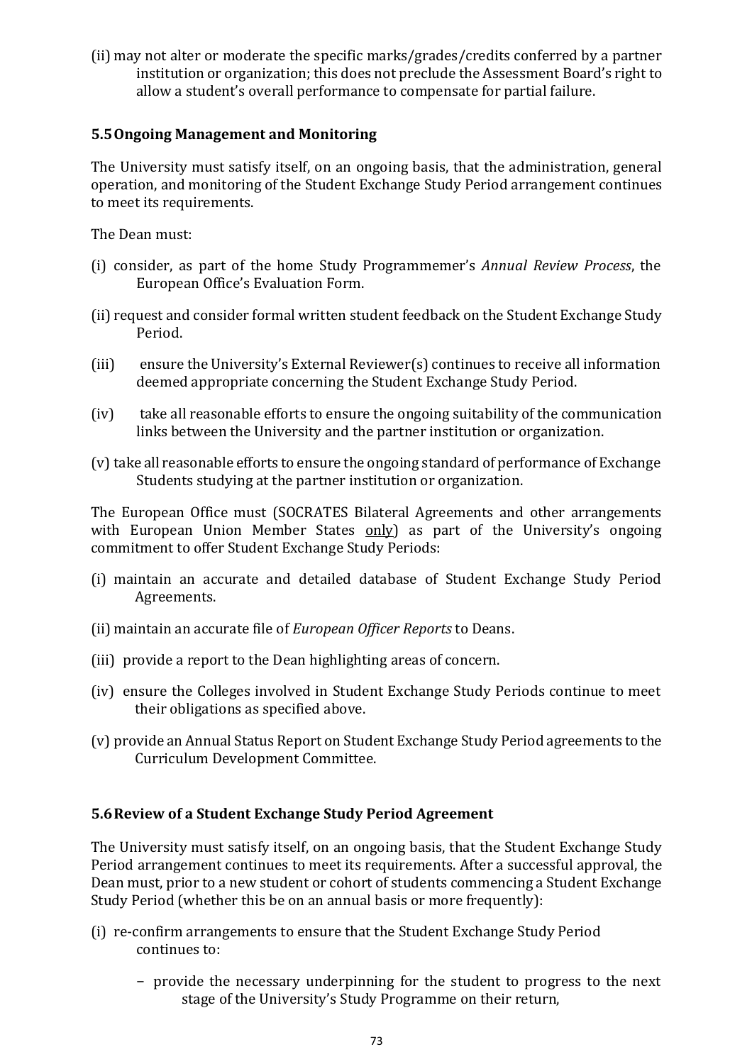(ii) may not alter or moderate the specific marks/grades/credits conferred by a partner institution or organization; this does not preclude the Assessment Board's right to allow a student's overall performance to compensate for partial failure.

### 5.5 Ongoing Management and Monitoring

The University must satisfy itself, on an ongoing basis, that the administration, general operation, and monitoring of the Student Exchange Study Period arrangement continues to meet its requirements.

The Dean must:

(i) consider, as part of the home Study Programmemer's *Annual Review Process*, the European Office's Evaluation Form.

(ii) request and consider formal written student feedback on the Student Exchange Study Period.

(iii) ensure the University's External Reviewer(s) continues to receive all information deemed appropriate concerning the Student Exchange Study Period.

(iv) take all reasonable efforts to ensure the ongoing suitability of the communication links between the University and the partner institution or organization.

(v) take all reasonable efforts to ensure the ongoing standard of performance of Exchange Students studying at the partner institution or organization.

The European Office must (SOCRATES Bilateral Agreements and other arrangements with European Union Member States <u>only</u>) as part of the University's ongoing commitment to offer Student Exchange Study Periods:

(i) maintain an accurate and detailed database of Student Exchange Study Period Agreements.

(ii) maintain an accurate file of *European Officer Reports* to Deans.

(iii) provide a report to the Dean highlighting areas of concern.

(iv) ensure the Colleges involved in Student Exchange Study Periods continue to meet their obligations as specified above.

(v) provide an Annual Status Report on Student Exchange Study Period agreements to the Curriculum Development Committee.

### 5.6 Review of a Student Exchange Study Period Agreement

The University must satisfy itself, on an ongoing basis, that the Student Exchange Study Period arrangement continues to meet its requirements. After a successful approval, the Dean must, prior to a new student or cohort of students commencing a Student Exchange Study Period (whether this be on an annual basis or more frequently):

(i) re-confirm arrangements to ensure that the Student Exchange Study Period continues to:

- provide the necessary underpinning for the student to progress to the next stage of the University's Study Programme on their return,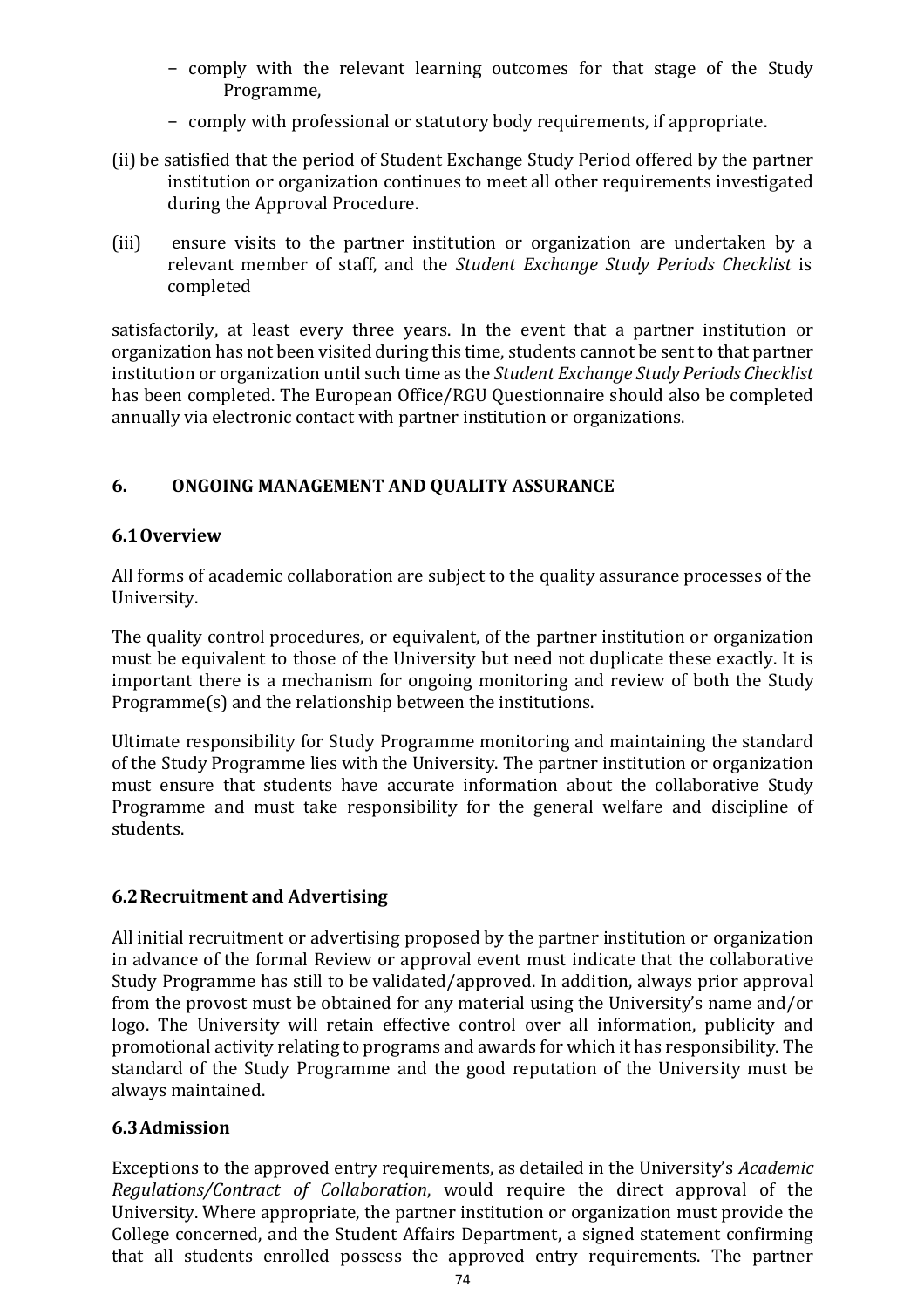- comply with the relevant learning outcomes for that stage of the Study Programme,
- comply with professional or statutory body requirements, if appropriate.

(ii) be satisfied that the period of Student Exchange Study Period offered by the partner institution or organization continues to meet all other requirements investigated during the Approval Procedure.

(iii) ensure visits to the partner institution or organization are undertaken by a relevant member of staff, and the *Student Exchange Study Periods Checklist* is completed

satisfactorily, at least every three years. In the event that a partner institution or organization has not been visited during this time, students cannot be sent to that partner institution or organization until such time as the *Student Exchange Study Periods Checklist* has been completed. The European Office/RGU Questionnaire should also be completed annually via electronic contact with partner institution or organizations.

## 6. ONGOING MANAGEMENT AND QUALITY ASSURANCE

### 6.1 Overview

All forms of academic collaboration are subject to the quality assurance processes of the University.

The quality control procedures, or equivalent, of the partner institution or organization must be equivalent to those of the University but need not duplicate these exactly. It is important there is a mechanism for ongoing monitoring and review of both the Study Programme(s) and the relationship between the institutions.

Ultimate responsibility for Study Programme monitoring and maintaining the standard of the Study Programme lies with the University. The partner institution or organization must ensure that students have accurate information about the collaborative Study Programme and must take responsibility for the general welfare and discipline of students.

### 6.2 Recruitment and Advertising

All initial recruitment or advertising proposed by the partner institution or organization in advance of the formal Review or approval event must indicate that the collaborative Study Programme has still to be validated/approved. In addition, always prior approval from the provost must be obtained for any material using the University's name and/or logo. The University will retain effective control over all information, publicity and promotional activity relating to programs and awards for which it has responsibility. The standard of the Study Programme and the good reputation of the University must be always maintained.

### 6.3 Admission

Exceptions to the approved entry requirements, as detailed in the University's *Academic Regulations/Contract of Collaboration*, would require the direct approval of the University. Where appropriate, the partner institution or organization must provide the College concerned, and the Student Affairs Department, a signed statement confirming that all students enrolled possess the approved entry requirements. The partner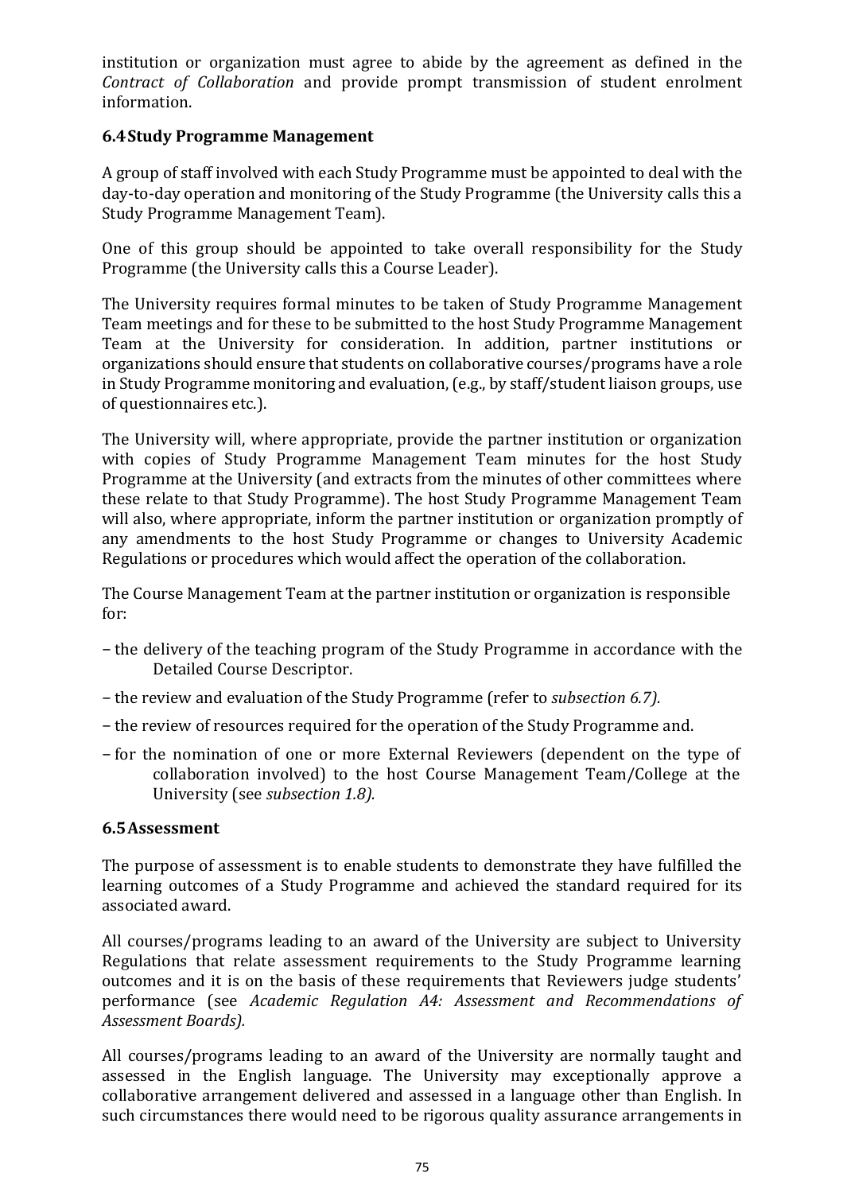institution or organization must agree to abide by the agreement as defined in the *Contract of Collaboration* and provide prompt transmission of student enrolment information.

### 6.4 Study Programme Management

A group of staff involved with each Study Programme must be appointed to deal with the day-to-day operation and monitoring of the Study Programme (the University calls this a Study Programme Management Team).

One of this group should be appointed to take overall responsibility for the Study Programme (the University calls this a Course Leader).

The University requires formal minutes to be taken of Study Programme Management Team meetings and for these to be submitted to the host Study Programme Management Team at the University for consideration. In addition, partner institutions or organizations should ensure that students on collaborative courses/programs have a role in Study Programme monitoring and evaluation, (e.g., by staff/student liaison groups, use of questionnaires etc.).

The University will, where appropriate, provide the partner institution or organization with copies of Study Programme Management Team minutes for the host Study Programme at the University (and extracts from the minutes of other committees where these relate to that Study Programme). The host Study Programme Management Team will also, where appropriate, inform the partner institution or organization promptly of any amendments to the host Study Programme or changes to University Academic Regulations or procedures which would affect the operation of the collaboration.

The Course Management Team at the partner institution or organization is responsible for:

- the delivery of the teaching program of the Study Programme in accordance with the Detailed Course Descriptor.
- the review and evaluation of the Study Programme (refer to *subsection 6.7).*
- the review of resources required for the operation of the Study Programme and.
- for the nomination of one or more External Reviewers (dependent on the type of collaboration involved) to the host Course Management Team/College at the University (see *subsection 1.8).*

### 6.5 Assessment

The purpose of assessment is to enable students to demonstrate they have fulfilled the learning outcomes of a Study Programme and achieved the standard required for its associated award.

All courses/programs leading to an award of the University are subject to University Regulations that relate assessment requirements to the Study Programme learning outcomes and it is on the basis of these requirements that Reviewers judge students' performance (see *Academic Regulation A4: Assessment and Recommendations of Assessment Boards).*

All courses/programs leading to an award of the University are normally taught and assessed in the English language. The University may exceptionally approve a collaborative arrangement delivered and assessed in a language other than English. In such circumstances there would need to be rigorous quality assurance arrangements in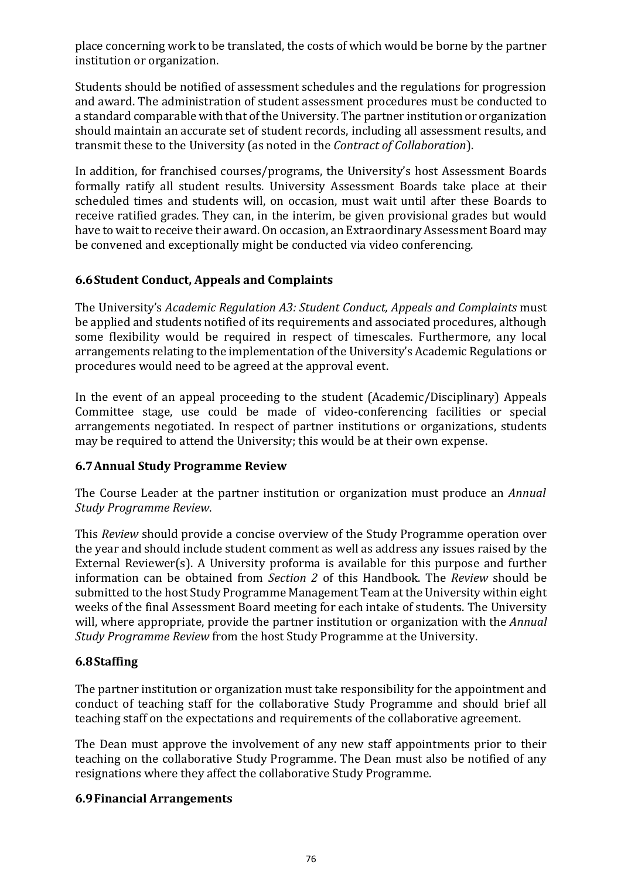place concerning work to be translated, the costs of which would be borne by the partner institution or organization.

Students should be notified of assessment schedules and the regulations for progression and award. The administration of student assessment procedures must be conducted to a standard comparable with that of the University. The partner institution or organization should maintain an accurate set of student records, including all assessment results, and transmit these to the University (as noted in the *Contract of Collaboration*).

In addition, for franchised courses/programs, the University's host Assessment Boards formally ratify all student results. University Assessment Boards take place at their scheduled times and students will, on occasion, must wait until after these Boards to receive ratified grades. They can, in the interim, be given provisional grades but would have to wait to receive their award. On occasion, an Extraordinary Assessment Board may be convened and exceptionally might be conducted via video conferencing.

### 6.6 Student Conduct, Appeals and Complaints

The University's *Academic Regulation A3: Student Conduct, Appeals and Complaints* must be applied and students notified of its requirements and associated procedures, although some flexibility would be required in respect of timescales. Furthermore, any local arrangements relating to the implementation of the University's Academic Regulations or procedures would need to be agreed at the approval event.

In the event of an appeal proceeding to the student (Academic/Disciplinary) Appeals Committee stage, use could be made of video-conferencing facilities or special arrangements negotiated. In respect of partner institutions or organizations, students may be required to attend the University; this would be at their own expense.

### 6.7 Annual Study Programme Review

The Course Leader at the partner institution or organization must produce an *Annual Study Programme Review*.

This *Review* should provide a concise overview of the Study Programme operation over the year and should include student comment as well as address any issues raised by the External Reviewer(s). A University proforma is available for this purpose and further information can be obtained from *Section 2* of this Handbook. The *Review* should be submitted to the host Study Programme Management Team at the University within eight weeks of the final Assessment Board meeting for each intake of students. The University will, where appropriate, provide the partner institution or organization with the *Annual Study Programme Review* from the host Study Programme at the University.

### 6.8 Staffing

The partner institution or organization must take responsibility for the appointment and conduct of teaching staff for the collaborative Study Programme and should brief all teaching staff on the expectations and requirements of the collaborative agreement.

The Dean must approve the involvement of any new staff appointments prior to their teaching on the collaborative Study Programme. The Dean must also be notified of any resignations where they affect the collaborative Study Programme.

### 6.9 Financial Arrangements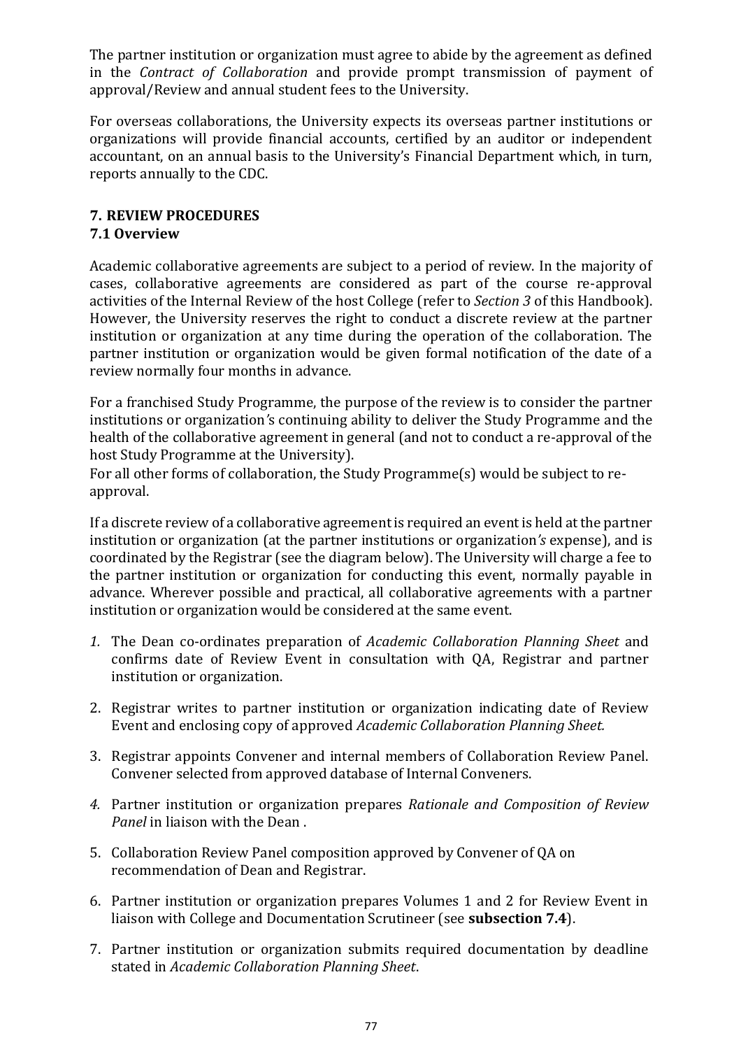The partner institution or organization must agree to abide by the agreement as defined in the *Contract of Collaboration* and provide prompt transmission of payment of approval/Review and annual student fees to the University.

For overseas collaborations, the University expects its overseas partner institutions or organizations will provide financial accounts, certified by an auditor or independent accountant, on an annual basis to the University's Financial Department which, in turn, reports annually to the CDC.

## 7. REVIEW PROCEDURES

### 7.1 Overview

Academic collaborative agreements are subject to a period of review. In the majority of cases, collaborative agreements are considered as part of the course re-approval activities of the Internal Review of the host College (refer to *Section 3* of this Handbook). However, the University reserves the right to conduct a discrete review at the partner institution or organization at any time during the operation of the collaboration. The partner institution or organization would be given formal notification of the date of a review normally four months in advance.

For a franchised Study Programme, the purpose of the review is to consider the partner institutions or organization*'s* continuing ability to deliver the Study Programme and the health of the collaborative agreement in general (and not to conduct a re-approval of the host Study Programme at the University).
For all other forms of collaboration, the Study Programme(s) would be subject to re-approval.

If a discrete review of a collaborative agreement is required an event is held at the partner institution or organization (at the partner institutions or organization*'s* expense), and is coordinated by the Registrar (see the diagram below). The University will charge a fee to the partner institution or organization for conducting this event, normally payable in advance. Wherever possible and practical, all collaborative agreements with a partner institution or organization would be considered at the same event.

1. The Dean co-ordinates preparation of *Academic Collaboration Planning Sheet* and confirms date of Review Event in consultation with QA, Registrar and partner institution or organization.
2. Registrar writes to partner institution or organization indicating date of Review Event and enclosing copy of approved *Academic Collaboration Planning Sheet.*
3. Registrar appoints Convener and internal members of Collaboration Review Panel. Convener selected from approved database of Internal Conveners.
4. Partner institution or organization prepares *Rationale and Composition of Review Panel* in liaison with the Dean .
5. Collaboration Review Panel composition approved by Convener of QA on recommendation of Dean and Registrar.
6. Partner institution or organization prepares Volumes 1 and 2 for Review Event in liaison with College and Documentation Scrutineer (see **subsection 7.4**).
7. Partner institution or organization submits required documentation by deadline stated in *Academic Collaboration Planning Sheet*.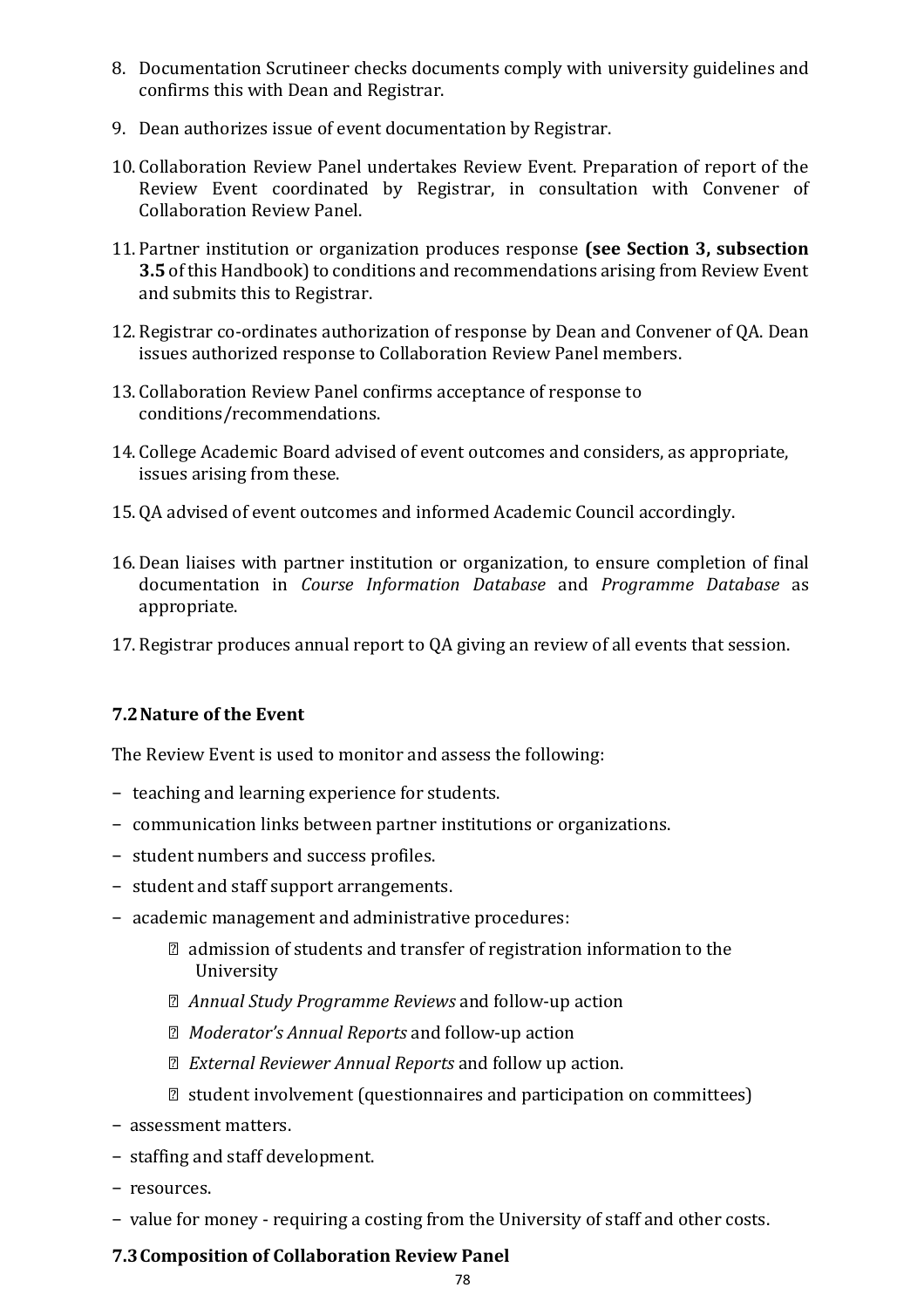8. Documentation Scrutineer checks documents comply with university guidelines and confirms this with Dean and Registrar.

9. Dean authorizes issue of event documentation by Registrar.

10. Collaboration Review Panel undertakes Review Event. Preparation of report of the Review Event coordinated by Registrar, in consultation with Convener of Collaboration Review Panel.

11. Partner institution or organization produces response **(see Section 3, subsection 3.5** of this Handbook) to conditions and recommendations arising from Review Event and submits this to Registrar.

12. Registrar co-ordinates authorization of response by Dean and Convener of QA. Dean issues authorized response to Collaboration Review Panel members.

13. Collaboration Review Panel confirms acceptance of response to conditions/recommendations.

14. College Academic Board advised of event outcomes and considers, as appropriate, issues arising from these.

15. QA advised of event outcomes and informed Academic Council accordingly.

16. Dean liaises with partner institution or organization, to ensure completion of final documentation in *Course Information Database* and *Programme Database* as appropriate.

17. Registrar produces annual report to QA giving an review of all events that session.

### 7.2 Nature of the Event

The Review Event is used to monitor and assess the following:

- teaching and learning experience for students.
- communication links between partner institutions or organizations.
- student numbers and success profiles.
- student and staff support arrangements.
- academic management and administrative procedures:
  - admission of students and transfer of registration information to the University
  - *Annual Study Programme Reviews* and follow-up action
  - *Moderator's Annual Reports* and follow-up action
  - *External Reviewer Annual Reports* and follow up action.
  - student involvement (questionnaires and participation on committees)
- assessment matters.
- staffing and staff development.
- resources.
- value for money - requiring a costing from the University of staff and other costs.

### 7.3 Composition of Collaboration Review Panel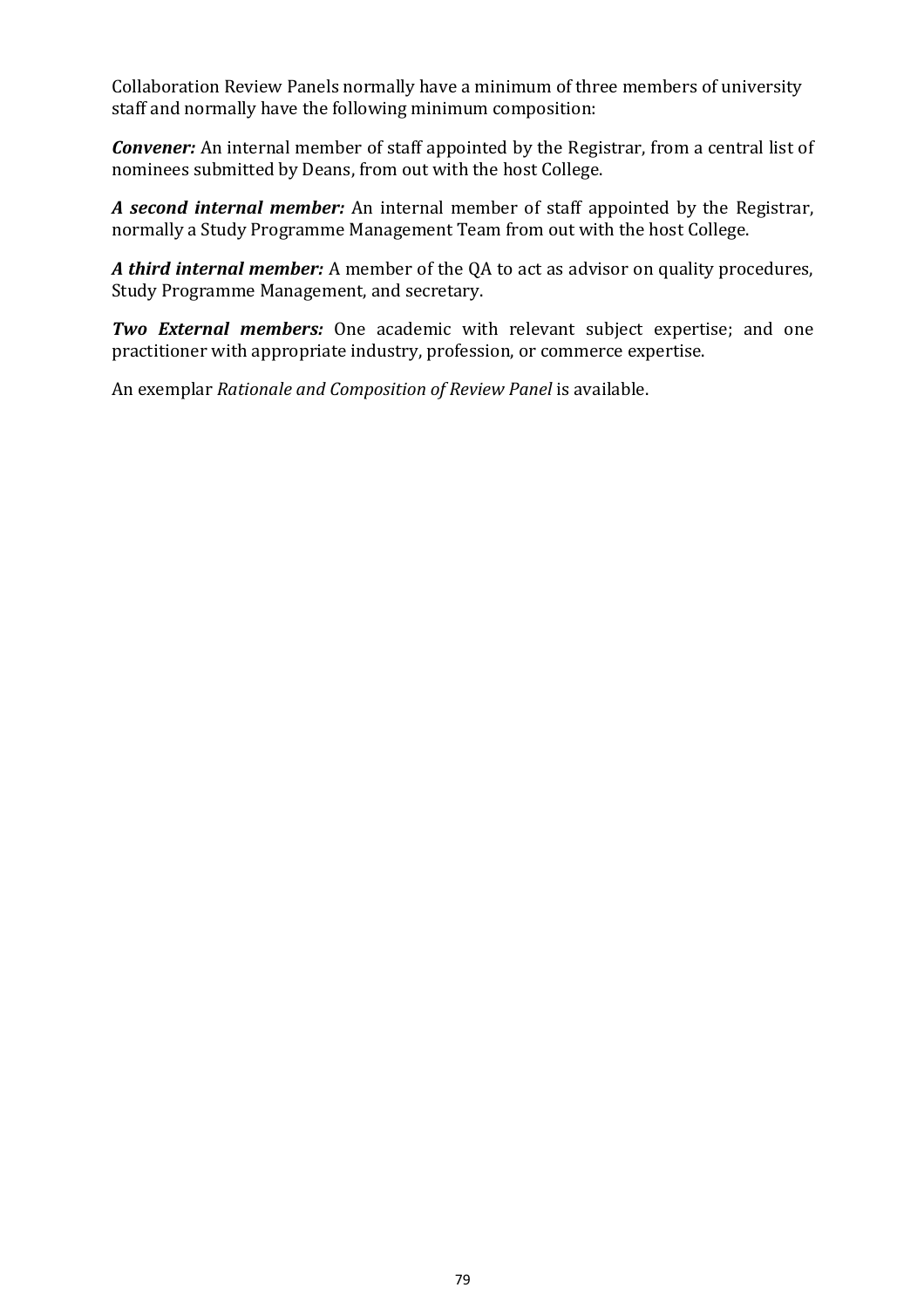Collaboration Review Panels normally have a minimum of three members of university staff and normally have the following minimum composition:

***Convener:*** An internal member of staff appointed by the Registrar, from a central list of nominees submitted by Deans, from out with the host College.

***A second internal member:*** An internal member of staff appointed by the Registrar, normally a Study Programme Management Team from out with the host College.

***A third internal member:*** A member of the QA to act as advisor on quality procedures, Study Programme Management, and secretary.

***Two External members:*** One academic with relevant subject expertise; and one practitioner with appropriate industry, profession, or commerce expertise.

An exemplar *Rationale and Composition of Review Panel* is available.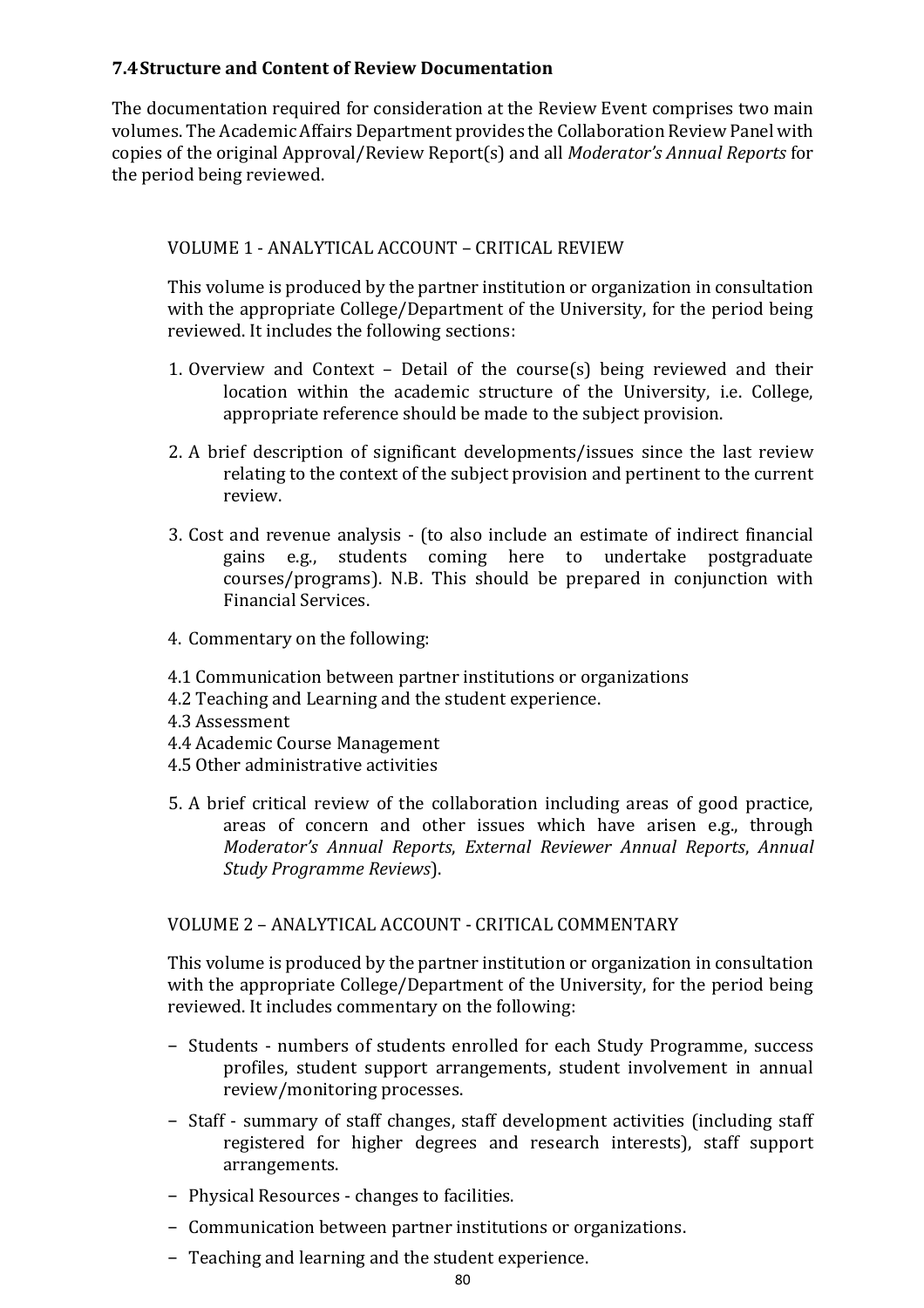### 7.4 Structure and Content of Review Documentation

The documentation required for consideration at the Review Event comprises two main volumes. The Academic Affairs Department provides the Collaboration Review Panel with copies of the original Approval/Review Report(s) and all *Moderator's Annual Reports* for the period being reviewed.

VOLUME 1 - ANALYTICAL ACCOUNT – CRITICAL REVIEW

This volume is produced by the partner institution or organization in consultation with the appropriate College/Department of the University, for the period being reviewed. It includes the following sections:

1. Overview and Context – Detail of the course(s) being reviewed and their location within the academic structure of the University, i.e. College, appropriate reference should be made to the subject provision.
2. A brief description of significant developments/issues since the last review relating to the context of the subject provision and pertinent to the current review.
3. Cost and revenue analysis - (to also include an estimate of indirect financial gains e.g., students coming here to undertake postgraduate courses/programs). N.B. This should be prepared in conjunction with Financial Services.
4. Commentary on the following:

4.1 Communication between partner institutions or organizations
4.2 Teaching and Learning and the student experience.
4.3 Assessment
4.4 Academic Course Management
4.5 Other administrative activities

5. A brief critical review of the collaboration including areas of good practice, areas of concern and other issues which have arisen e.g., through *Moderator's Annual Reports*, *External Reviewer Annual Reports*, *Annual Study Programme Reviews*).

VOLUME 2 – ANALYTICAL ACCOUNT - CRITICAL COMMENTARY

This volume is produced by the partner institution or organization in consultation with the appropriate College/Department of the University, for the period being reviewed. It includes commentary on the following:

- Students - numbers of students enrolled for each Study Programme, success profiles, student support arrangements, student involvement in annual review/monitoring processes.
- Staff - summary of staff changes, staff development activities (including staff registered for higher degrees and research interests), staff support arrangements.
- Physical Resources - changes to facilities.
- Communication between partner institutions or organizations.
- Teaching and learning and the student experience.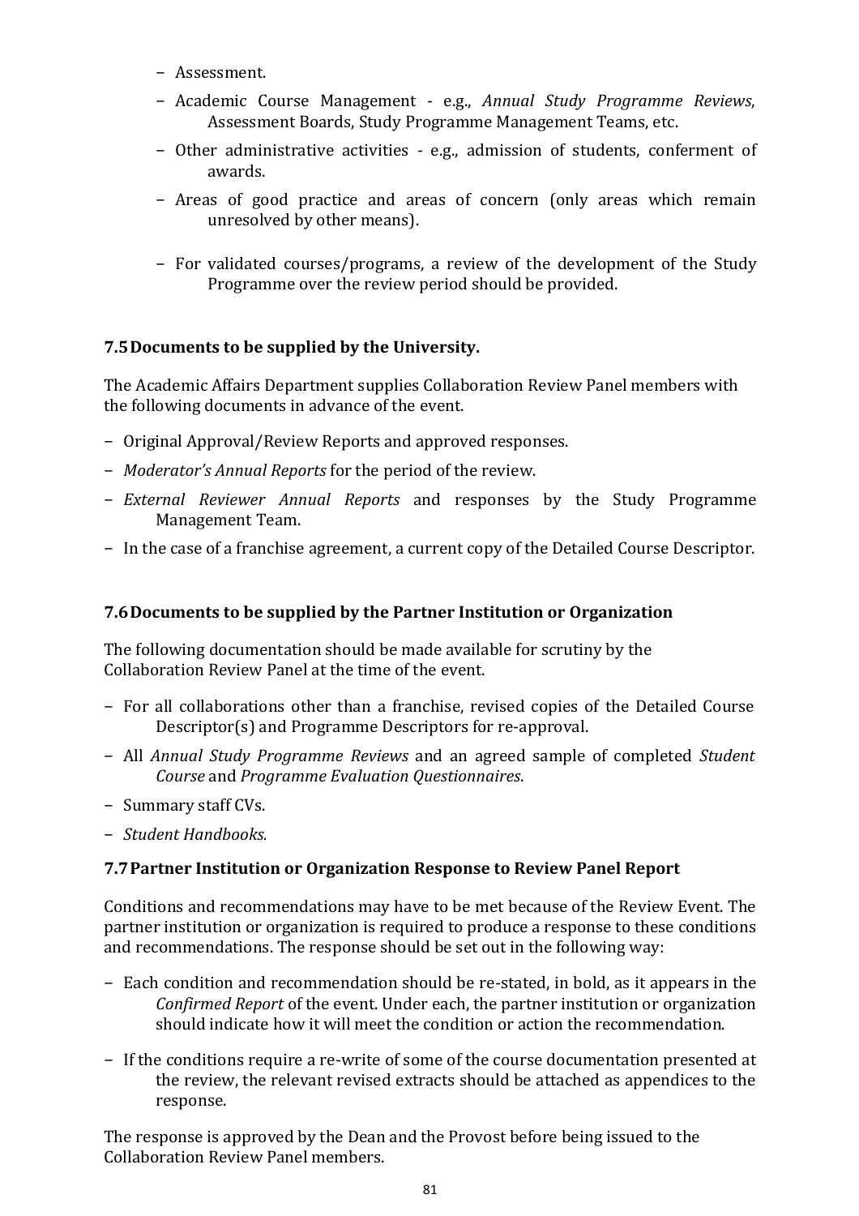- Assessment.
- Academic Course Management - e.g., *Annual Study Programme Reviews*, Assessment Boards, Study Programme Management Teams, etc.
- Other administrative activities - e.g., admission of students, conferment of awards.
- Areas of good practice and areas of concern (only areas which remain unresolved by other means).
- For validated courses/programs, a review of the development of the Study Programme over the review period should be provided.

### 7.5 Documents to be supplied by the University.

The Academic Affairs Department supplies Collaboration Review Panel members with the following documents in advance of the event.

- Original Approval/Review Reports and approved responses.
- *Moderator's Annual Reports* for the period of the review.
- *External Reviewer Annual Reports* and responses by the Study Programme Management Team.
- In the case of a franchise agreement, a current copy of the Detailed Course Descriptor.

### 7.6 Documents to be supplied by the Partner Institution or Organization

The following documentation should be made available for scrutiny by the Collaboration Review Panel at the time of the event.

- For all collaborations other than a franchise, revised copies of the Detailed Course Descriptor(s) and Programme Descriptors for re-approval.
- All *Annual Study Programme Reviews* and an agreed sample of completed *Student Course* and *Programme Evaluation Questionnaires*.
- Summary staff CVs.
- *Student Handbooks*.

### 7.7 Partner Institution or Organization Response to Review Panel Report

Conditions and recommendations may have to be met because of the Review Event. The partner institution or organization is required to produce a response to these conditions and recommendations. The response should be set out in the following way:

- Each condition and recommendation should be re-stated, in bold, as it appears in the *Confirmed Report* of the event. Under each, the partner institution or organization should indicate how it will meet the condition or action the recommendation.
- If the conditions require a re-write of some of the course documentation presented at the review, the relevant revised extracts should be attached as appendices to the response.

The response is approved by the Dean and the Provost before being issued to the Collaboration Review Panel members.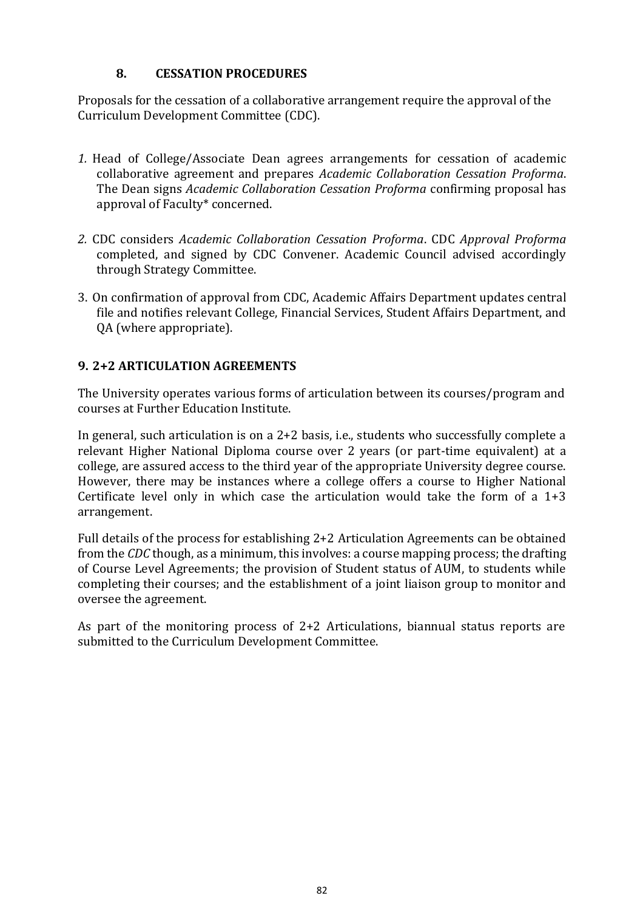## 8. CESSATION PROCEDURES

Proposals for the cessation of a collaborative arrangement require the approval of the Curriculum Development Committee (CDC).

1. Head of College/Associate Dean agrees arrangements for cessation of academic collaborative agreement and prepares *Academic Collaboration Cessation Proforma*. The Dean signs *Academic Collaboration Cessation Proforma* confirming proposal has approval of Faculty* concerned.

2. CDC considers *Academic Collaboration Cessation Proforma*. CDC *Approval Proforma* completed, and signed by CDC Convener. Academic Council advised accordingly through Strategy Committee.

3. On confirmation of approval from CDC, Academic Affairs Department updates central file and notifies relevant College, Financial Services, Student Affairs Department, and QA (where appropriate).

## 9. 2+2 ARTICULATION AGREEMENTS

The University operates various forms of articulation between its courses/program and courses at Further Education Institute.

In general, such articulation is on a 2+2 basis, i.e., students who successfully complete a relevant Higher National Diploma course over 2 years (or part-time equivalent) at a college, are assured access to the third year of the appropriate University degree course. However, there may be instances where a college offers a course to Higher National Certificate level only in which case the articulation would take the form of a 1+3 arrangement.

Full details of the process for establishing 2+2 Articulation Agreements can be obtained from the *CDC* though, as a minimum, this involves: a course mapping process; the drafting of Course Level Agreements; the provision of Student status of AUM, to students while completing their courses; and the establishment of a joint liaison group to monitor and oversee the agreement.

As part of the monitoring process of 2+2 Articulations, biannual status reports are submitted to the Curriculum Development Committee.